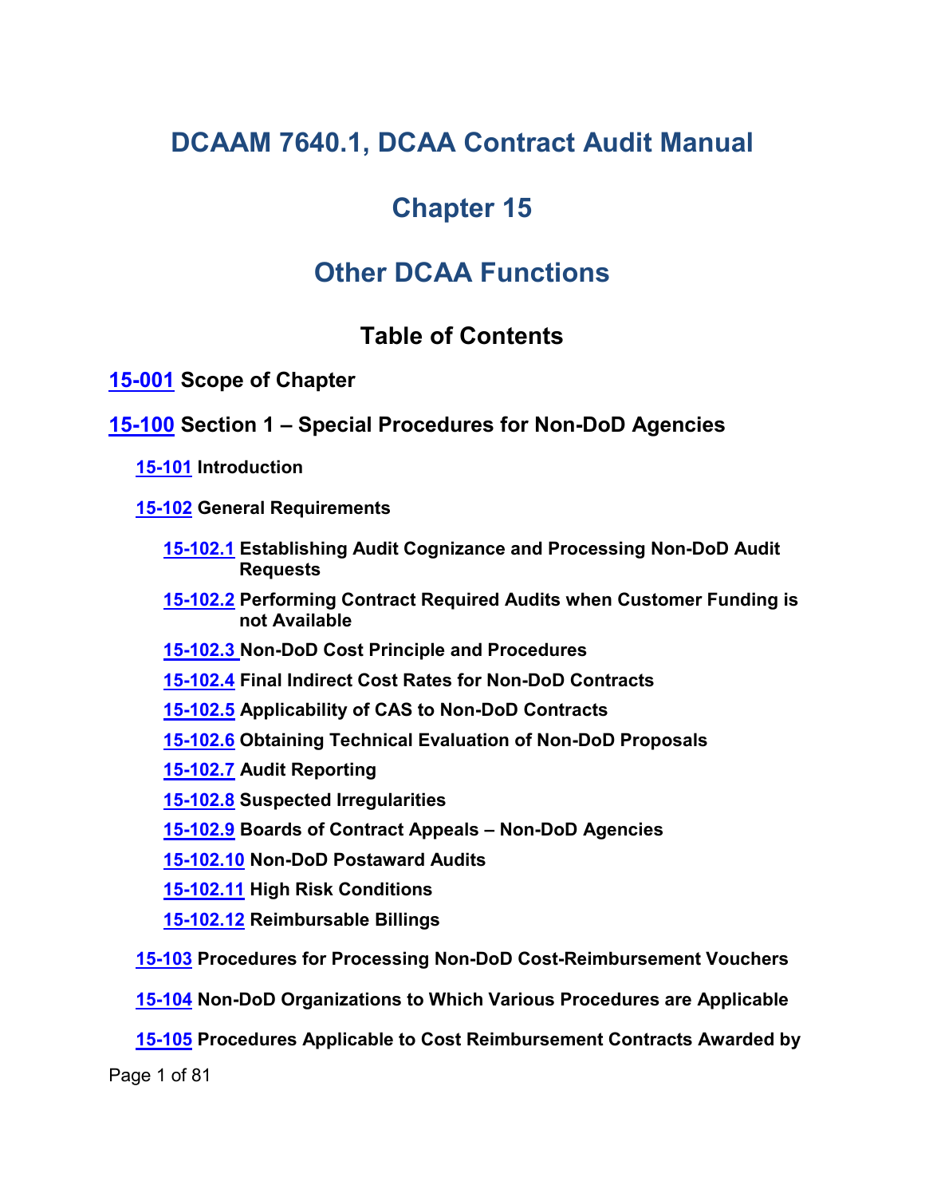# DCAAM 7640.1, DCAA Contract Audit Manual

# Chapter 15

# Other DCAA Functions

## Table of Contents

**15-001 Scope of Chapter**

**15-100 Section 1 – Special Procedures for Non-DoD Agencies**

- **15-101 Introduction**
- **15-102 General Requirements**
  - **15-102.1 Establishing Audit Cognizance and Processing Non-DoD Audit Requests**
  - **15-102.2 Performing Contract Required Audits when Customer Funding is not Available**
  - **15-102.3 Non-DoD Cost Principle and Procedures**
  - **15-102.4 Final Indirect Cost Rates for Non-DoD Contracts**
  - **15-102.5 Applicability of CAS to Non-DoD Contracts**
  - **15-102.6 Obtaining Technical Evaluation of Non-DoD Proposals**
  - **15-102.7 Audit Reporting**
  - **15-102.8 Suspected Irregularities**
  - **15-102.9 Boards of Contract Appeals – Non-DoD Agencies**
  - **15-102.10 Non-DoD Postaward Audits**
  - **15-102.11 High Risk Conditions**
  - **15-102.12 Reimbursable Billings**
- **15-103 Procedures for Processing Non-DoD Cost-Reimbursement Vouchers**
- **15-104 Non-DoD Organizations to Which Various Procedures are Applicable**
- **15-105 Procedures Applicable to Cost Reimbursement Contracts Awarded by**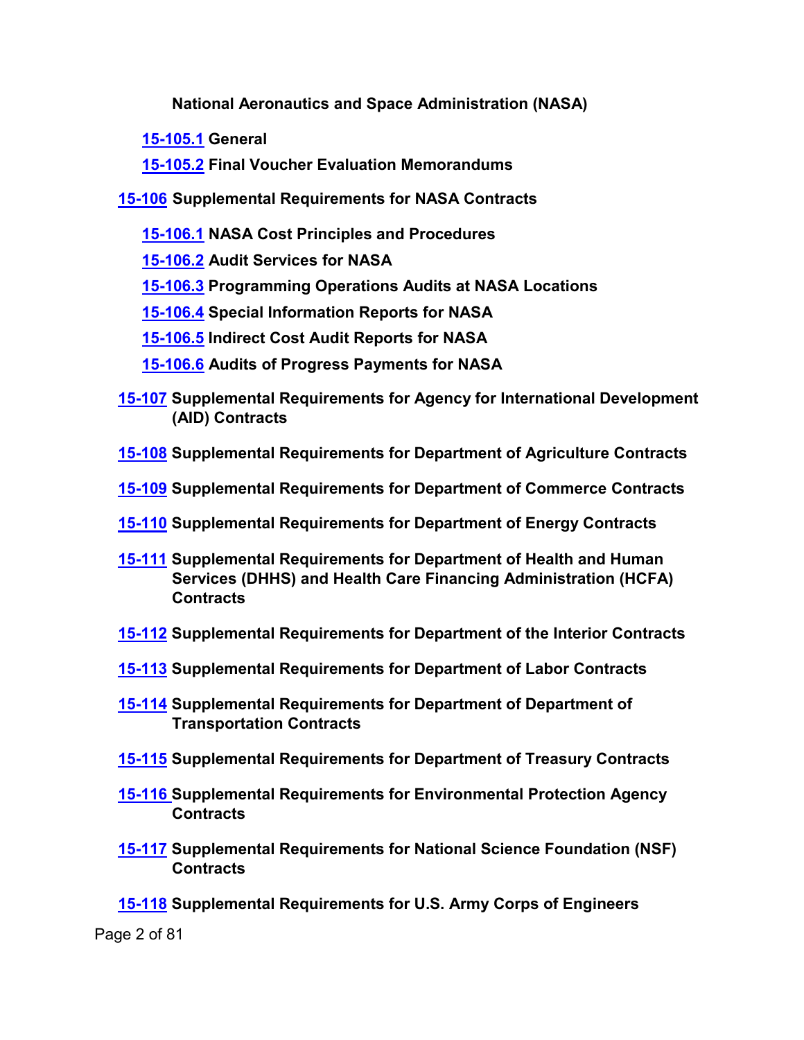**National Aeronautics and Space Administration (NASA)**

- **15-105.1 General**
- **15-105.2 Final Voucher Evaluation Memorandums**

**15-106 Supplemental Requirements for NASA Contracts**

- **15-106.1 NASA Cost Principles and Procedures**
- **15-106.2 Audit Services for NASA**
- **15-106.3 Programming Operations Audits at NASA Locations**
- **15-106.4 Special Information Reports for NASA**
- **15-106.5 Indirect Cost Audit Reports for NASA**
- **15-106.6 Audits of Progress Payments for NASA**

**15-107 Supplemental Requirements for Agency for International Development (AID) Contracts**

**15-108 Supplemental Requirements for Department of Agriculture Contracts**

**15-109 Supplemental Requirements for Department of Commerce Contracts**

**15-110 Supplemental Requirements for Department of Energy Contracts**

**15-111 Supplemental Requirements for Department of Health and Human Services (DHHS) and Health Care Financing Administration (HCFA) Contracts**

**15-112 Supplemental Requirements for Department of the Interior Contracts**

**15-113 Supplemental Requirements for Department of Labor Contracts**

**15-114 Supplemental Requirements for Department of Department of Transportation Contracts**

**15-115 Supplemental Requirements for Department of Treasury Contracts**

**15-116 Supplemental Requirements for Environmental Protection Agency Contracts**

**15-117 Supplemental Requirements for National Science Foundation (NSF) Contracts**

**15-118 Supplemental Requirements for U.S. Army Corps of Engineers**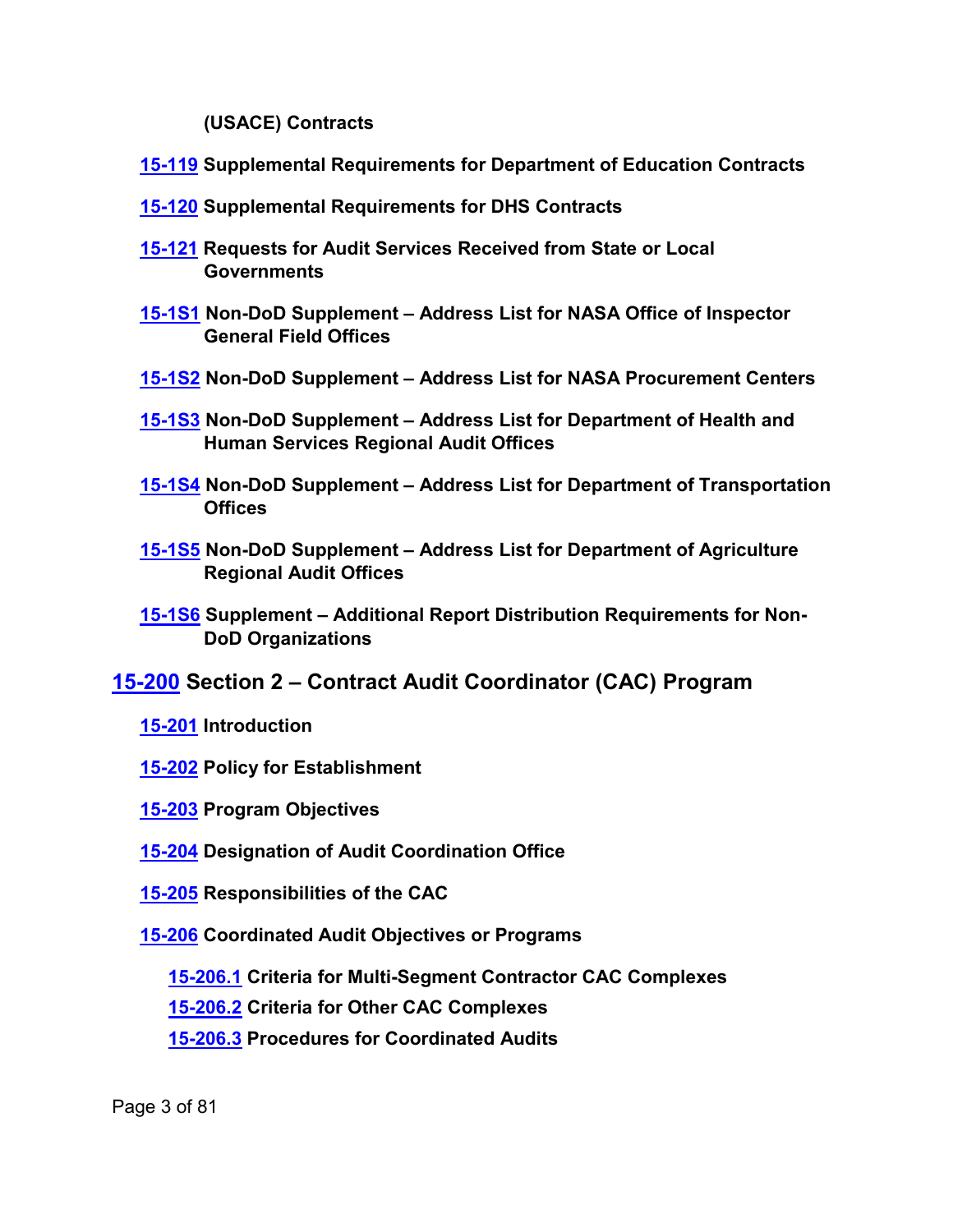**(USACE) Contracts**

- **15-119 Supplemental Requirements for Department of Education Contracts**
- **15-120 Supplemental Requirements for DHS Contracts**
- **15-121 Requests for Audit Services Received from State or Local Governments**
- **15-1S1 Non-DoD Supplement – Address List for NASA Office of Inspector General Field Offices**
- **15-1S2 Non-DoD Supplement – Address List for NASA Procurement Centers**
- **15-1S3 Non-DoD Supplement – Address List for Department of Health and Human Services Regional Audit Offices**
- **15-1S4 Non-DoD Supplement – Address List for Department of Transportation Offices**
- **15-1S5 Non-DoD Supplement – Address List for Department of Agriculture Regional Audit Offices**
- **15-1S6 Supplement – Additional Report Distribution Requirements for Non-DoD Organizations**

## 15-200 Section 2 – Contract Audit Coordinator (CAC) Program

- **15-201 Introduction**
- **15-202 Policy for Establishment**
- **15-203 Program Objectives**
- **15-204 Designation of Audit Coordination Office**
- **15-205 Responsibilities of the CAC**
- **15-206 Coordinated Audit Objectives or Programs**
  - **15-206.1 Criteria for Multi-Segment Contractor CAC Complexes**
  - **15-206.2 Criteria for Other CAC Complexes**
  - **15-206.3 Procedures for Coordinated Audits**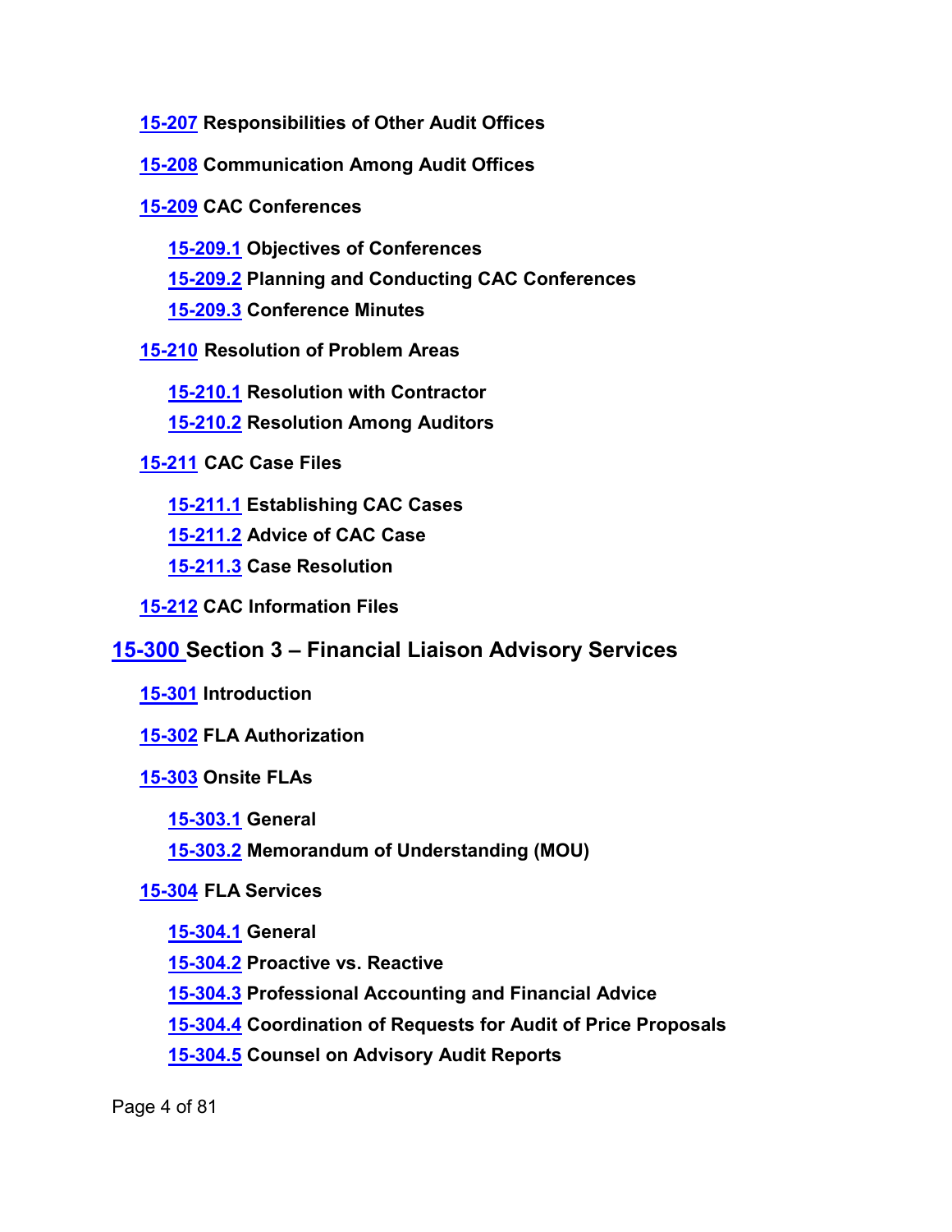**15-207 Responsibilities of Other Audit Offices**

**15-208 Communication Among Audit Offices**

**15-209 CAC Conferences**

- **15-209.1 Objectives of Conferences**
- **15-209.2 Planning and Conducting CAC Conferences**
- **15-209.3 Conference Minutes**

**15-210 Resolution of Problem Areas**

- **15-210.1 Resolution with Contractor**
- **15-210.2 Resolution Among Auditors**

**15-211 CAC Case Files**

- **15-211.1 Establishing CAC Cases**
- **15-211.2 Advice of CAC Case**
- **15-211.3 Case Resolution**

**15-212 CAC Information Files**

## 15-300 Section 3 – Financial Liaison Advisory Services

**15-301 Introduction**

**15-302 FLA Authorization**

**15-303 Onsite FLAs**

- **15-303.1 General**
- **15-303.2 Memorandum of Understanding (MOU)**

**15-304 FLA Services**

- **15-304.1 General**
- **15-304.2 Proactive vs. Reactive**
- **15-304.3 Professional Accounting and Financial Advice**
- **15-304.4 Coordination of Requests for Audit of Price Proposals**
- **15-304.5 Counsel on Advisory Audit Reports**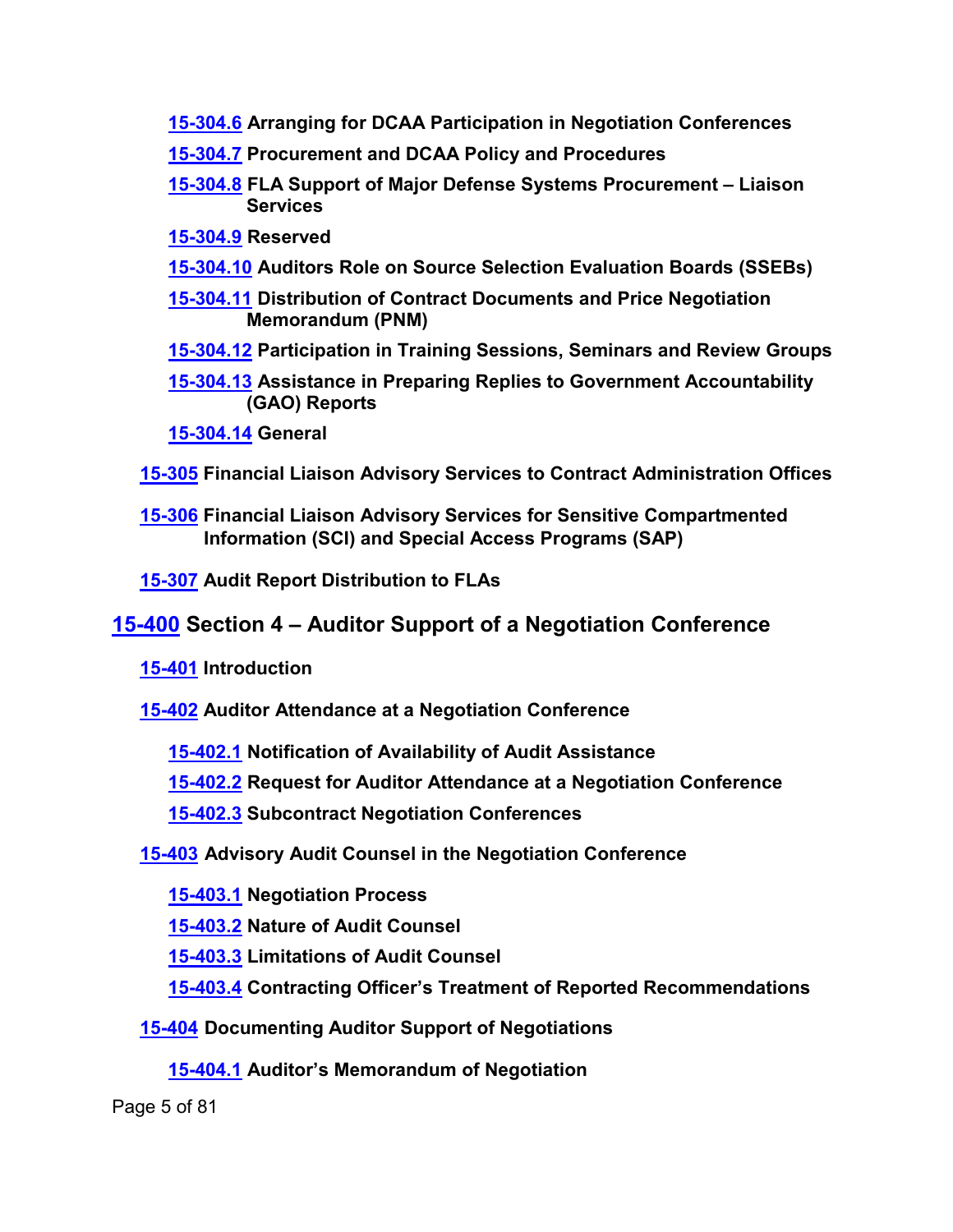**15-304.6 Arranging for DCAA Participation in Negotiation Conferences**

**15-304.7 Procurement and DCAA Policy and Procedures**

**15-304.8 FLA Support of Major Defense Systems Procurement – Liaison Services**

**15-304.9 Reserved**

**15-304.10 Auditors Role on Source Selection Evaluation Boards (SSEBs)**

**15-304.11 Distribution of Contract Documents and Price Negotiation Memorandum (PNM)**

**15-304.12 Participation in Training Sessions, Seminars and Review Groups**

**15-304.13 Assistance in Preparing Replies to Government Accountability (GAO) Reports**

**15-304.14 General**

**15-305 Financial Liaison Advisory Services to Contract Administration Offices**

**15-306 Financial Liaison Advisory Services for Sensitive Compartmented Information (SCI) and Special Access Programs (SAP)**

**15-307 Audit Report Distribution to FLAs**

## 15-400 Section 4 – Auditor Support of a Negotiation Conference

**15-401 Introduction**

**15-402 Auditor Attendance at a Negotiation Conference**

**15-402.1 Notification of Availability of Audit Assistance**

**15-402.2 Request for Auditor Attendance at a Negotiation Conference**

**15-402.3 Subcontract Negotiation Conferences**

**15-403 Advisory Audit Counsel in the Negotiation Conference**

**15-403.1 Negotiation Process**

**15-403.2 Nature of Audit Counsel**

**15-403.3 Limitations of Audit Counsel**

**15-403.4 Contracting Officer's Treatment of Reported Recommendations**

**15-404 Documenting Auditor Support of Negotiations**

**15-404.1 Auditor's Memorandum of Negotiation**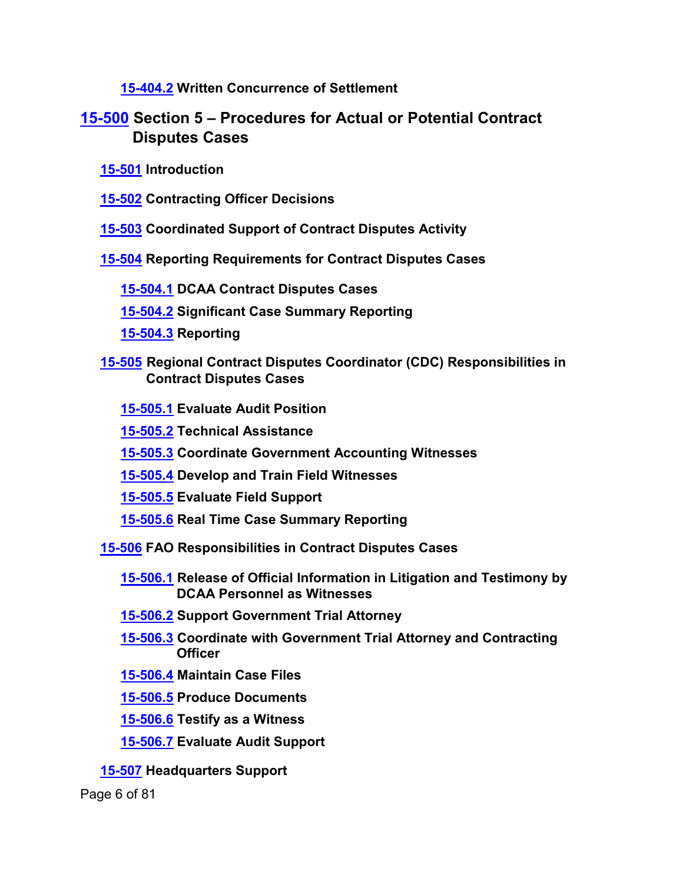**15-404.2 Written Concurrence of Settlement**

**15-500 Section 5 – Procedures for Actual or Potential Contract Disputes Cases**

**15-501 Introduction**

**15-502 Contracting Officer Decisions**

**15-503 Coordinated Support of Contract Disputes Activity**

**15-504 Reporting Requirements for Contract Disputes Cases**

**15-504.1 DCAA Contract Disputes Cases**

**15-504.2 Significant Case Summary Reporting**

**15-504.3 Reporting**

**15-505 Regional Contract Disputes Coordinator (CDC) Responsibilities in Contract Disputes Cases**

**15-505.1 Evaluate Audit Position**

**15-505.2 Technical Assistance**

**15-505.3 Coordinate Government Accounting Witnesses**

**15-505.4 Develop and Train Field Witnesses**

**15-505.5 Evaluate Field Support**

**15-505.6 Real Time Case Summary Reporting**

**15-506 FAO Responsibilities in Contract Disputes Cases**

**15-506.1 Release of Official Information in Litigation and Testimony by DCAA Personnel as Witnesses**

**15-506.2 Support Government Trial Attorney**

**15-506.3 Coordinate with Government Trial Attorney and Contracting Officer**

**15-506.4 Maintain Case Files**

**15-506.5 Produce Documents**

**15-506.6 Testify as a Witness**

**15-506.7 Evaluate Audit Support**

**15-507 Headquarters Support**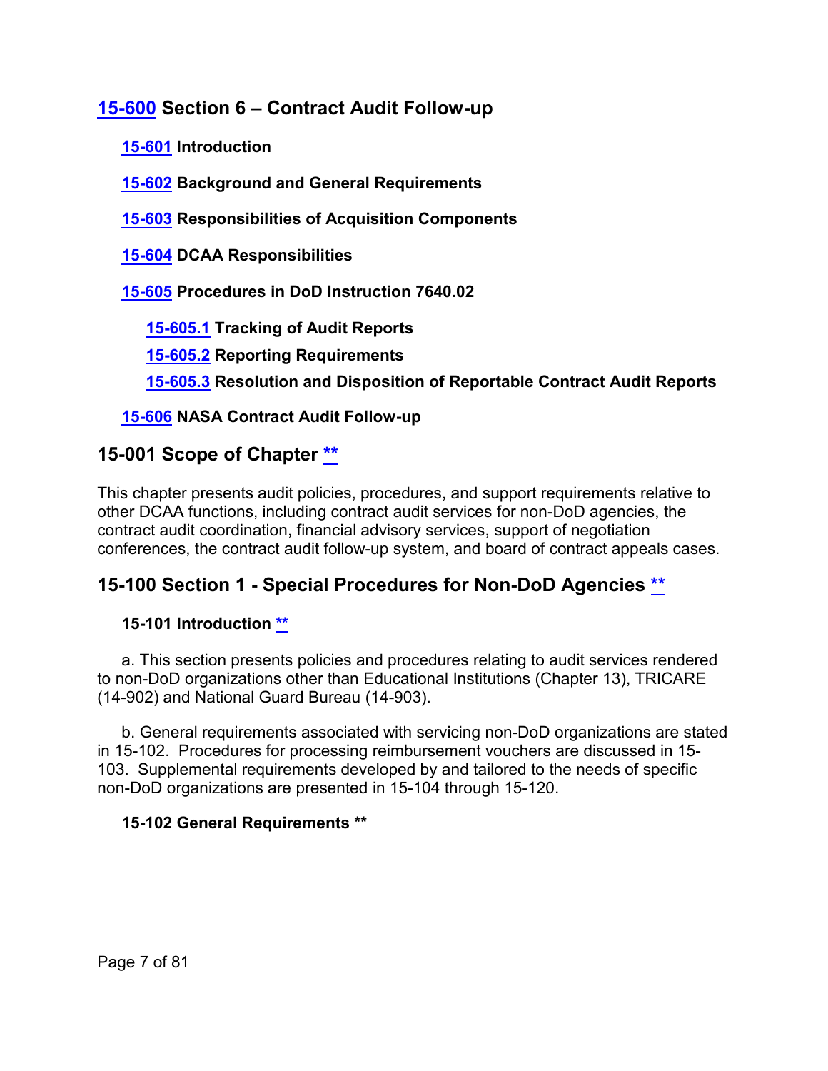## 15-600 Section 6 – Contract Audit Follow-up

**15-601 Introduction**

**15-602 Background and General Requirements**

**15-603 Responsibilities of Acquisition Components**

**15-604 DCAA Responsibilities**

**15-605 Procedures in DoD Instruction 7640.02**

**15-605.1 Tracking of Audit Reports**

**15-605.2 Reporting Requirements**

**15-605.3 Resolution and Disposition of Reportable Contract Audit Reports**

**15-606 NASA Contract Audit Follow-up**

## 15-001 Scope of Chapter **

This chapter presents audit policies, procedures, and support requirements relative to other DCAA functions, including contract audit services for non-DoD agencies, the contract audit coordination, financial advisory services, support of negotiation conferences, the contract audit follow-up system, and board of contract appeals cases.

## 15-100 Section 1 - Special Procedures for Non-DoD Agencies **

### 15-101 Introduction **

a. This section presents policies and procedures relating to audit services rendered to non-DoD organizations other than Educational Institutions (Chapter 13), TRICARE (14-902) and National Guard Bureau (14-903).

b. General requirements associated with servicing non-DoD organizations are stated in 15-102. Procedures for processing reimbursement vouchers are discussed in 15-103. Supplemental requirements developed by and tailored to the needs of specific non-DoD organizations are presented in 15-104 through 15-120.

### 15-102 General Requirements **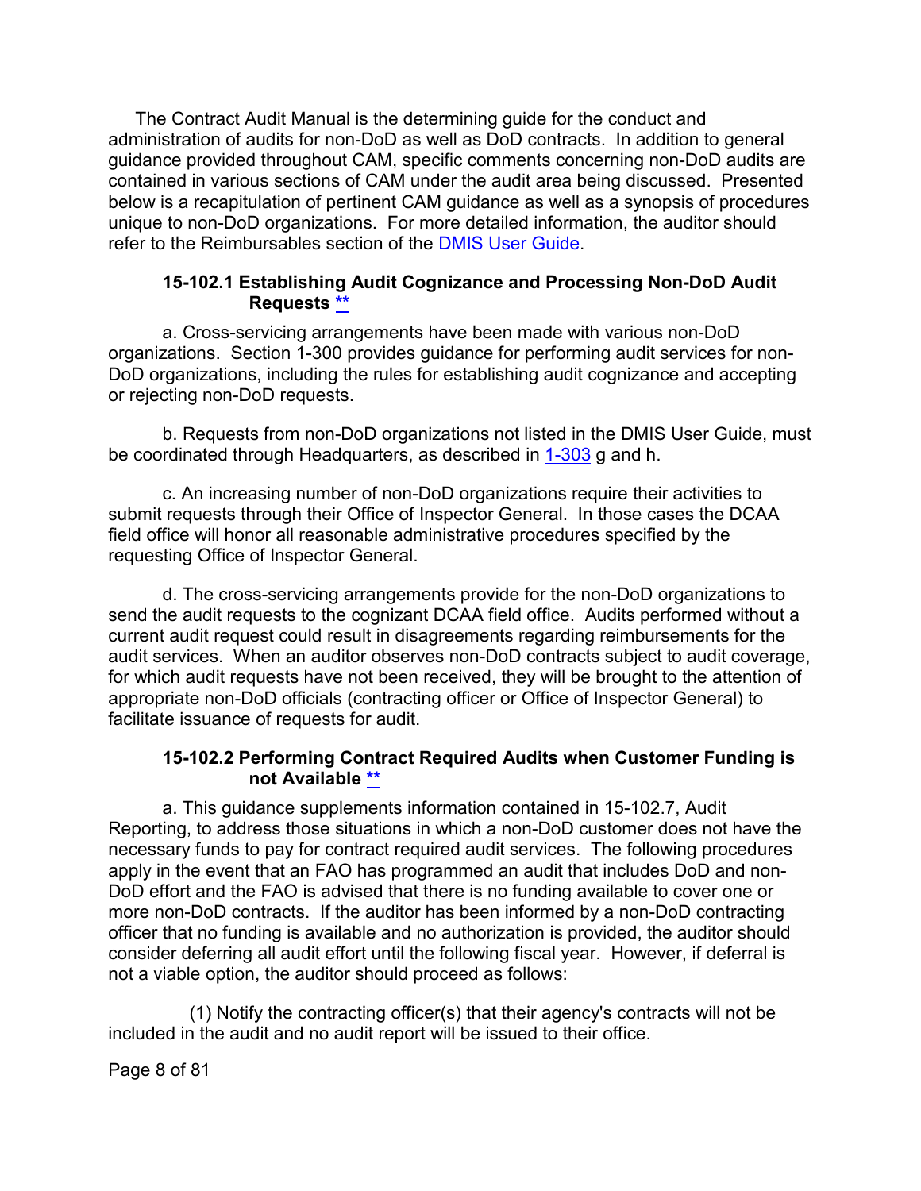The Contract Audit Manual is the determining guide for the conduct and administration of audits for non-DoD as well as DoD contracts. In addition to general guidance provided throughout CAM, specific comments concerning non-DoD audits are contained in various sections of CAM under the audit area being discussed. Presented below is a recapitulation of pertinent CAM guidance as well as a synopsis of procedures unique to non-DoD organizations. For more detailed information, the auditor should refer to the Reimbursables section of the DMIS User Guide.

### 15-102.1 Establishing Audit Cognizance and Processing Non-DoD Audit Requests **

a. Cross-servicing arrangements have been made with various non-DoD organizations. Section 1-300 provides guidance for performing audit services for non-DoD organizations, including the rules for establishing audit cognizance and accepting or rejecting non-DoD requests.

b. Requests from non-DoD organizations not listed in the DMIS User Guide, must be coordinated through Headquarters, as described in 1-303 g and h.

c. An increasing number of non-DoD organizations require their activities to submit requests through their Office of Inspector General. In those cases the DCAA field office will honor all reasonable administrative procedures specified by the requesting Office of Inspector General.

d. The cross-servicing arrangements provide for the non-DoD organizations to send the audit requests to the cognizant DCAA field office. Audits performed without a current audit request could result in disagreements regarding reimbursements for the audit services. When an auditor observes non-DoD contracts subject to audit coverage, for which audit requests have not been received, they will be brought to the attention of appropriate non-DoD officials (contracting officer or Office of Inspector General) to facilitate issuance of requests for audit.

### 15-102.2 Performing Contract Required Audits when Customer Funding is not Available **

a. This guidance supplements information contained in 15-102.7, Audit Reporting, to address those situations in which a non-DoD customer does not have the necessary funds to pay for contract required audit services. The following procedures apply in the event that an FAO has programmed an audit that includes DoD and non-DoD effort and the FAO is advised that there is no funding available to cover one or more non-DoD contracts. If the auditor has been informed by a non-DoD contracting officer that no funding is available and no authorization is provided, the auditor should consider deferring all audit effort until the following fiscal year. However, if deferral is not a viable option, the auditor should proceed as follows:

(1) Notify the contracting officer(s) that their agency's contracts will not be included in the audit and no audit report will be issued to their office.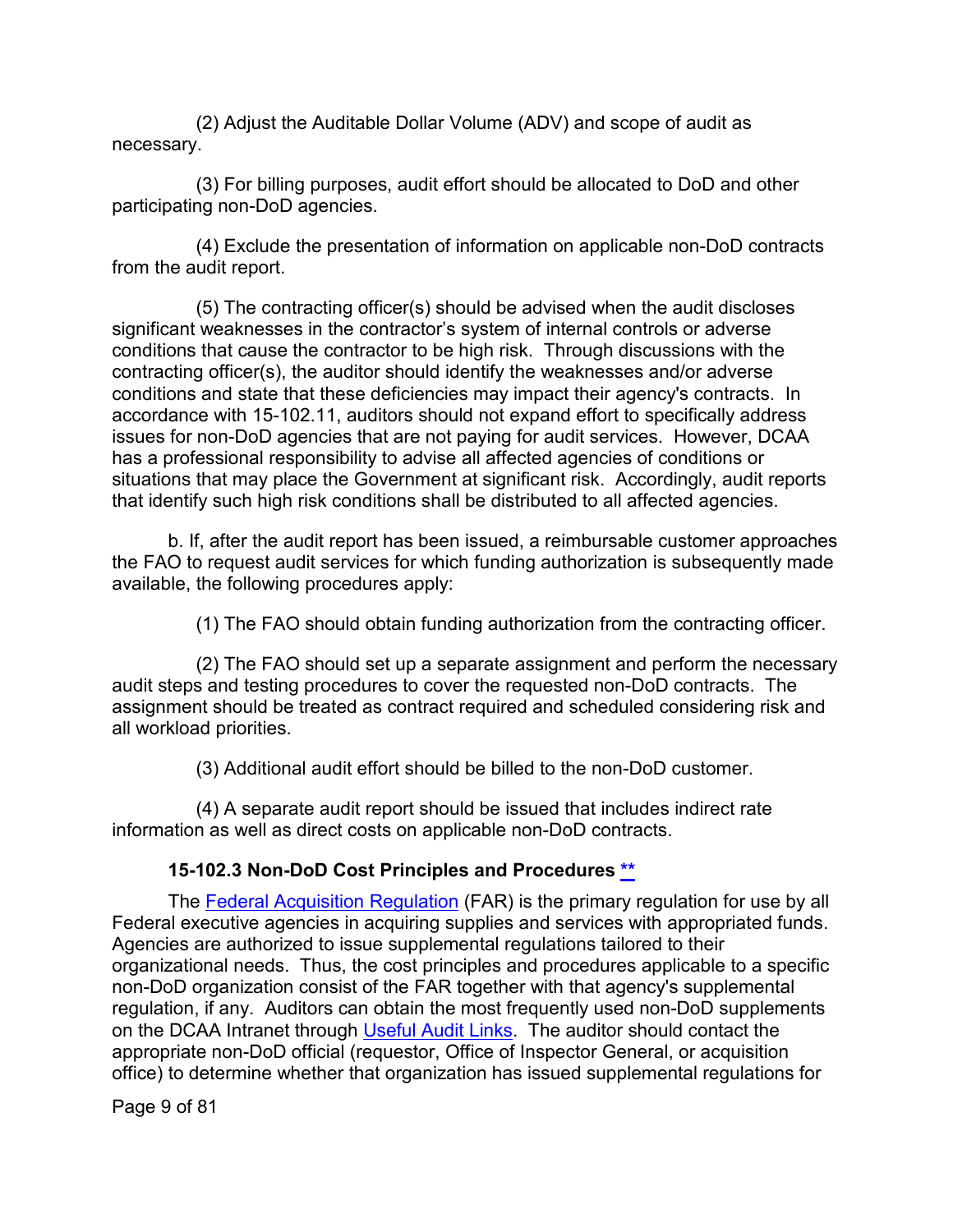(2) Adjust the Auditable Dollar Volume (ADV) and scope of audit as necessary.

(3) For billing purposes, audit effort should be allocated to DoD and other participating non-DoD agencies.

(4) Exclude the presentation of information on applicable non-DoD contracts from the audit report.

(5) The contracting officer(s) should be advised when the audit discloses significant weaknesses in the contractor's system of internal controls or adverse conditions that cause the contractor to be high risk. Through discussions with the contracting officer(s), the auditor should identify the weaknesses and/or adverse conditions and state that these deficiencies may impact their agency's contracts. In accordance with 15-102.11, auditors should not expand effort to specifically address issues for non-DoD agencies that are not paying for audit services. However, DCAA has a professional responsibility to advise all affected agencies of conditions or situations that may place the Government at significant risk. Accordingly, audit reports that identify such high risk conditions shall be distributed to all affected agencies.

b. If, after the audit report has been issued, a reimbursable customer approaches the FAO to request audit services for which funding authorization is subsequently made available, the following procedures apply:

(1) The FAO should obtain funding authorization from the contracting officer.

(2) The FAO should set up a separate assignment and perform the necessary audit steps and testing procedures to cover the requested non-DoD contracts. The assignment should be treated as contract required and scheduled considering risk and all workload priorities.

(3) Additional audit effort should be billed to the non-DoD customer.

(4) A separate audit report should be issued that includes indirect rate information as well as direct costs on applicable non-DoD contracts.

### 15-102.3 Non-DoD Cost Principles and Procedures **

The Federal Acquisition Regulation (FAR) is the primary regulation for use by all Federal executive agencies in acquiring supplies and services with appropriated funds. Agencies are authorized to issue supplemental regulations tailored to their organizational needs. Thus, the cost principles and procedures applicable to a specific non-DoD organization consist of the FAR together with that agency's supplemental regulation, if any. Auditors can obtain the most frequently used non-DoD supplements on the DCAA Intranet through Useful Audit Links. The auditor should contact the appropriate non-DoD official (requestor, Office of Inspector General, or acquisition office) to determine whether that organization has issued supplemental regulations for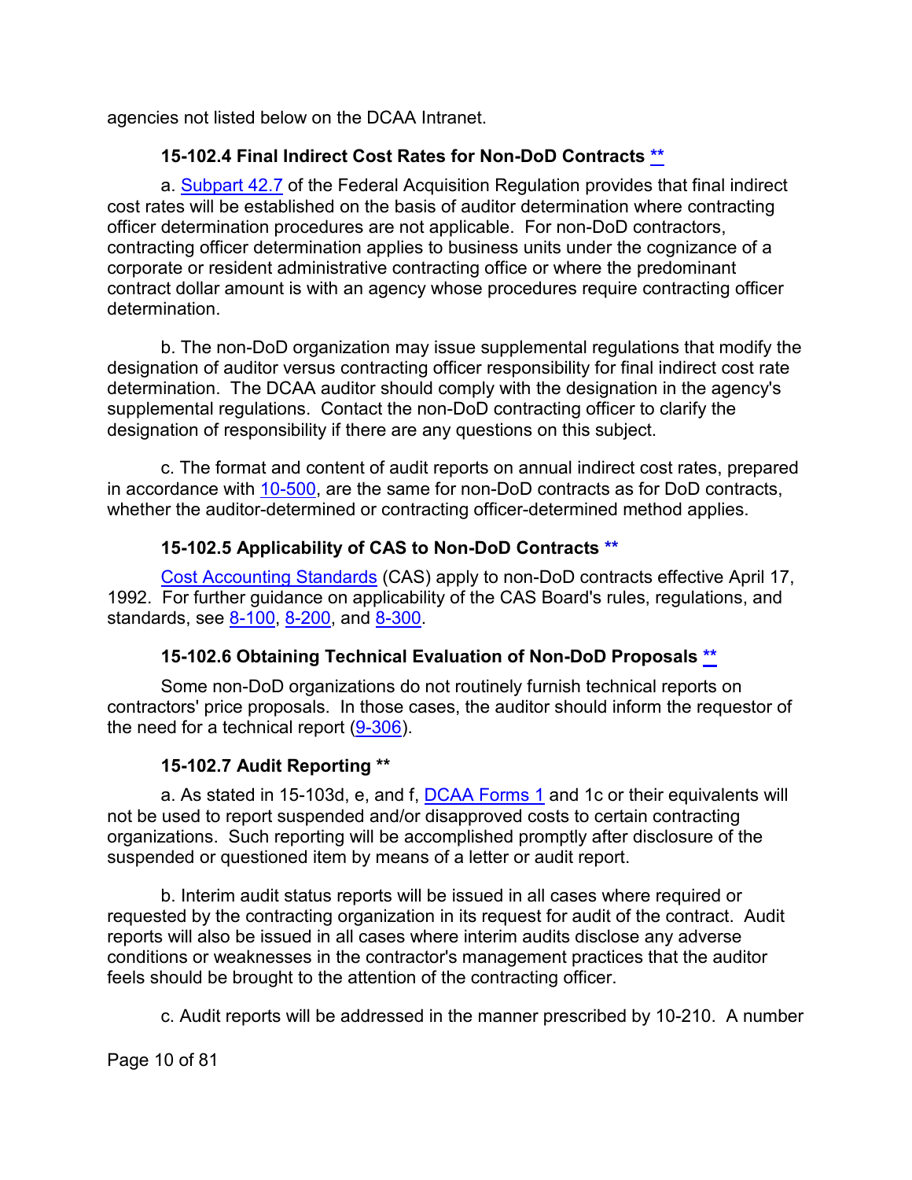agencies not listed below on the DCAA Intranet.

### 15-102.4 Final Indirect Cost Rates for Non-DoD Contracts **

a. Subpart 42.7 of the Federal Acquisition Regulation provides that final indirect cost rates will be established on the basis of auditor determination where contracting officer determination procedures are not applicable. For non-DoD contractors, contracting officer determination applies to business units under the cognizance of a corporate or resident administrative contracting office or where the predominant contract dollar amount is with an agency whose procedures require contracting officer determination.

b. The non-DoD organization may issue supplemental regulations that modify the designation of auditor versus contracting officer responsibility for final indirect cost rate determination. The DCAA auditor should comply with the designation in the agency's supplemental regulations. Contact the non-DoD contracting officer to clarify the designation of responsibility if there are any questions on this subject.

c. The format and content of audit reports on annual indirect cost rates, prepared in accordance with 10-500, are the same for non-DoD contracts as for DoD contracts, whether the auditor-determined or contracting officer-determined method applies.

### 15-102.5 Applicability of CAS to Non-DoD Contracts **

Cost Accounting Standards (CAS) apply to non-DoD contracts effective April 17, 1992. For further guidance on applicability of the CAS Board's rules, regulations, and standards, see 8-100, 8-200, and 8-300.

### 15-102.6 Obtaining Technical Evaluation of Non-DoD Proposals **

Some non-DoD organizations do not routinely furnish technical reports on contractors' price proposals. In those cases, the auditor should inform the requestor of the need for a technical report (9-306).

### 15-102.7 Audit Reporting **

a. As stated in 15-103d, e, and f, DCAA Forms 1 and 1c or their equivalents will not be used to report suspended and/or disapproved costs to certain contracting organizations. Such reporting will be accomplished promptly after disclosure of the suspended or questioned item by means of a letter or audit report.

b. Interim audit status reports will be issued in all cases where required or requested by the contracting organization in its request for audit of the contract. Audit reports will also be issued in all cases where interim audits disclose any adverse conditions or weaknesses in the contractor's management practices that the auditor feels should be brought to the attention of the contracting officer.

c. Audit reports will be addressed in the manner prescribed by 10-210. A number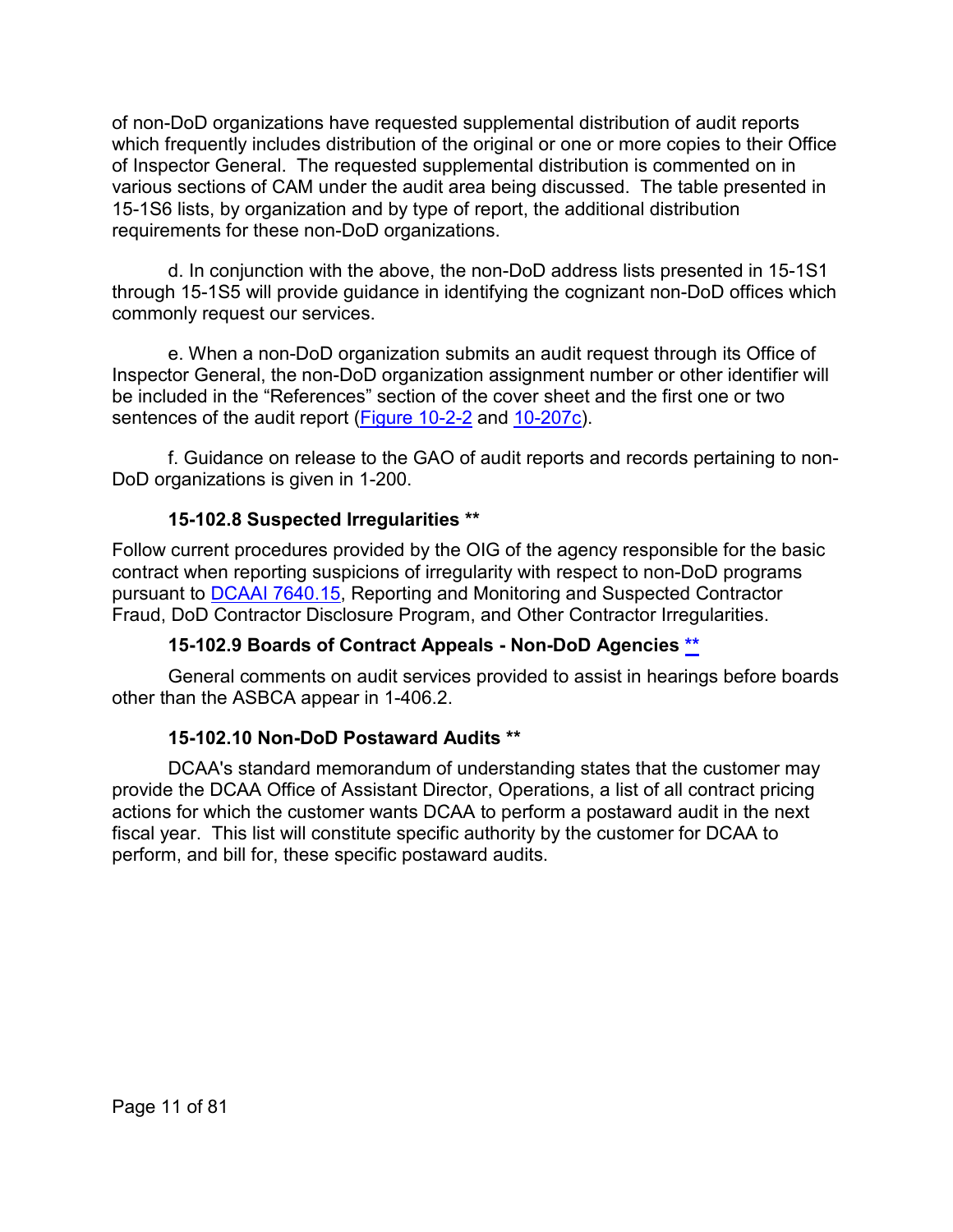of non-DoD organizations have requested supplemental distribution of audit reports which frequently includes distribution of the original or one or more copies to their Office of Inspector General. The requested supplemental distribution is commented on in various sections of CAM under the audit area being discussed. The table presented in 15-1S6 lists, by organization and by type of report, the additional distribution requirements for these non-DoD organizations.

d. In conjunction with the above, the non-DoD address lists presented in 15-1S1 through 15-1S5 will provide guidance in identifying the cognizant non-DoD offices which commonly request our services.

e. When a non-DoD organization submits an audit request through its Office of Inspector General, the non-DoD organization assignment number or other identifier will be included in the "References" section of the cover sheet and the first one or two sentences of the audit report (Figure 10-2-2 and 10-207c).

f. Guidance on release to the GAO of audit reports and records pertaining to non-DoD organizations is given in 1-200.

### 15-102.8 Suspected Irregularities **

Follow current procedures provided by the OIG of the agency responsible for the basic contract when reporting suspicions of irregularity with respect to non-DoD programs pursuant to DCAAI 7640.15, Reporting and Monitoring and Suspected Contractor Fraud, DoD Contractor Disclosure Program, and Other Contractor Irregularities.

### 15-102.9 Boards of Contract Appeals - Non-DoD Agencies **

General comments on audit services provided to assist in hearings before boards other than the ASBCA appear in 1-406.2.

### 15-102.10 Non-DoD Postaward Audits **

DCAA's standard memorandum of understanding states that the customer may provide the DCAA Office of Assistant Director, Operations, a list of all contract pricing actions for which the customer wants DCAA to perform a postaward audit in the next fiscal year. This list will constitute specific authority by the customer for DCAA to perform, and bill for, these specific postaward audits.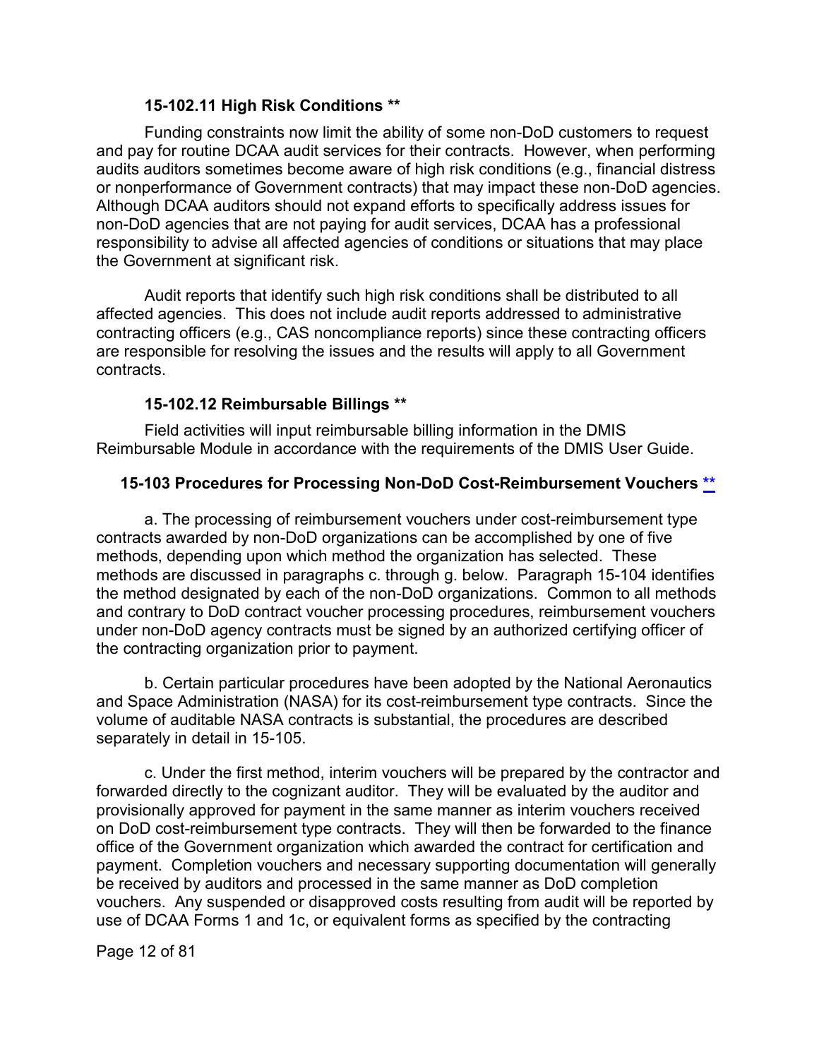#### 15-102.11 High Risk Conditions **

Funding constraints now limit the ability of some non-DoD customers to request and pay for routine DCAA audit services for their contracts. However, when performing audits auditors sometimes become aware of high risk conditions (e.g., financial distress or nonperformance of Government contracts) that may impact these non-DoD agencies. Although DCAA auditors should not expand efforts to specifically address issues for non-DoD agencies that are not paying for audit services, DCAA has a professional responsibility to advise all affected agencies of conditions or situations that may place the Government at significant risk.

Audit reports that identify such high risk conditions shall be distributed to all affected agencies. This does not include audit reports addressed to administrative contracting officers (e.g., CAS noncompliance reports) since these contracting officers are responsible for resolving the issues and the results will apply to all Government contracts.

#### 15-102.12 Reimbursable Billings **

Field activities will input reimbursable billing information in the DMIS Reimbursable Module in accordance with the requirements of the DMIS User Guide.

### 15-103 Procedures for Processing Non-DoD Cost-Reimbursement Vouchers **

a. The processing of reimbursement vouchers under cost-reimbursement type contracts awarded by non-DoD organizations can be accomplished by one of five methods, depending upon which method the organization has selected. These methods are discussed in paragraphs c. through g. below. Paragraph 15-104 identifies the method designated by each of the non-DoD organizations. Common to all methods and contrary to DoD contract voucher processing procedures, reimbursement vouchers under non-DoD agency contracts must be signed by an authorized certifying officer of the contracting organization prior to payment.

b. Certain particular procedures have been adopted by the National Aeronautics and Space Administration (NASA) for its cost-reimbursement type contracts. Since the volume of auditable NASA contracts is substantial, the procedures are described separately in detail in 15-105.

c. Under the first method, interim vouchers will be prepared by the contractor and forwarded directly to the cognizant auditor. They will be evaluated by the auditor and provisionally approved for payment in the same manner as interim vouchers received on DoD cost-reimbursement type contracts. They will then be forwarded to the finance office of the Government organization which awarded the contract for certification and payment. Completion vouchers and necessary supporting documentation will generally be received by auditors and processed in the same manner as DoD completion vouchers. Any suspended or disapproved costs resulting from audit will be reported by use of DCAA Forms 1 and 1c, or equivalent forms as specified by the contracting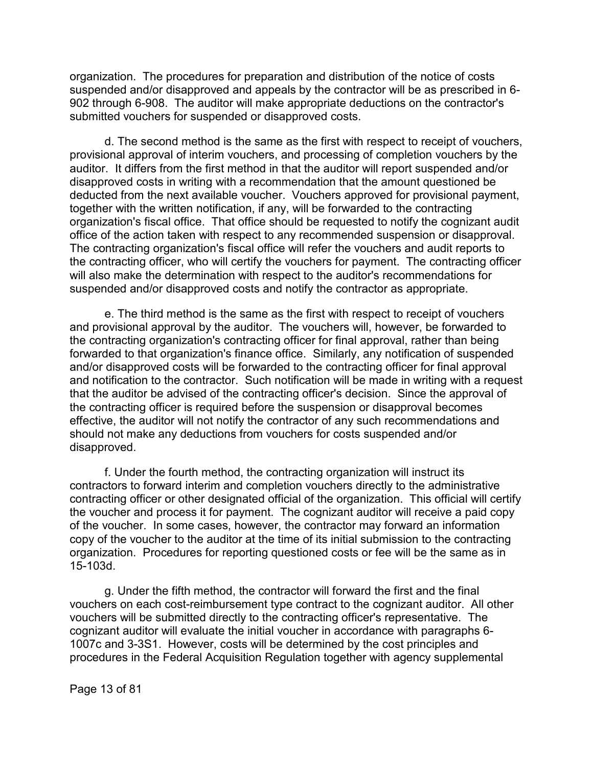organization. The procedures for preparation and distribution of the notice of costs suspended and/or disapproved and appeals by the contractor will be as prescribed in 6-902 through 6-908. The auditor will make appropriate deductions on the contractor's submitted vouchers for suspended or disapproved costs.

d. The second method is the same as the first with respect to receipt of vouchers, provisional approval of interim vouchers, and processing of completion vouchers by the auditor. It differs from the first method in that the auditor will report suspended and/or disapproved costs in writing with a recommendation that the amount questioned be deducted from the next available voucher. Vouchers approved for provisional payment, together with the written notification, if any, will be forwarded to the contracting organization's fiscal office. That office should be requested to notify the cognizant audit office of the action taken with respect to any recommended suspension or disapproval. The contracting organization's fiscal office will refer the vouchers and audit reports to the contracting officer, who will certify the vouchers for payment. The contracting officer will also make the determination with respect to the auditor's recommendations for suspended and/or disapproved costs and notify the contractor as appropriate.

e. The third method is the same as the first with respect to receipt of vouchers and provisional approval by the auditor. The vouchers will, however, be forwarded to the contracting organization's contracting officer for final approval, rather than being forwarded to that organization's finance office. Similarly, any notification of suspended and/or disapproved costs will be forwarded to the contracting officer for final approval and notification to the contractor. Such notification will be made in writing with a request that the auditor be advised of the contracting officer's decision. Since the approval of the contracting officer is required before the suspension or disapproval becomes effective, the auditor will not notify the contractor of any such recommendations and should not make any deductions from vouchers for costs suspended and/or disapproved.

f. Under the fourth method, the contracting organization will instruct its contractors to forward interim and completion vouchers directly to the administrative contracting officer or other designated official of the organization. This official will certify the voucher and process it for payment. The cognizant auditor will receive a paid copy of the voucher. In some cases, however, the contractor may forward an information copy of the voucher to the auditor at the time of its initial submission to the contracting organization. Procedures for reporting questioned costs or fee will be the same as in 15-103d.

g. Under the fifth method, the contractor will forward the first and the final vouchers on each cost-reimbursement type contract to the cognizant auditor. All other vouchers will be submitted directly to the contracting officer's representative. The cognizant auditor will evaluate the initial voucher in accordance with paragraphs 6-1007c and 3-3S1. However, costs will be determined by the cost principles and procedures in the Federal Acquisition Regulation together with agency supplemental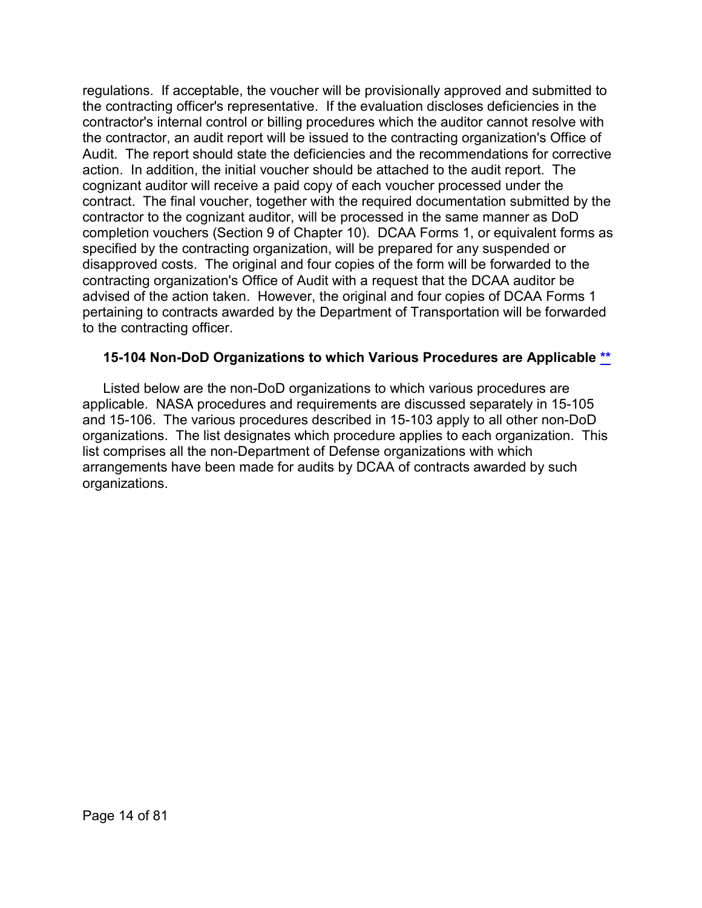regulations. If acceptable, the voucher will be provisionally approved and submitted to the contracting officer's representative. If the evaluation discloses deficiencies in the contractor's internal control or billing procedures which the auditor cannot resolve with the contractor, an audit report will be issued to the contracting organization's Office of Audit. The report should state the deficiencies and the recommendations for corrective action. In addition, the initial voucher should be attached to the audit report. The cognizant auditor will receive a paid copy of each voucher processed under the contract. The final voucher, together with the required documentation submitted by the contractor to the cognizant auditor, will be processed in the same manner as DoD completion vouchers (Section 9 of Chapter 10). DCAA Forms 1, or equivalent forms as specified by the contracting organization, will be prepared for any suspended or disapproved costs. The original and four copies of the form will be forwarded to the contracting organization's Office of Audit with a request that the DCAA auditor be advised of the action taken. However, the original and four copies of DCAA Forms 1 pertaining to contracts awarded by the Department of Transportation will be forwarded to the contracting officer.

### 15-104 Non-DoD Organizations to which Various Procedures are Applicable **

Listed below are the non-DoD organizations to which various procedures are applicable. NASA procedures and requirements are discussed separately in 15-105 and 15-106. The various procedures described in 15-103 apply to all other non-DoD organizations. The list designates which procedure applies to each organization. This list comprises all the non-Department of Defense organizations with which arrangements have been made for audits by DCAA of contracts awarded by such organizations.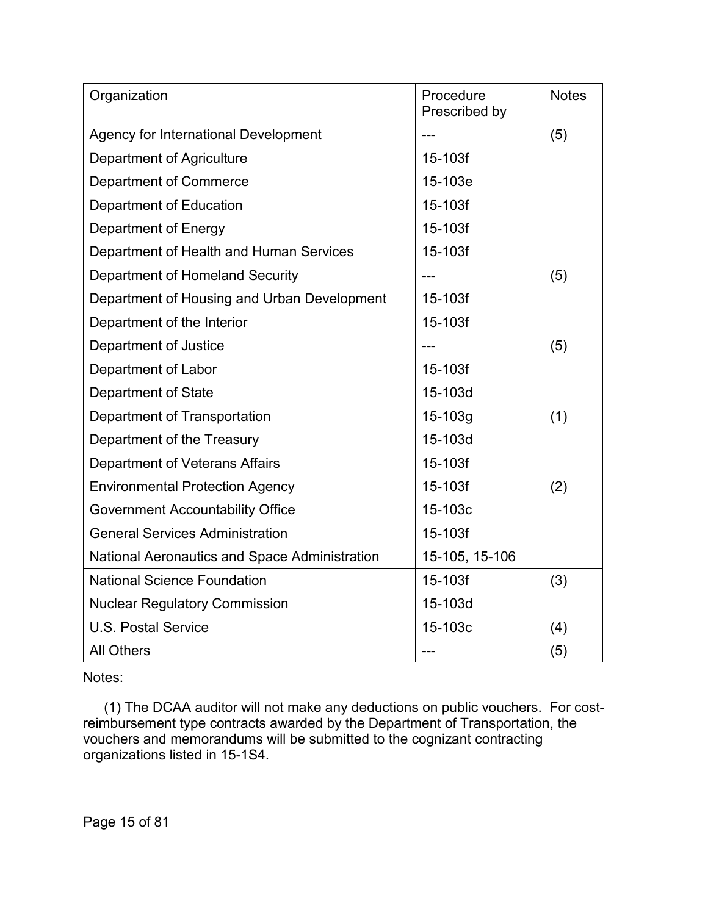| Organization | Procedure Prescribed by | Notes |
| --- | --- | --- |
| Agency for International Development | --- | (5) |
| Department of Agriculture | 15-103f | |
| Department of Commerce | 15-103e | |
| Department of Education | 15-103f | |
| Department of Energy | 15-103f | |
| Department of Health and Human Services | 15-103f | |
| Department of Homeland Security | --- | (5) |
| Department of Housing and Urban Development | 15-103f | |
| Department of the Interior | 15-103f | |
| Department of Justice | --- | (5) |
| Department of Labor | 15-103f | |
| Department of State | 15-103d | |
| Department of Transportation | 15-103g | (1) |
| Department of the Treasury | 15-103d | |
| Department of Veterans Affairs | 15-103f | |
| Environmental Protection Agency | 15-103f | (2) |
| Government Accountability Office | 15-103c | |
| General Services Administration | 15-103f | |
| National Aeronautics and Space Administration | 15-105, 15-106 | |
| National Science Foundation | 15-103f | (3) |
| Nuclear Regulatory Commission | 15-103d | |
| U.S. Postal Service | 15-103c | (4) |
| All Others | --- | (5) |

Notes:

(1) The DCAA auditor will not make any deductions on public vouchers. For cost-reimbursement type contracts awarded by the Department of Transportation, the vouchers and memorandums will be submitted to the cognizant contracting organizations listed in 15-1S4.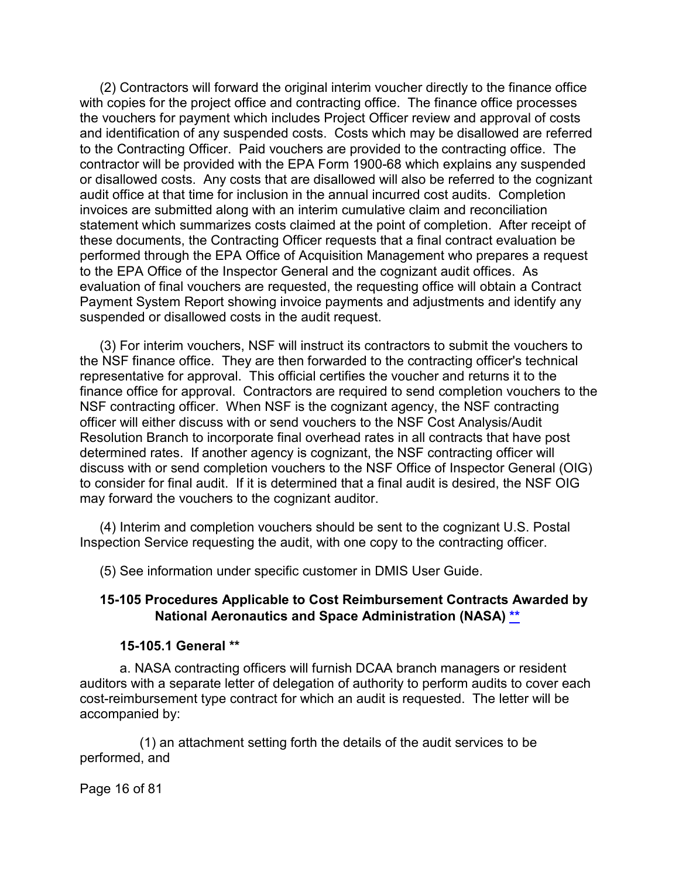(2) Contractors will forward the original interim voucher directly to the finance office with copies for the project office and contracting office. The finance office processes the vouchers for payment which includes Project Officer review and approval of costs and identification of any suspended costs. Costs which may be disallowed are referred to the Contracting Officer. Paid vouchers are provided to the contracting office. The contractor will be provided with the EPA Form 1900-68 which explains any suspended or disallowed costs. Any costs that are disallowed will also be referred to the cognizant audit office at that time for inclusion in the annual incurred cost audits. Completion invoices are submitted along with an interim cumulative claim and reconciliation statement which summarizes costs claimed at the point of completion. After receipt of these documents, the Contracting Officer requests that a final contract evaluation be performed through the EPA Office of Acquisition Management who prepares a request to the EPA Office of the Inspector General and the cognizant audit offices. As evaluation of final vouchers are requested, the requesting office will obtain a Contract Payment System Report showing invoice payments and adjustments and identify any suspended or disallowed costs in the audit request.

(3) For interim vouchers, NSF will instruct its contractors to submit the vouchers to the NSF finance office. They are then forwarded to the contracting officer's technical representative for approval. This official certifies the voucher and returns it to the finance office for approval. Contractors are required to send completion vouchers to the NSF contracting officer. When NSF is the cognizant agency, the NSF contracting officer will either discuss with or send vouchers to the NSF Cost Analysis/Audit Resolution Branch to incorporate final overhead rates in all contracts that have post determined rates. If another agency is cognizant, the NSF contracting officer will discuss with or send completion vouchers to the NSF Office of Inspector General (OIG) to consider for final audit. If it is determined that a final audit is desired, the NSF OIG may forward the vouchers to the cognizant auditor.

(4) Interim and completion vouchers should be sent to the cognizant U.S. Postal Inspection Service requesting the audit, with one copy to the contracting officer.

(5) See information under specific customer in DMIS User Guide.

## 15-105 Procedures Applicable to Cost Reimbursement Contracts Awarded by National Aeronautics and Space Administration (NASA) **

### 15-105.1 General **

a. NASA contracting officers will furnish DCAA branch managers or resident auditors with a separate letter of delegation of authority to perform audits to cover each cost-reimbursement type contract for which an audit is requested. The letter will be accompanied by:

(1) an attachment setting forth the details of the audit services to be performed, and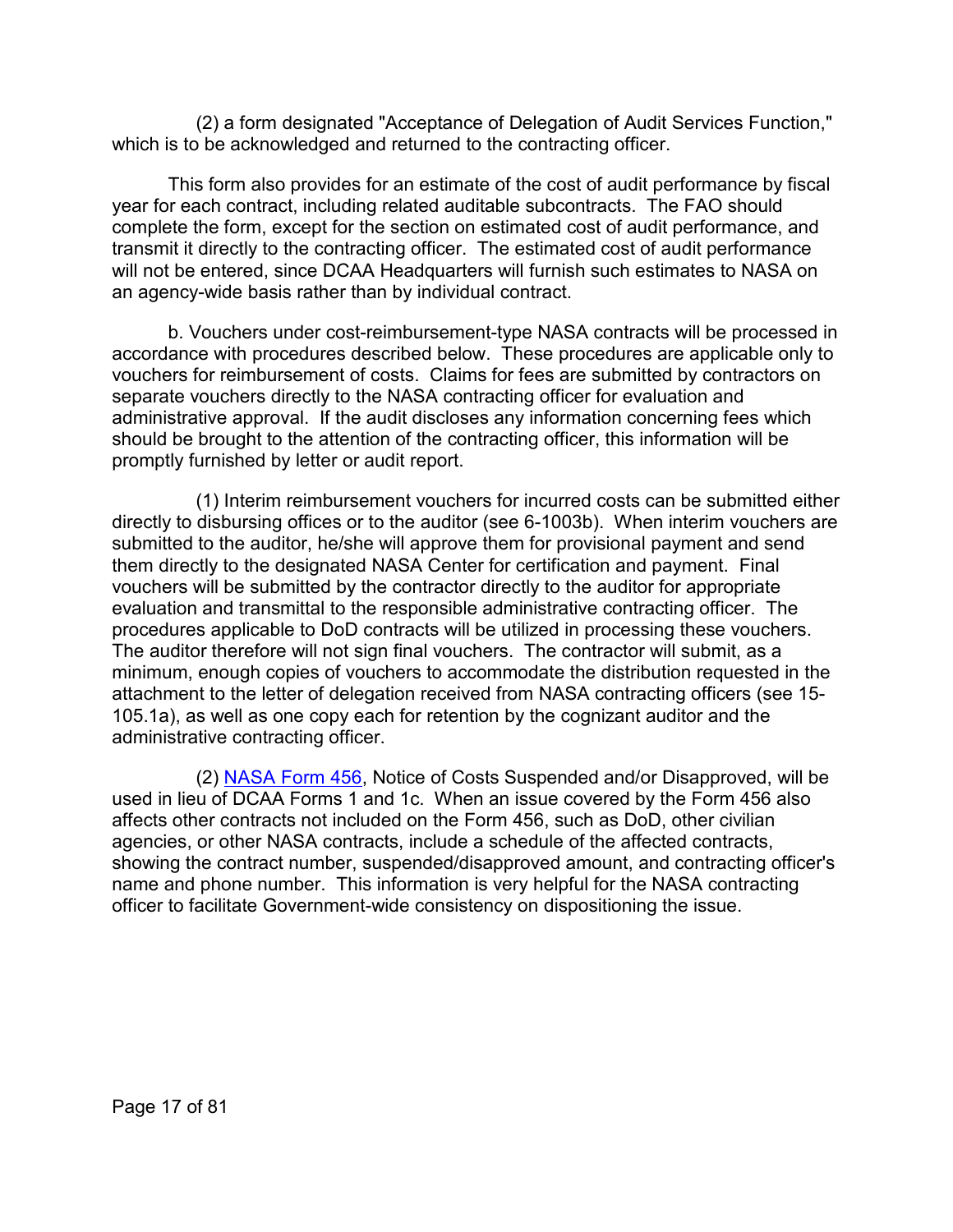(2) a form designated "Acceptance of Delegation of Audit Services Function," which is to be acknowledged and returned to the contracting officer.

This form also provides for an estimate of the cost of audit performance by fiscal year for each contract, including related auditable subcontracts. The FAO should complete the form, except for the section on estimated cost of audit performance, and transmit it directly to the contracting officer. The estimated cost of audit performance will not be entered, since DCAA Headquarters will furnish such estimates to NASA on an agency-wide basis rather than by individual contract.

b. Vouchers under cost-reimbursement-type NASA contracts will be processed in accordance with procedures described below. These procedures are applicable only to vouchers for reimbursement of costs. Claims for fees are submitted by contractors on separate vouchers directly to the NASA contracting officer for evaluation and administrative approval. If the audit discloses any information concerning fees which should be brought to the attention of the contracting officer, this information will be promptly furnished by letter or audit report.

(1) Interim reimbursement vouchers for incurred costs can be submitted either directly to disbursing offices or to the auditor (see 6-1003b). When interim vouchers are submitted to the auditor, he/she will approve them for provisional payment and send them directly to the designated NASA Center for certification and payment. Final vouchers will be submitted by the contractor directly to the auditor for appropriate evaluation and transmittal to the responsible administrative contracting officer. The procedures applicable to DoD contracts will be utilized in processing these vouchers. The auditor therefore will not sign final vouchers. The contractor will submit, as a minimum, enough copies of vouchers to accommodate the distribution requested in the attachment to the letter of delegation received from NASA contracting officers (see 15-105.1a), as well as one copy each for retention by the cognizant auditor and the administrative contracting officer.

(2) NASA Form 456, Notice of Costs Suspended and/or Disapproved, will be used in lieu of DCAA Forms 1 and 1c. When an issue covered by the Form 456 also affects other contracts not included on the Form 456, such as DoD, other civilian agencies, or other NASA contracts, include a schedule of the affected contracts, showing the contract number, suspended/disapproved amount, and contracting officer's name and phone number. This information is very helpful for the NASA contracting officer to facilitate Government-wide consistency on dispositioning the issue.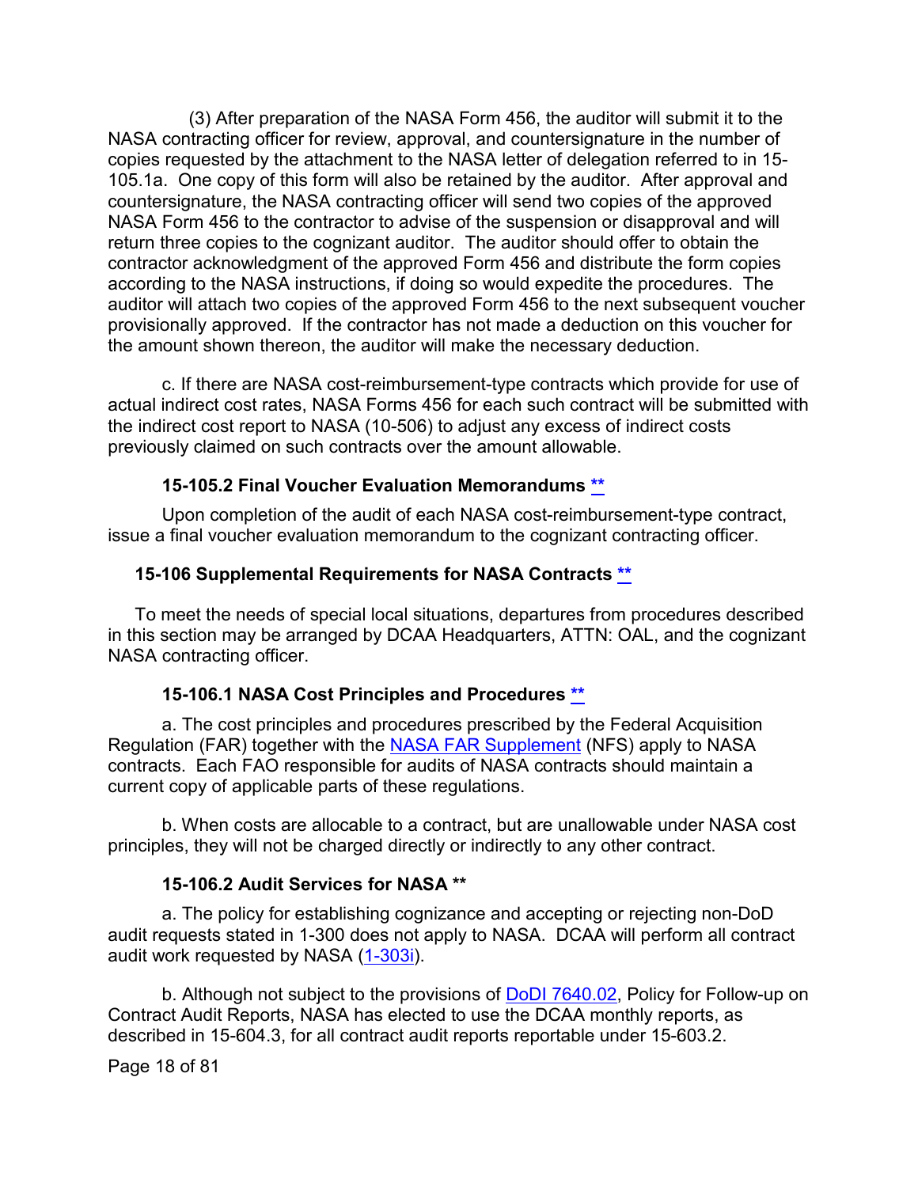(3) After preparation of the NASA Form 456, the auditor will submit it to the NASA contracting officer for review, approval, and countersignature in the number of copies requested by the attachment to the NASA letter of delegation referred to in 15-105.1a. One copy of this form will also be retained by the auditor. After approval and countersignature, the NASA contracting officer will send two copies of the approved NASA Form 456 to the contractor to advise of the suspension or disapproval and will return three copies to the cognizant auditor. The auditor should offer to obtain the contractor acknowledgment of the approved Form 456 and distribute the form copies according to the NASA instructions, if doing so would expedite the procedures. The auditor will attach two copies of the approved Form 456 to the next subsequent voucher provisionally approved. If the contractor has not made a deduction on this voucher for the amount shown thereon, the auditor will make the necessary deduction.

c. If there are NASA cost-reimbursement-type contracts which provide for use of actual indirect cost rates, NASA Forms 456 for each such contract will be submitted with the indirect cost report to NASA (10-506) to adjust any excess of indirect costs previously claimed on such contracts over the amount allowable.

#### 15-105.2 Final Voucher Evaluation Memorandums **

Upon completion of the audit of each NASA cost-reimbursement-type contract, issue a final voucher evaluation memorandum to the cognizant contracting officer.

### 15-106 Supplemental Requirements for NASA Contracts **

To meet the needs of special local situations, departures from procedures described in this section may be arranged by DCAA Headquarters, ATTN: OAL, and the cognizant NASA contracting officer.

#### 15-106.1 NASA Cost Principles and Procedures **

a. The cost principles and procedures prescribed by the Federal Acquisition Regulation (FAR) together with the NASA FAR Supplement (NFS) apply to NASA contracts. Each FAO responsible for audits of NASA contracts should maintain a current copy of applicable parts of these regulations.

b. When costs are allocable to a contract, but are unallowable under NASA cost principles, they will not be charged directly or indirectly to any other contract.

#### 15-106.2 Audit Services for NASA **

a. The policy for establishing cognizance and accepting or rejecting non-DoD audit requests stated in 1-300 does not apply to NASA. DCAA will perform all contract audit work requested by NASA (1-303i).

b. Although not subject to the provisions of DoDI 7640.02, Policy for Follow-up on Contract Audit Reports, NASA has elected to use the DCAA monthly reports, as described in 15-604.3, for all contract audit reports reportable under 15-603.2.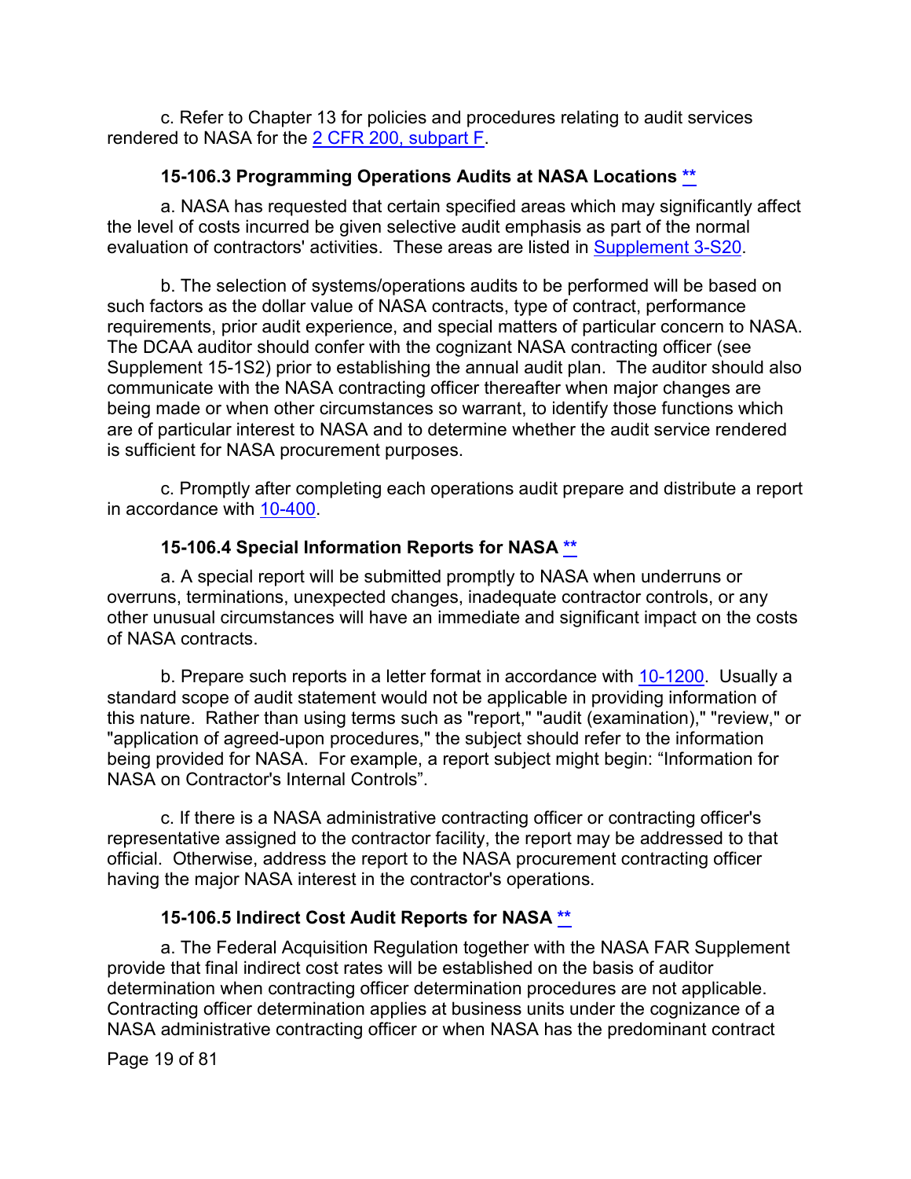c. Refer to Chapter 13 for policies and procedures relating to audit services rendered to NASA for the [2 CFR 200, subpart F](#).

### 15-106.3 Programming Operations Audits at NASA Locations [**](#)

a. NASA has requested that certain specified areas which may significantly affect the level of costs incurred be given selective audit emphasis as part of the normal evaluation of contractors' activities. These areas are listed in [Supplement 3-S20](#).

b. The selection of systems/operations audits to be performed will be based on such factors as the dollar value of NASA contracts, type of contract, performance requirements, prior audit experience, and special matters of particular concern to NASA. The DCAA auditor should confer with the cognizant NASA contracting officer (see Supplement 15-1S2) prior to establishing the annual audit plan. The auditor should also communicate with the NASA contracting officer thereafter when major changes are being made or when other circumstances so warrant, to identify those functions which are of particular interest to NASA and to determine whether the audit service rendered is sufficient for NASA procurement purposes.

c. Promptly after completing each operations audit prepare and distribute a report in accordance with [10-400](#).

### 15-106.4 Special Information Reports for NASA [**](#)

a. A special report will be submitted promptly to NASA when underruns or overruns, terminations, unexpected changes, inadequate contractor controls, or any other unusual circumstances will have an immediate and significant impact on the costs of NASA contracts.

b. Prepare such reports in a letter format in accordance with [10-1200](#). Usually a standard scope of audit statement would not be applicable in providing information of this nature. Rather than using terms such as "report," "audit (examination)," "review," or "application of agreed-upon procedures," the subject should refer to the information being provided for NASA. For example, a report subject might begin: “Information for NASA on Contractor's Internal Controls”.

c. If there is a NASA administrative contracting officer or contracting officer's representative assigned to the contractor facility, the report may be addressed to that official. Otherwise, address the report to the NASA procurement contracting officer having the major NASA interest in the contractor's operations.

### 15-106.5 Indirect Cost Audit Reports for NASA [**](#)

a. The Federal Acquisition Regulation together with the NASA FAR Supplement provide that final indirect cost rates will be established on the basis of auditor determination when contracting officer determination procedures are not applicable. Contracting officer determination applies at business units under the cognizance of a NASA administrative contracting officer or when NASA has the predominant contract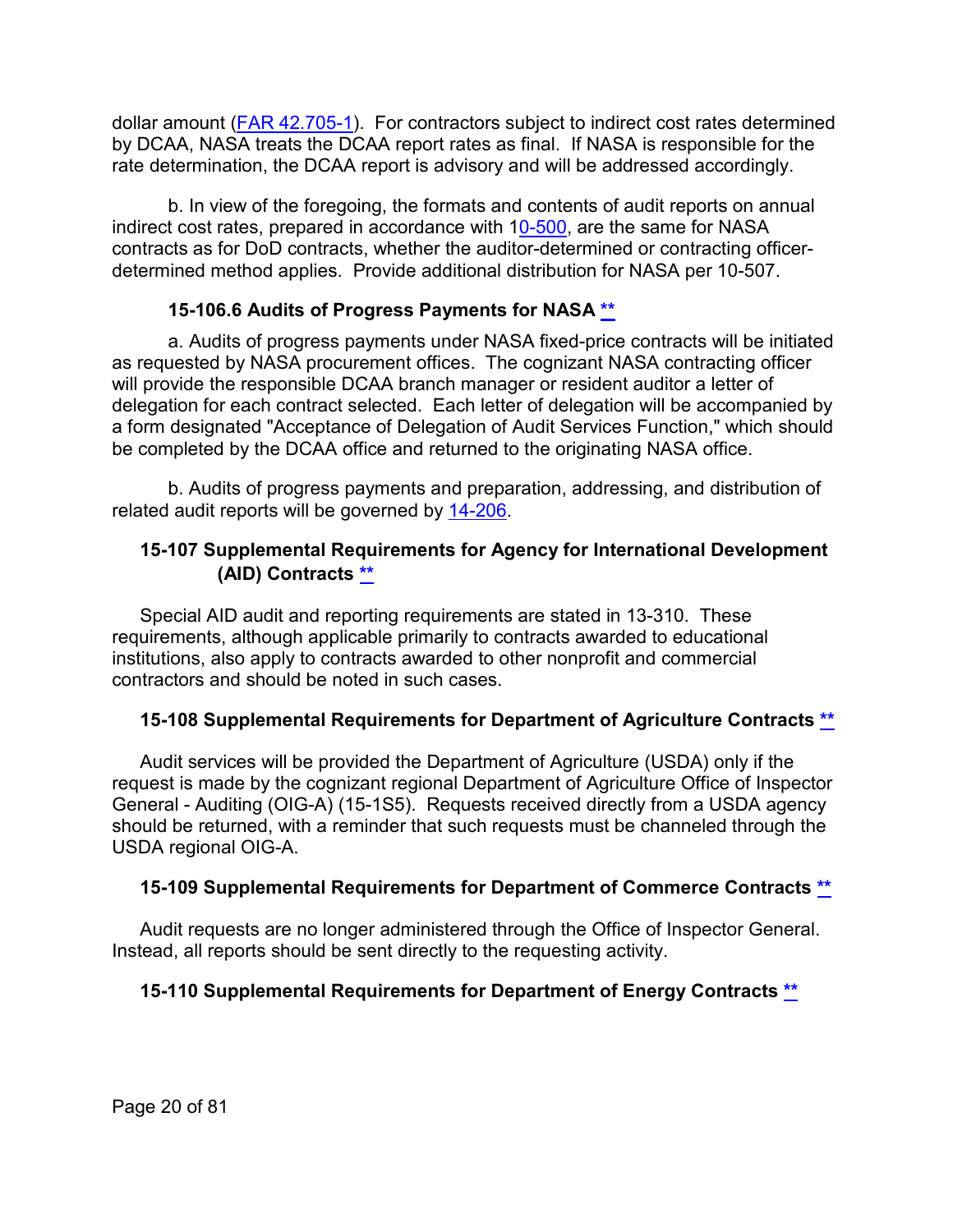dollar amount (FAR 42.705-1). For contractors subject to indirect cost rates determined by DCAA, NASA treats the DCAA report rates as final. If NASA is responsible for the rate determination, the DCAA report is advisory and will be addressed accordingly.

b. In view of the foregoing, the formats and contents of audit reports on annual indirect cost rates, prepared in accordance with 10-500, are the same for NASA contracts as for DoD contracts, whether the auditor-determined or contracting officer-determined method applies. Provide additional distribution for NASA per 10-507.

### 15-106.6 Audits of Progress Payments for NASA **

a. Audits of progress payments under NASA fixed-price contracts will be initiated as requested by NASA procurement offices. The cognizant NASA contracting officer will provide the responsible DCAA branch manager or resident auditor a letter of delegation for each contract selected. Each letter of delegation will be accompanied by a form designated "Acceptance of Delegation of Audit Services Function," which should be completed by the DCAA office and returned to the originating NASA office.

b. Audits of progress payments and preparation, addressing, and distribution of related audit reports will be governed by 14-206.

## 15-107 Supplemental Requirements for Agency for International Development (AID) Contracts **

Special AID audit and reporting requirements are stated in 13-310. These requirements, although applicable primarily to contracts awarded to educational institutions, also apply to contracts awarded to other nonprofit and commercial contractors and should be noted in such cases.

## 15-108 Supplemental Requirements for Department of Agriculture Contracts **

Audit services will be provided the Department of Agriculture (USDA) only if the request is made by the cognizant regional Department of Agriculture Office of Inspector General - Auditing (OIG-A) (15-1S5). Requests received directly from a USDA agency should be returned, with a reminder that such requests must be channeled through the USDA regional OIG-A.

## 15-109 Supplemental Requirements for Department of Commerce Contracts **

Audit requests are no longer administered through the Office of Inspector General. Instead, all reports should be sent directly to the requesting activity.

## 15-110 Supplemental Requirements for Department of Energy Contracts **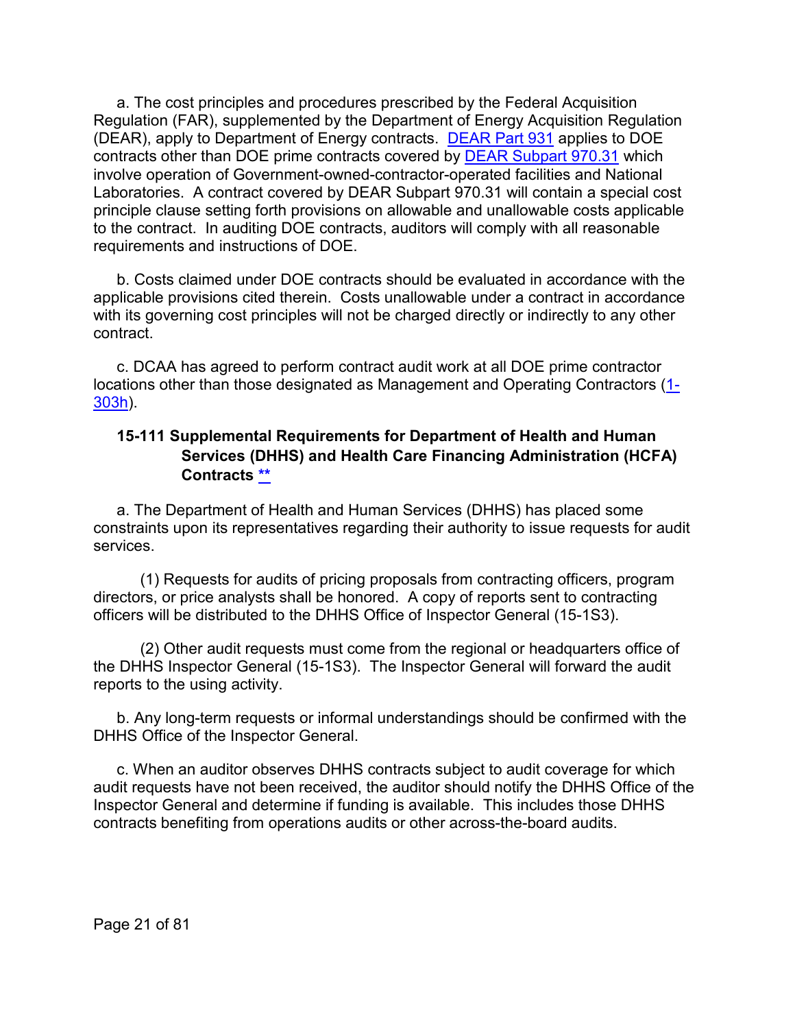a. The cost principles and procedures prescribed by the Federal Acquisition Regulation (FAR), supplemented by the Department of Energy Acquisition Regulation (DEAR), apply to Department of Energy contracts. DEAR Part 931 applies to DOE contracts other than DOE prime contracts covered by DEAR Subpart 970.31 which involve operation of Government-owned-contractor-operated facilities and National Laboratories. A contract covered by DEAR Subpart 970.31 will contain a special cost principle clause setting forth provisions on allowable and unallowable costs applicable to the contract. In auditing DOE contracts, auditors will comply with all reasonable requirements and instructions of DOE.

b. Costs claimed under DOE contracts should be evaluated in accordance with the applicable provisions cited therein. Costs unallowable under a contract in accordance with its governing cost principles will not be charged directly or indirectly to any other contract.

c. DCAA has agreed to perform contract audit work at all DOE prime contractor locations other than those designated as Management and Operating Contractors (1-303h).

### 15-111 Supplemental Requirements for Department of Health and Human Services (DHHS) and Health Care Financing Administration (HCFA) Contracts **

a. The Department of Health and Human Services (DHHS) has placed some constraints upon its representatives regarding their authority to issue requests for audit services.

(1) Requests for audits of pricing proposals from contracting officers, program directors, or price analysts shall be honored. A copy of reports sent to contracting officers will be distributed to the DHHS Office of Inspector General (15-1S3).

(2) Other audit requests must come from the regional or headquarters office of the DHHS Inspector General (15-1S3). The Inspector General will forward the audit reports to the using activity.

b. Any long-term requests or informal understandings should be confirmed with the DHHS Office of the Inspector General.

c. When an auditor observes DHHS contracts subject to audit coverage for which audit requests have not been received, the auditor should notify the DHHS Office of the Inspector General and determine if funding is available. This includes those DHHS contracts benefiting from operations audits or other across-the-board audits.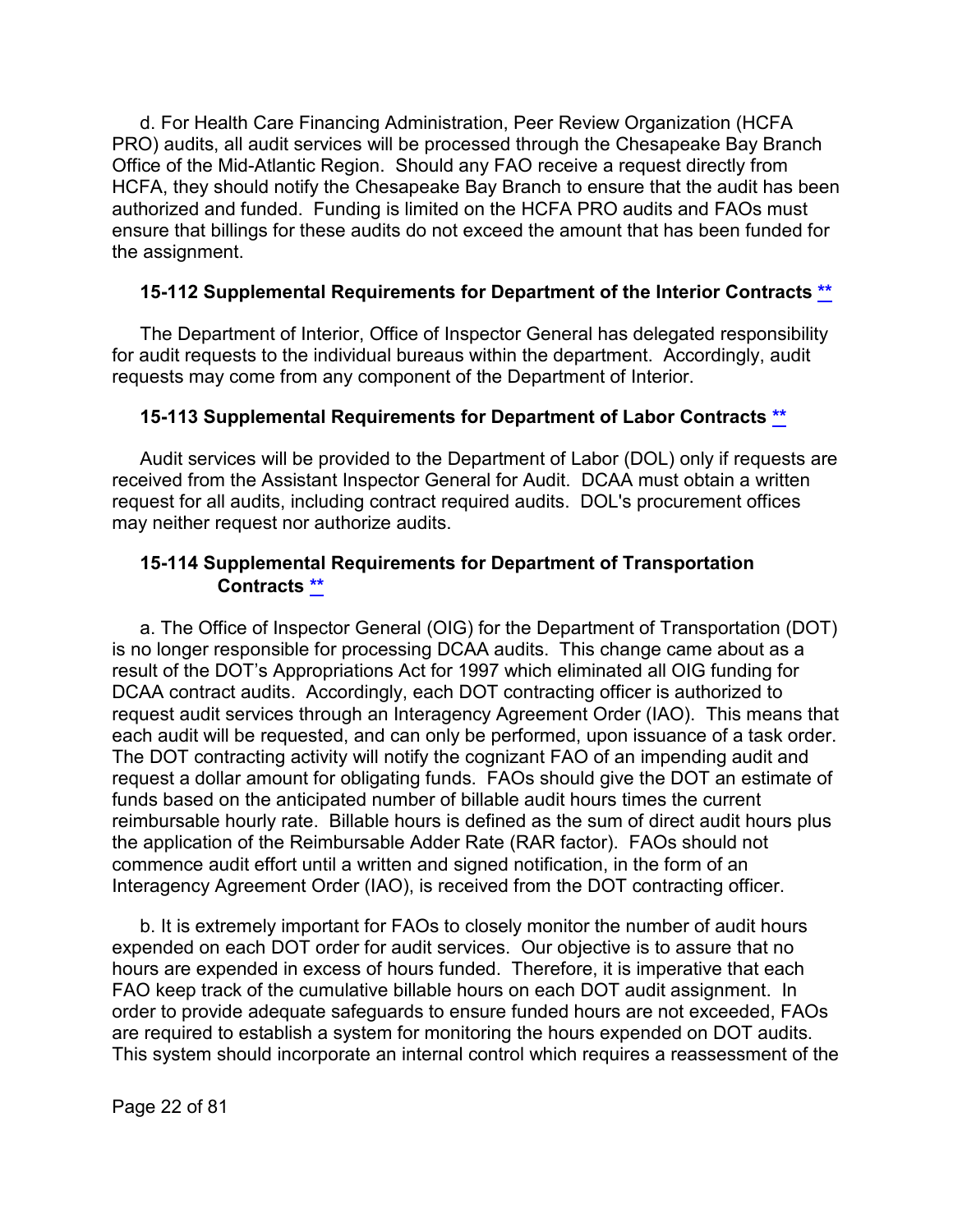d. For Health Care Financing Administration, Peer Review Organization (HCFA PRO) audits, all audit services will be processed through the Chesapeake Bay Branch Office of the Mid-Atlantic Region. Should any FAO receive a request directly from HCFA, they should notify the Chesapeake Bay Branch to ensure that the audit has been authorized and funded. Funding is limited on the HCFA PRO audits and FAOs must ensure that billings for these audits do not exceed the amount that has been funded for the assignment.

### 15-112 Supplemental Requirements for Department of the Interior Contracts **

The Department of Interior, Office of Inspector General has delegated responsibility for audit requests to the individual bureaus within the department. Accordingly, audit requests may come from any component of the Department of Interior.

### 15-113 Supplemental Requirements for Department of Labor Contracts **

Audit services will be provided to the Department of Labor (DOL) only if requests are received from the Assistant Inspector General for Audit. DCAA must obtain a written request for all audits, including contract required audits. DOL's procurement offices may neither request nor authorize audits.

### 15-114 Supplemental Requirements for Department of Transportation Contracts **

a. The Office of Inspector General (OIG) for the Department of Transportation (DOT) is no longer responsible for processing DCAA audits. This change came about as a result of the DOT's Appropriations Act for 1997 which eliminated all OIG funding for DCAA contract audits. Accordingly, each DOT contracting officer is authorized to request audit services through an Interagency Agreement Order (IAO). This means that each audit will be requested, and can only be performed, upon issuance of a task order. The DOT contracting activity will notify the cognizant FAO of an impending audit and request a dollar amount for obligating funds. FAOs should give the DOT an estimate of funds based on the anticipated number of billable audit hours times the current reimbursable hourly rate. Billable hours is defined as the sum of direct audit hours plus the application of the Reimbursable Adder Rate (RAR factor). FAOs should not commence audit effort until a written and signed notification, in the form of an Interagency Agreement Order (IAO), is received from the DOT contracting officer.

b. It is extremely important for FAOs to closely monitor the number of audit hours expended on each DOT order for audit services. Our objective is to assure that no hours are expended in excess of hours funded. Therefore, it is imperative that each FAO keep track of the cumulative billable hours on each DOT audit assignment. In order to provide adequate safeguards to ensure funded hours are not exceeded, FAOs are required to establish a system for monitoring the hours expended on DOT audits. This system should incorporate an internal control which requires a reassessment of the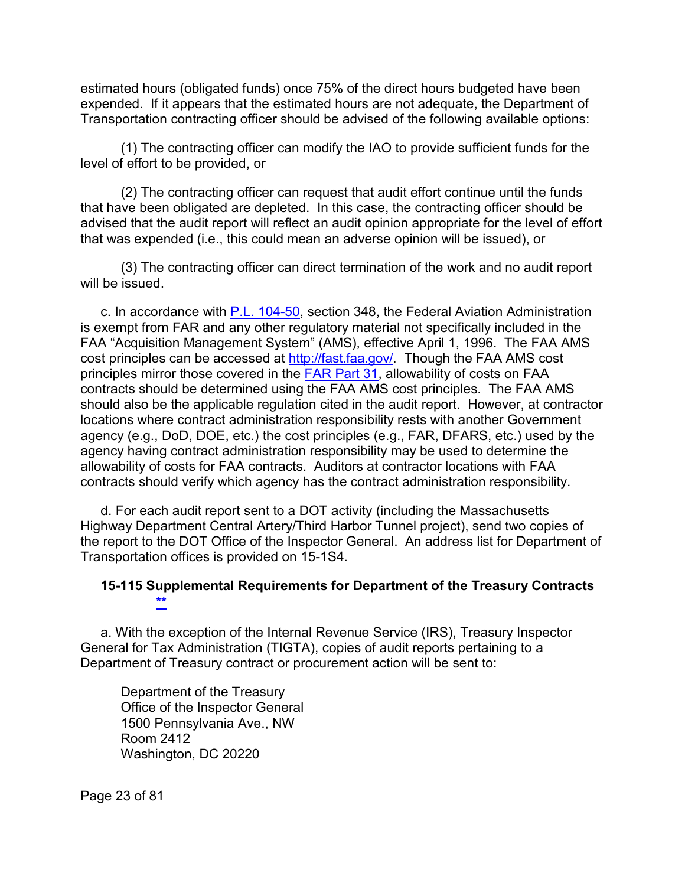estimated hours (obligated funds) once 75% of the direct hours budgeted have been expended. If it appears that the estimated hours are not adequate, the Department of Transportation contracting officer should be advised of the following available options:

(1) The contracting officer can modify the IAO to provide sufficient funds for the level of effort to be provided, or

(2) The contracting officer can request that audit effort continue until the funds that have been obligated are depleted. In this case, the contracting officer should be advised that the audit report will reflect an audit opinion appropriate for the level of effort that was expended (i.e., this could mean an adverse opinion will be issued), or

(3) The contracting officer can direct termination of the work and no audit report will be issued.

c. In accordance with P.L. 104-50, section 348, the Federal Aviation Administration is exempt from FAR and any other regulatory material not specifically included in the FAA "Acquisition Management System" (AMS), effective April 1, 1996. The FAA AMS cost principles can be accessed at http://fast.faa.gov/. Though the FAA AMS cost principles mirror those covered in the FAR Part 31, allowability of costs on FAA contracts should be determined using the FAA AMS cost principles. The FAA AMS should also be the applicable regulation cited in the audit report. However, at contractor locations where contract administration responsibility rests with another Government agency (e.g., DoD, DOE, etc.) the cost principles (e.g., FAR, DFARS, etc.) used by the agency having contract administration responsibility may be used to determine the allowability of costs for FAA contracts. Auditors at contractor locations with FAA contracts should verify which agency has the contract administration responsibility.

d. For each audit report sent to a DOT activity (including the Massachusetts Highway Department Central Artery/Third Harbor Tunnel project), send two copies of the report to the DOT Office of the Inspector General. An address list for Department of Transportation offices is provided on 15-1S4.

### 15-115 Supplemental Requirements for Department of the Treasury Contracts **

a. With the exception of the Internal Revenue Service (IRS), Treasury Inspector General for Tax Administration (TIGTA), copies of audit reports pertaining to a Department of Treasury contract or procurement action will be sent to:

Department of the Treasury  
Office of the Inspector General  
1500 Pennsylvania Ave., NW  
Room 2412  
Washington, DC 20220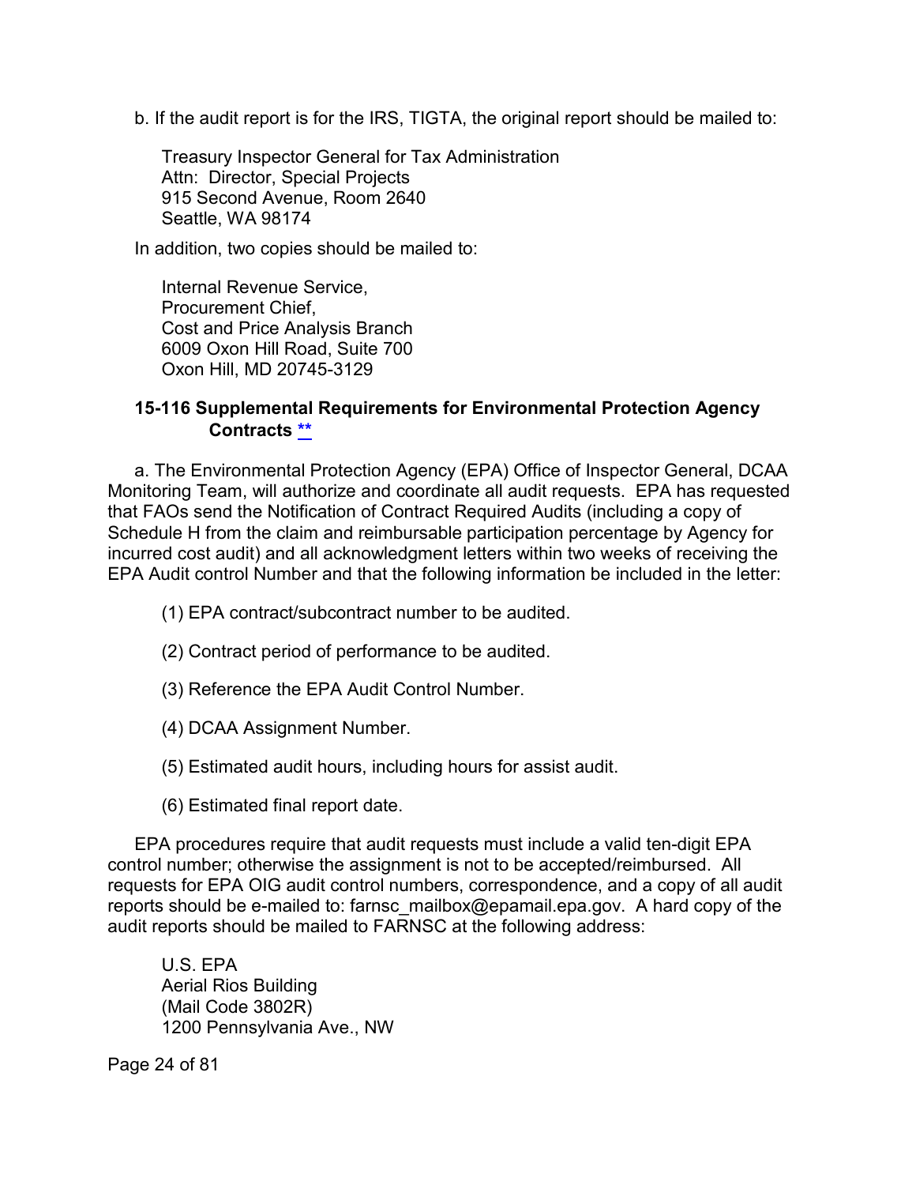b. If the audit report is for the IRS, TIGTA, the original report should be mailed to:

Treasury Inspector General for Tax Administration
Attn: Director, Special Projects
915 Second Avenue, Room 2640
Seattle, WA 98174

In addition, two copies should be mailed to:

Internal Revenue Service,
Procurement Chief,
Cost and Price Analysis Branch
6009 Oxon Hill Road, Suite 700
Oxon Hill, MD 20745-3129

### 15-116 Supplemental Requirements for Environmental Protection Agency Contracts **

a. The Environmental Protection Agency (EPA) Office of Inspector General, DCAA Monitoring Team, will authorize and coordinate all audit requests. EPA has requested that FAOs send the Notification of Contract Required Audits (including a copy of Schedule H from the claim and reimbursable participation percentage by Agency for incurred cost audit) and all acknowledgment letters within two weeks of receiving the EPA Audit control Number and that the following information be included in the letter:

(1) EPA contract/subcontract number to be audited.

(2) Contract period of performance to be audited.

(3) Reference the EPA Audit Control Number.

(4) DCAA Assignment Number.

(5) Estimated audit hours, including hours for assist audit.

(6) Estimated final report date.

EPA procedures require that audit requests must include a valid ten-digit EPA control number; otherwise the assignment is not to be accepted/reimbursed. All requests for EPA OIG audit control numbers, correspondence, and a copy of all audit reports should be e-mailed to: farnsc_mailbox@epamail.epa.gov. A hard copy of the audit reports should be mailed to FARNSC at the following address:

U.S. EPA
Aerial Rios Building
(Mail Code 3802R)
1200 Pennsylvania Ave., NW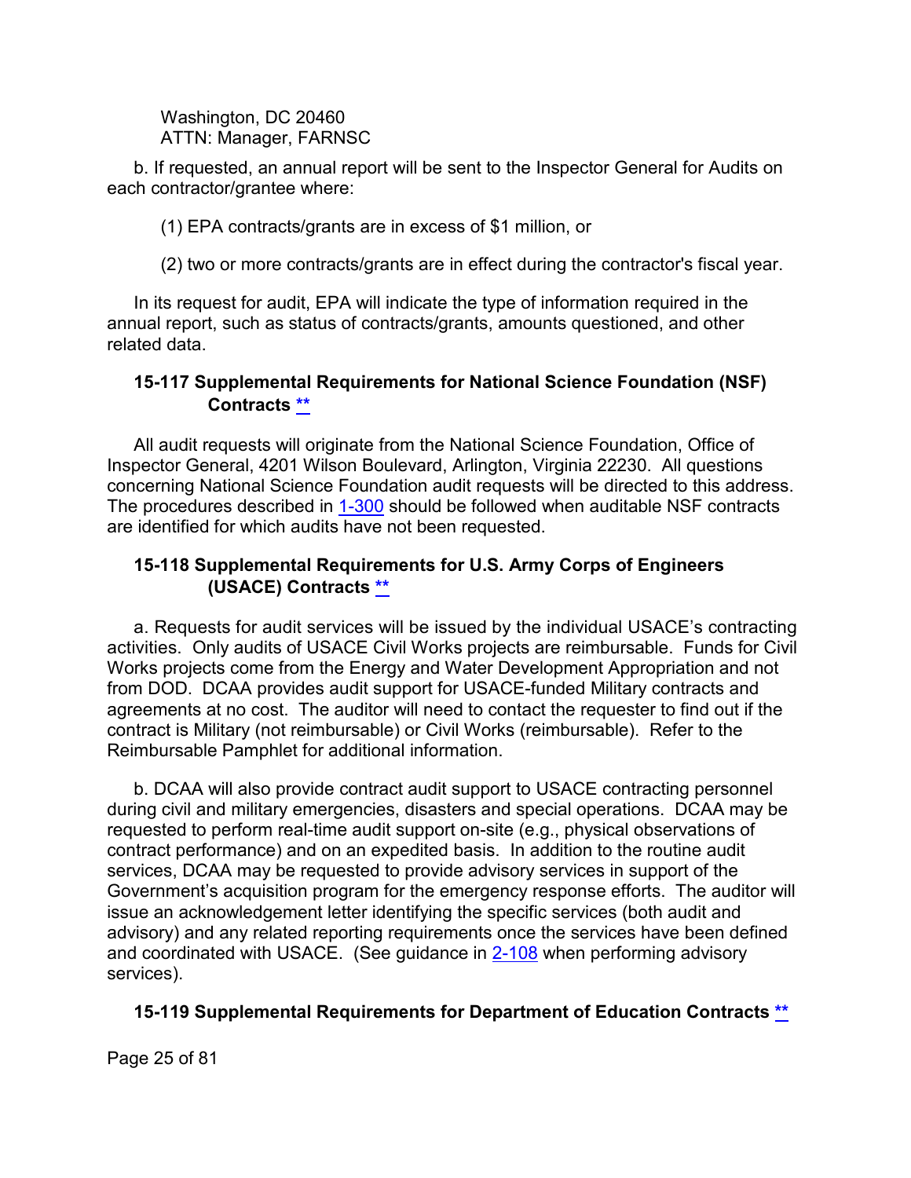Washington, DC 20460
ATTN: Manager, FARNSC

b. If requested, an annual report will be sent to the Inspector General for Audits on each contractor/grantee where:

(1) EPA contracts/grants are in excess of $1 million, or

(2) two or more contracts/grants are in effect during the contractor's fiscal year.

In its request for audit, EPA will indicate the type of information required in the annual report, such as status of contracts/grants, amounts questioned, and other related data.

### 15-117 Supplemental Requirements for National Science Foundation (NSF) Contracts **

All audit requests will originate from the National Science Foundation, Office of Inspector General, 4201 Wilson Boulevard, Arlington, Virginia 22230. All questions concerning National Science Foundation audit requests will be directed to this address. The procedures described in 1-300 should be followed when auditable NSF contracts are identified for which audits have not been requested.

### 15-118 Supplemental Requirements for U.S. Army Corps of Engineers (USACE) Contracts **

a. Requests for audit services will be issued by the individual USACE's contracting activities. Only audits of USACE Civil Works projects are reimbursable. Funds for Civil Works projects come from the Energy and Water Development Appropriation and not from DOD. DCAA provides audit support for USACE-funded Military contracts and agreements at no cost. The auditor will need to contact the requester to find out if the contract is Military (not reimbursable) or Civil Works (reimbursable). Refer to the Reimbursable Pamphlet for additional information.

b. DCAA will also provide contract audit support to USACE contracting personnel during civil and military emergencies, disasters and special operations. DCAA may be requested to perform real-time audit support on-site (e.g., physical observations of contract performance) and on an expedited basis. In addition to the routine audit services, DCAA may be requested to provide advisory services in support of the Government's acquisition program for the emergency response efforts. The auditor will issue an acknowledgement letter identifying the specific services (both audit and advisory) and any related reporting requirements once the services have been defined and coordinated with USACE. (See guidance in 2-108 when performing advisory services).

### 15-119 Supplemental Requirements for Department of Education Contracts **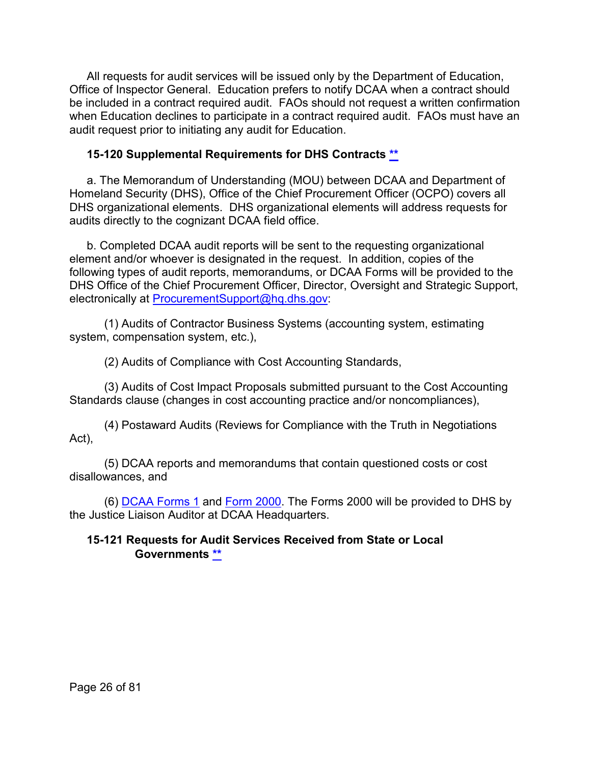All requests for audit services will be issued only by the Department of Education, Office of Inspector General. Education prefers to notify DCAA when a contract should be included in a contract required audit. FAOs should not request a written confirmation when Education declines to participate in a contract required audit. FAOs must have an audit request prior to initiating any audit for Education.

### 15-120 Supplemental Requirements for DHS Contracts **

a. The Memorandum of Understanding (MOU) between DCAA and Department of Homeland Security (DHS), Office of the Chief Procurement Officer (OCPO) covers all DHS organizational elements. DHS organizational elements will address requests for audits directly to the cognizant DCAA field office.

b. Completed DCAA audit reports will be sent to the requesting organizational element and/or whoever is designated in the request. In addition, copies of the following types of audit reports, memorandums, or DCAA Forms will be provided to the DHS Office of the Chief Procurement Officer, Director, Oversight and Strategic Support, electronically at ProcurementSupport@hq.dhs.gov:

(1) Audits of Contractor Business Systems (accounting system, estimating system, compensation system, etc.),

(2) Audits of Compliance with Cost Accounting Standards,

(3) Audits of Cost Impact Proposals submitted pursuant to the Cost Accounting Standards clause (changes in cost accounting practice and/or noncompliances),

(4) Postaward Audits (Reviews for Compliance with the Truth in Negotiations Act),

(5) DCAA reports and memorandums that contain questioned costs or cost disallowances, and

(6) DCAA Forms 1 and Form 2000. The Forms 2000 will be provided to DHS by the Justice Liaison Auditor at DCAA Headquarters.

### 15-121 Requests for Audit Services Received from State or Local Governments **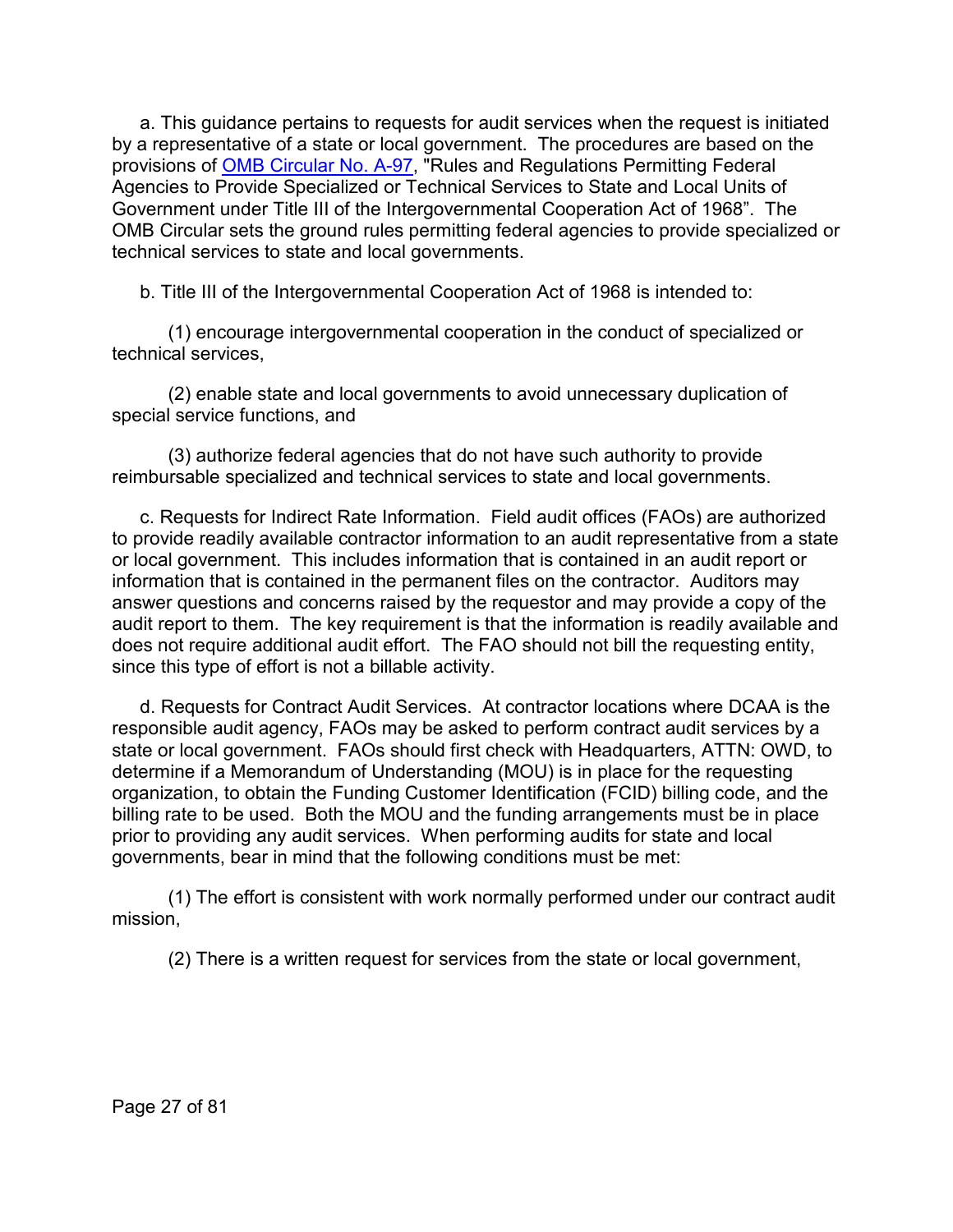a. This guidance pertains to requests for audit services when the request is initiated by a representative of a state or local government. The procedures are based on the provisions of [OMB Circular No. A-97](), "Rules and Regulations Permitting Federal Agencies to Provide Specialized or Technical Services to State and Local Units of Government under Title III of the Intergovernmental Cooperation Act of 1968". The OMB Circular sets the ground rules permitting federal agencies to provide specialized or technical services to state and local governments.

b. Title III of the Intergovernmental Cooperation Act of 1968 is intended to:

(1) encourage intergovernmental cooperation in the conduct of specialized or technical services,

(2) enable state and local governments to avoid unnecessary duplication of special service functions, and

(3) authorize federal agencies that do not have such authority to provide reimbursable specialized and technical services to state and local governments.

c. Requests for Indirect Rate Information. Field audit offices (FAOs) are authorized to provide readily available contractor information to an audit representative from a state or local government. This includes information that is contained in an audit report or information that is contained in the permanent files on the contractor. Auditors may answer questions and concerns raised by the requestor and may provide a copy of the audit report to them. The key requirement is that the information is readily available and does not require additional audit effort. The FAO should not bill the requesting entity, since this type of effort is not a billable activity.

d. Requests for Contract Audit Services. At contractor locations where DCAA is the responsible audit agency, FAOs may be asked to perform contract audit services by a state or local government. FAOs should first check with Headquarters, ATTN: OWD, to determine if a Memorandum of Understanding (MOU) is in place for the requesting organization, to obtain the Funding Customer Identification (FCID) billing code, and the billing rate to be used. Both the MOU and the funding arrangements must be in place prior to providing any audit services. When performing audits for state and local governments, bear in mind that the following conditions must be met:

(1) The effort is consistent with work normally performed under our contract audit mission,

(2) There is a written request for services from the state or local government,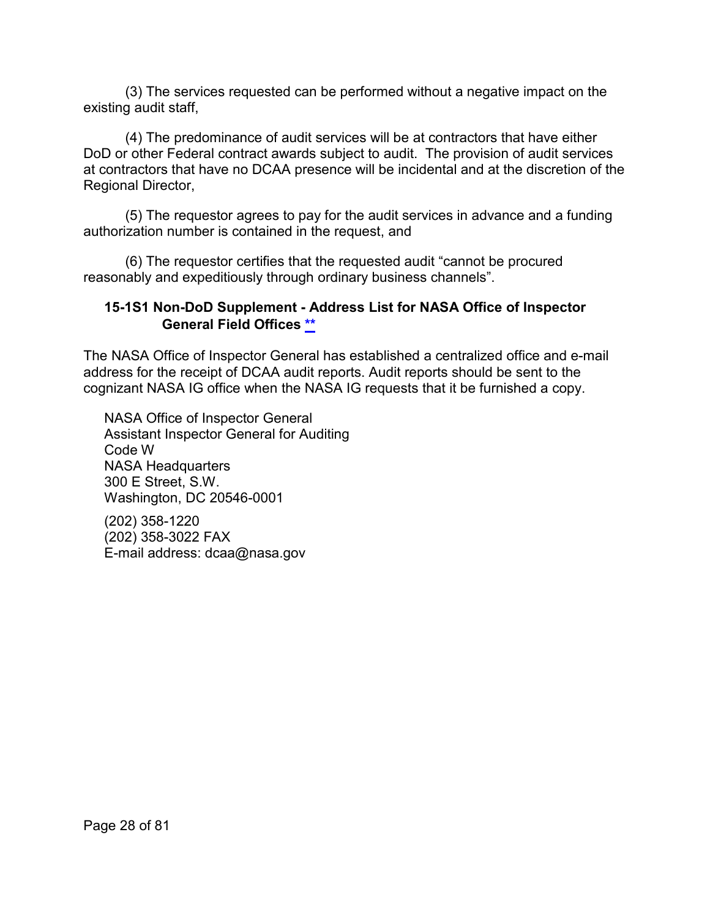(3) The services requested can be performed without a negative impact on the existing audit staff,

(4) The predominance of audit services will be at contractors that have either DoD or other Federal contract awards subject to audit. The provision of audit services at contractors that have no DCAA presence will be incidental and at the discretion of the Regional Director,

(5) The requestor agrees to pay for the audit services in advance and a funding authorization number is contained in the request, and

(6) The requestor certifies that the requested audit "cannot be procured reasonably and expeditiously through ordinary business channels".

### 15-1S1 Non-DoD Supplement - Address List for NASA Office of Inspector General Field Offices **

The NASA Office of Inspector General has established a centralized office and e-mail address for the receipt of DCAA audit reports. Audit reports should be sent to the cognizant NASA IG office when the NASA IG requests that it be furnished a copy.

NASA Office of Inspector General
Assistant Inspector General for Auditing
Code W
NASA Headquarters
300 E Street, S.W.
Washington, DC 20546-0001

(202) 358-1220
(202) 358-3022 FAX
E-mail address: dcaa@nasa.gov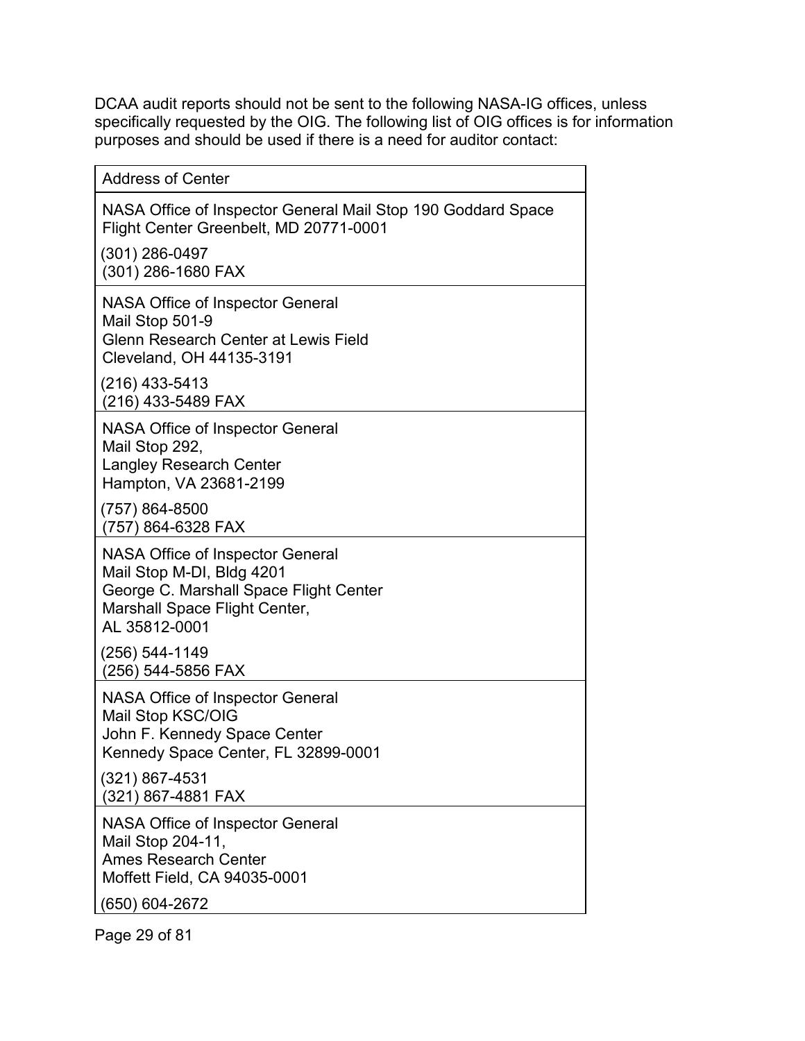DCAA audit reports should not be sent to the following NASA-IG offices, unless specifically requested by the OIG. The following list of OIG offices is for information purposes and should be used if there is a need for auditor contact:

| Address of Center |
| --- |
| NASA Office of Inspector General Mail Stop 190 Goddard Space Flight Center Greenbelt, MD 20771-0001<br><br>(301) 286-0497<br>(301) 286-1680 FAX |
| NASA Office of Inspector General<br>Mail Stop 501-9<br>Glenn Research Center at Lewis Field<br>Cleveland, OH 44135-3191<br><br>(216) 433-5413<br>(216) 433-5489 FAX |
| NASA Office of Inspector General<br>Mail Stop 292,<br>Langley Research Center<br>Hampton, VA 23681-2199<br><br>(757) 864-8500<br>(757) 864-6328 FAX |
| NASA Office of Inspector General<br>Mail Stop M-DI, Bldg 4201<br>George C. Marshall Space Flight Center<br>Marshall Space Flight Center,<br>AL 35812-0001<br><br>(256) 544-1149<br>(256) 544-5856 FAX |
| NASA Office of Inspector General<br>Mail Stop KSC/OIG<br>John F. Kennedy Space Center<br>Kennedy Space Center, FL 32899-0001<br><br>(321) 867-4531<br>(321) 867-4881 FAX |
| NASA Office of Inspector General<br>Mail Stop 204-11,<br>Ames Research Center<br>Moffett Field, CA 94035-0001<br><br>(650) 604-2672 |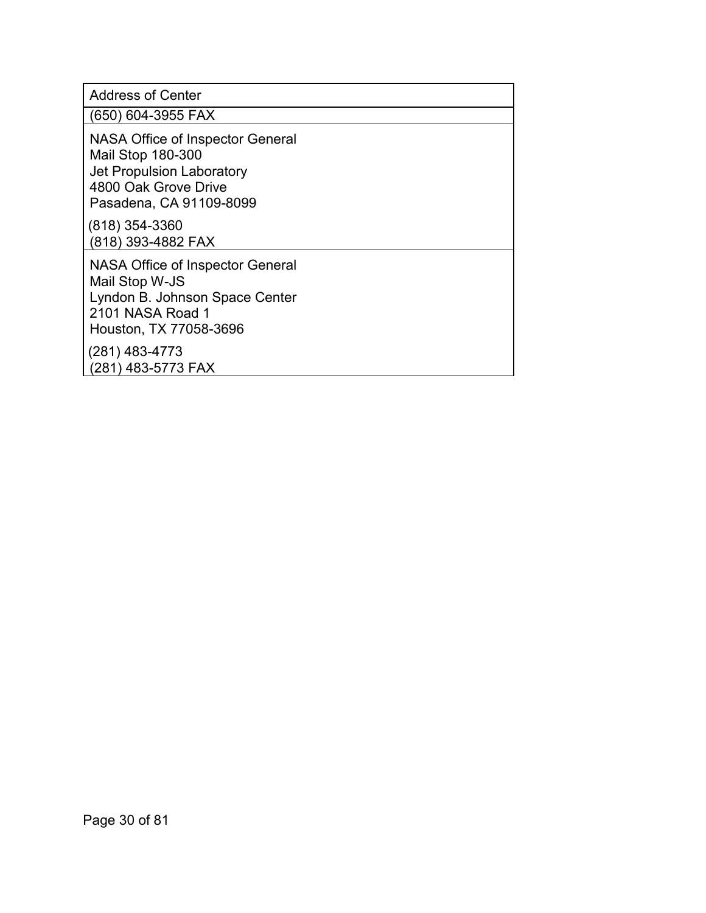| Address of Center |
| --- |
| (650) 604-3955 FAX |
| NASA Office of Inspector General<br>Mail Stop 180-300<br>Jet Propulsion Laboratory<br>4800 Oak Grove Drive<br>Pasadena, CA 91109-8099<br><br>(818) 354-3360<br>(818) 393-4882 FAX |
| NASA Office of Inspector General<br>Mail Stop W-JS<br>Lyndon B. Johnson Space Center<br>2101 NASA Road 1<br>Houston, TX 77058-3696<br><br>(281) 483-4773<br>(281) 483-5773 FAX |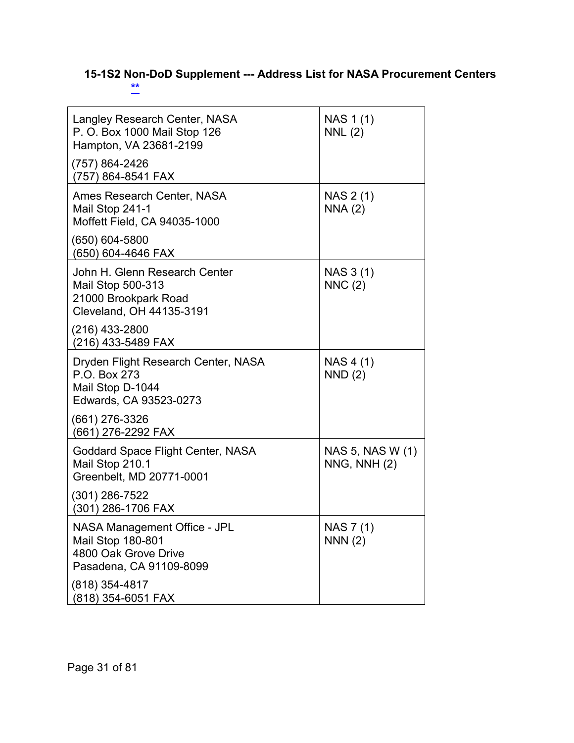### 15-1S2 Non-DoD Supplement --- Address List for NASA Procurement Centers

**

| | |
|---|---|
| Langley Research Center, NASA<br>P. O. Box 1000 Mail Stop 126<br>Hampton, VA 23681-2199<br>(757) 864-2426<br>(757) 864-8541 FAX | NAS 1 (1)<br>NNL (2) |
| Ames Research Center, NASA<br>Mail Stop 241-1<br>Moffett Field, CA 94035-1000<br>(650) 604-5800<br>(650) 604-4646 FAX | NAS 2 (1)<br>NNA (2) |
| John H. Glenn Research Center<br>Mail Stop 500-313<br>21000 Brookpark Road<br>Cleveland, OH 44135-3191<br>(216) 433-2800<br>(216) 433-5489 FAX | NAS 3 (1)<br>NNC (2) |
| Dryden Flight Research Center, NASA<br>P.O. Box 273<br>Mail Stop D-1044<br>Edwards, CA 93523-0273<br>(661) 276-3326<br>(661) 276-2292 FAX | NAS 4 (1)<br>NND (2) |
| Goddard Space Flight Center, NASA<br>Mail Stop 210.1<br>Greenbelt, MD 20771-0001<br>(301) 286-7522<br>(301) 286-1706 FAX | NAS 5, NAS W (1)<br>NNG, NNH (2) |
| NASA Management Office - JPL<br>Mail Stop 180-801<br>4800 Oak Grove Drive<br>Pasadena, CA 91109-8099<br>(818) 354-4817<br>(818) 354-6051 FAX | NAS 7 (1)<br>NNN (2) |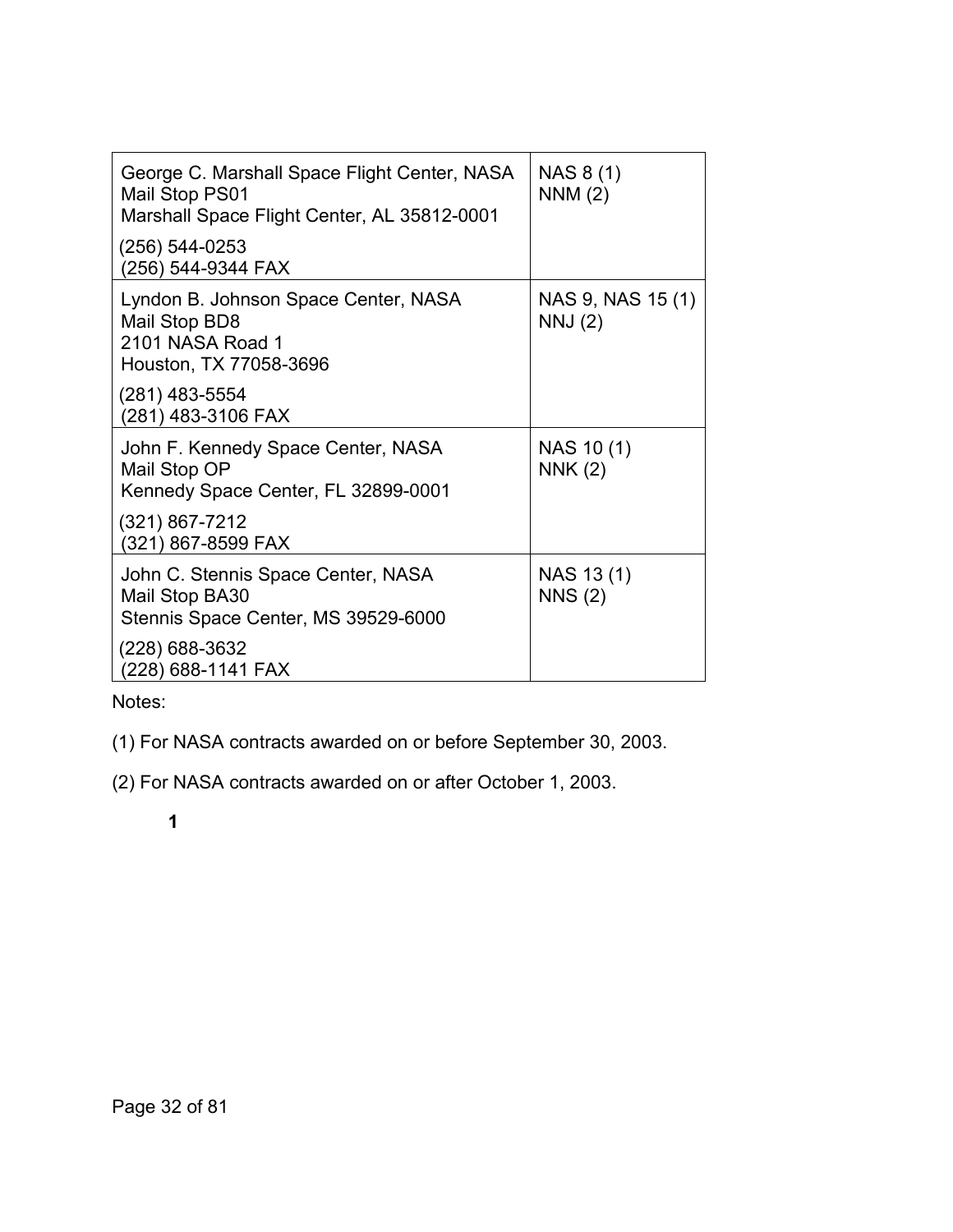| | |
|---|---|
| George C. Marshall Space Flight Center, NASA<br>Mail Stop PS01<br>Marshall Space Flight Center, AL 35812-0001<br>(256) 544-0253<br>(256) 544-9344 FAX | NAS 8 (1)<br>NNM (2) |
| Lyndon B. Johnson Space Center, NASA<br>Mail Stop BD8<br>2101 NASA Road 1<br>Houston, TX 77058-3696<br>(281) 483-5554<br>(281) 483-3106 FAX | NAS 9, NAS 15 (1)<br>NNJ (2) |
| John F. Kennedy Space Center, NASA<br>Mail Stop OP<br>Kennedy Space Center, FL 32899-0001<br>(321) 867-7212<br>(321) 867-8599 FAX | NAS 10 (1)<br>NNK (2) |
| John C. Stennis Space Center, NASA<br>Mail Stop BA30<br>Stennis Space Center, MS 39529-6000<br>(228) 688-3632<br>(228) 688-1141 FAX | NAS 13 (1)<br>NNS (2) |

Notes:

(1) For NASA contracts awarded on or before September 30, 2003.

(2) For NASA contracts awarded on or after October 1, 2003.

**1**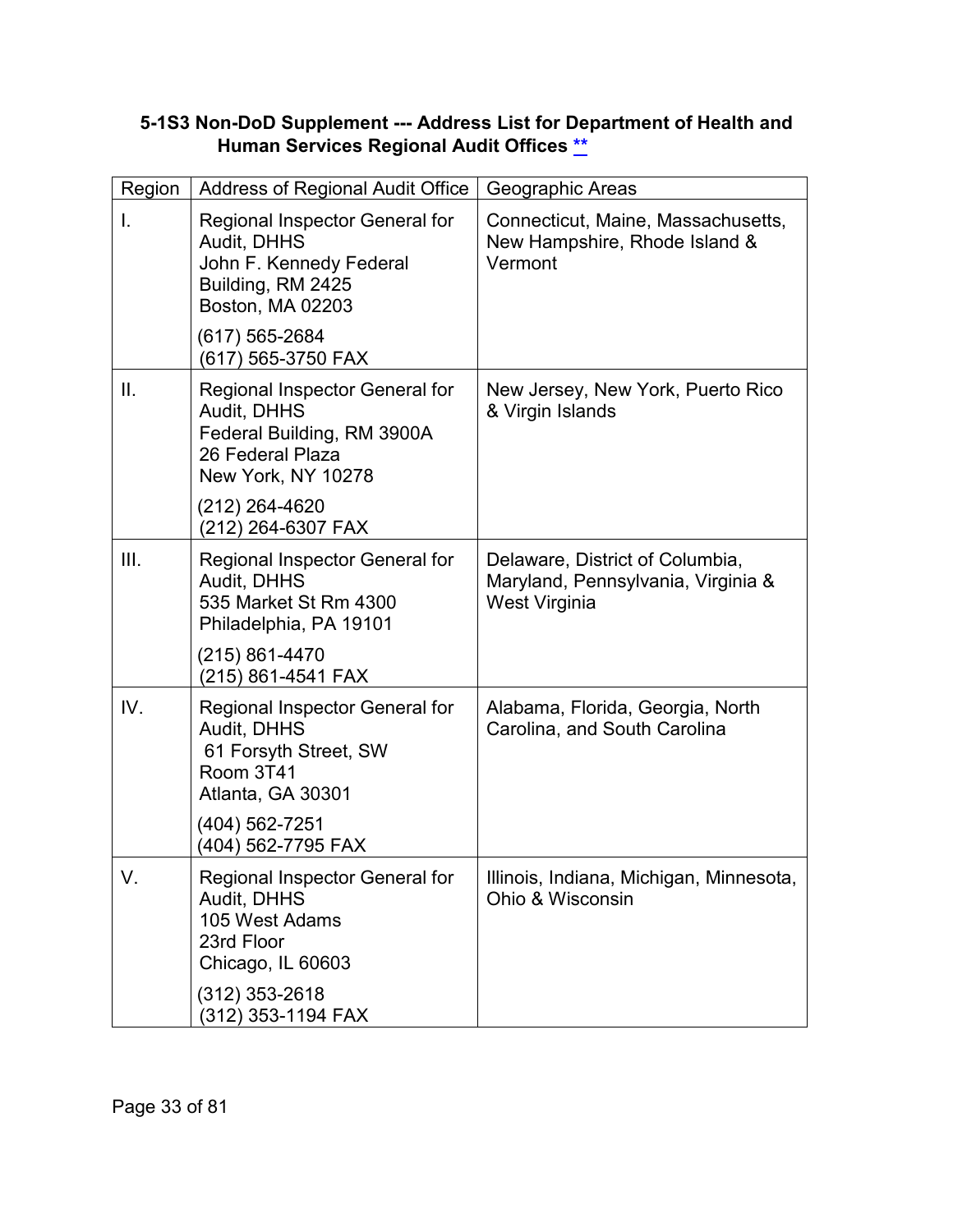### 5-1S3 Non-DoD Supplement --- Address List for Department of Health and Human Services Regional Audit Offices **

| Region | Address of Regional Audit Office | Geographic Areas |
| --- | --- | --- |
| I. | Regional Inspector General for Audit, DHHS<br>John F. Kennedy Federal Building, RM 2425<br>Boston, MA 02203<br>(617) 565-2684<br>(617) 565-3750 FAX | Connecticut, Maine, Massachusetts, New Hampshire, Rhode Island & Vermont |
| II. | Regional Inspector General for Audit, DHHS<br>Federal Building, RM 3900A<br>26 Federal Plaza<br>New York, NY 10278<br>(212) 264-4620<br>(212) 264-6307 FAX | New Jersey, New York, Puerto Rico & Virgin Islands |
| III. | Regional Inspector General for Audit, DHHS<br>535 Market St Rm 4300<br>Philadelphia, PA 19101<br>(215) 861-4470<br>(215) 861-4541 FAX | Delaware, District of Columbia, Maryland, Pennsylvania, Virginia & West Virginia |
| IV. | Regional Inspector General for Audit, DHHS<br>61 Forsyth Street, SW<br>Room 3T41<br>Atlanta, GA 30301<br>(404) 562-7251<br>(404) 562-7795 FAX | Alabama, Florida, Georgia, North Carolina, and South Carolina |
| V. | Regional Inspector General for Audit, DHHS<br>105 West Adams<br>23rd Floor<br>Chicago, IL 60603<br>(312) 353-2618<br>(312) 353-1194 FAX | Illinois, Indiana, Michigan, Minnesota, Ohio & Wisconsin |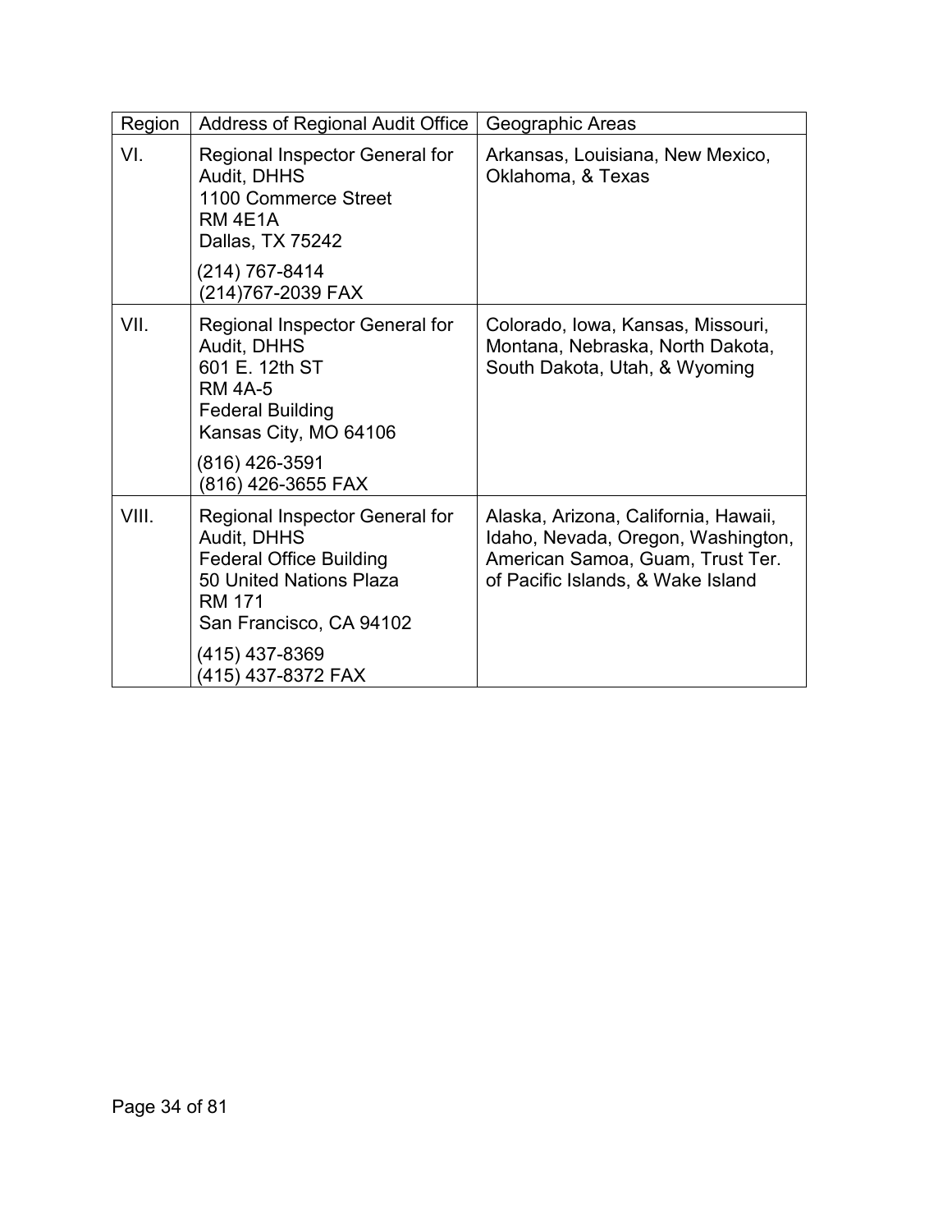| Region | Address of Regional Audit Office | Geographic Areas |
| --- | --- | --- |
| VI. | Regional Inspector General for Audit, DHHS<br>1100 Commerce Street<br>RM 4E1A<br>Dallas, TX 75242<br>(214) 767-8414<br>(214)767-2039 FAX | Arkansas, Louisiana, New Mexico, Oklahoma, & Texas |
| VII. | Regional Inspector General for Audit, DHHS<br>601 E. 12th ST<br>RM 4A-5<br>Federal Building<br>Kansas City, MO 64106<br>(816) 426-3591<br>(816) 426-3655 FAX | Colorado, Iowa, Kansas, Missouri, Montana, Nebraska, North Dakota, South Dakota, Utah, & Wyoming |
| VIII. | Regional Inspector General for Audit, DHHS<br>Federal Office Building<br>50 United Nations Plaza<br>RM 171<br>San Francisco, CA 94102<br>(415) 437-8369<br>(415) 437-8372 FAX | Alaska, Arizona, California, Hawaii, Idaho, Nevada, Oregon, Washington, American Samoa, Guam, Trust Ter. of Pacific Islands, & Wake Island |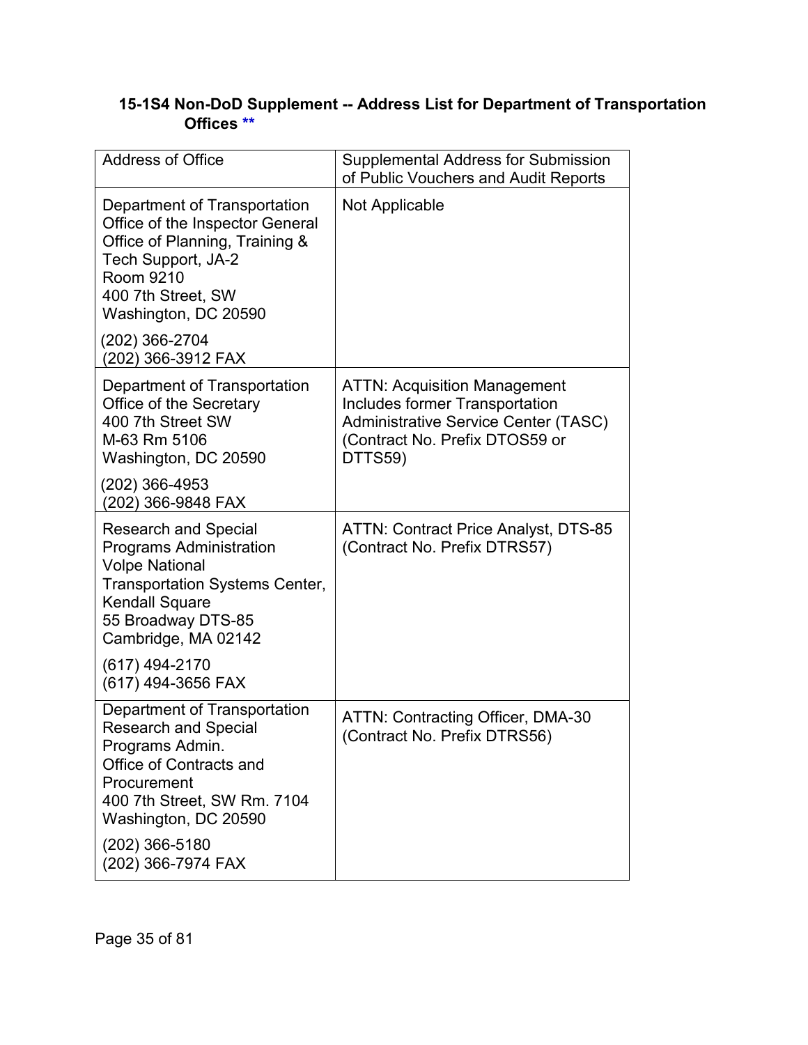### 15-1S4 Non-DoD Supplement -- Address List for Department of Transportation Offices **

| Address of Office | Supplemental Address for Submission of Public Vouchers and Audit Reports |
|---|---|
| Department of Transportation<br>Office of the Inspector General<br>Office of Planning, Training & Tech Support, JA-2<br>Room 9210<br>400 7th Street, SW<br>Washington, DC 20590<br>(202) 366-2704<br>(202) 366-3912 FAX | Not Applicable |
| Department of Transportation<br>Office of the Secretary<br>400 7th Street SW<br>M-63 Rm 5106<br>Washington, DC 20590<br>(202) 366-4953<br>(202) 366-9848 FAX | ATTN: Acquisition Management<br>Includes former Transportation Administrative Service Center (TASC)<br>(Contract No. Prefix DTOS59 or DTTS59) |
| Research and Special Programs Administration<br>Volpe National Transportation Systems Center, Kendall Square<br>55 Broadway DTS-85<br>Cambridge, MA 02142<br>(617) 494-2170<br>(617) 494-3656 FAX | ATTN: Contract Price Analyst, DTS-85<br>(Contract No. Prefix DTRS57) |
| Department of Transportation<br>Research and Special Programs Admin.<br>Office of Contracts and Procurement<br>400 7th Street, SW Rm. 7104<br>Washington, DC 20590<br>(202) 366-5180<br>(202) 366-7974 FAX | ATTN: Contracting Officer, DMA-30<br>(Contract No. Prefix DTRS56) |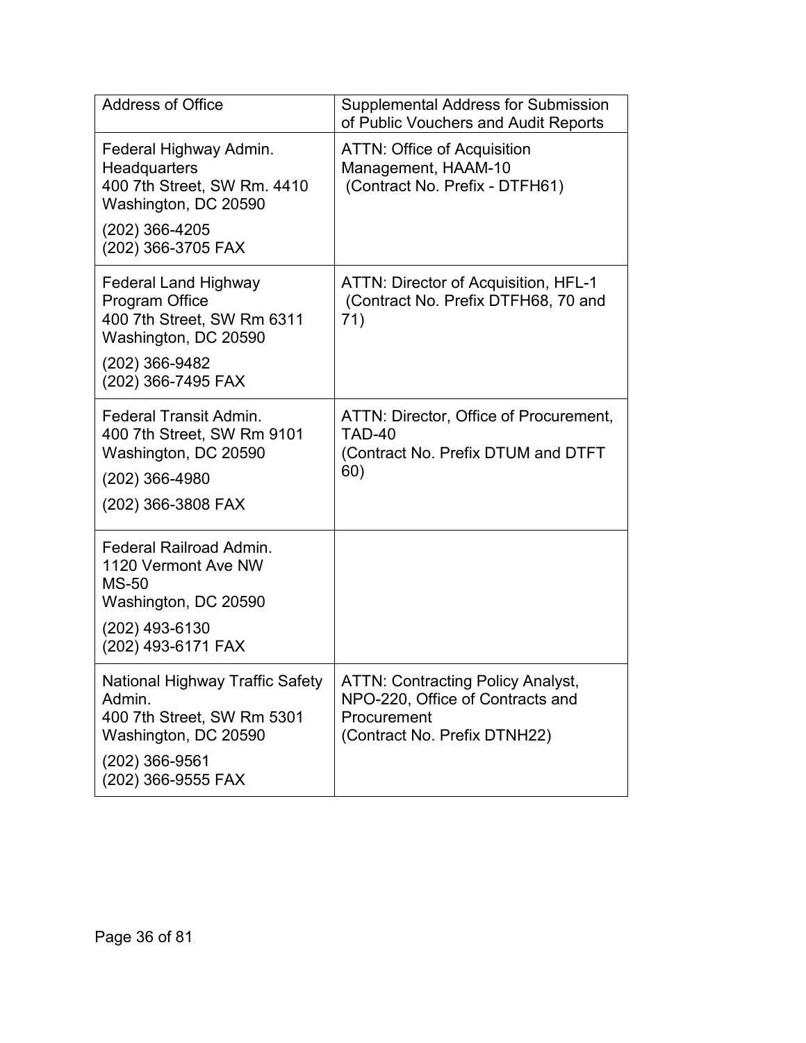| Address of Office | Supplemental Address for Submission of Public Vouchers and Audit Reports |
|---|---|
| Federal Highway Admin. Headquarters<br>400 7th Street, SW Rm. 4410<br>Washington, DC 20590<br>(202) 366-4205<br>(202) 366-3705 FAX | ATTN: Office of Acquisition Management, HAAM-10<br>(Contract No. Prefix - DTFH61) |
| Federal Land Highway Program Office<br>400 7th Street, SW Rm 6311<br>Washington, DC 20590<br>(202) 366-9482<br>(202) 366-7495 FAX | ATTN: Director of Acquisition, HFL-1<br>(Contract No. Prefix DTFH68, 70 and 71) |
| Federal Transit Admin.<br>400 7th Street, SW Rm 9101<br>Washington, DC 20590<br>(202) 366-4980<br>(202) 366-3808 FAX | ATTN: Director, Office of Procurement, TAD-40<br>(Contract No. Prefix DTUM and DTFT 60) |
| Federal Railroad Admin.<br>1120 Vermont Ave NW<br>MS-50<br>Washington, DC 20590<br>(202) 493-6130<br>(202) 493-6171 FAX | |
| National Highway Traffic Safety Admin.<br>400 7th Street, SW Rm 5301<br>Washington, DC 20590<br>(202) 366-9561<br>(202) 366-9555 FAX | ATTN: Contracting Policy Analyst, NPO-220, Office of Contracts and Procurement<br>(Contract No. Prefix DTNH22) |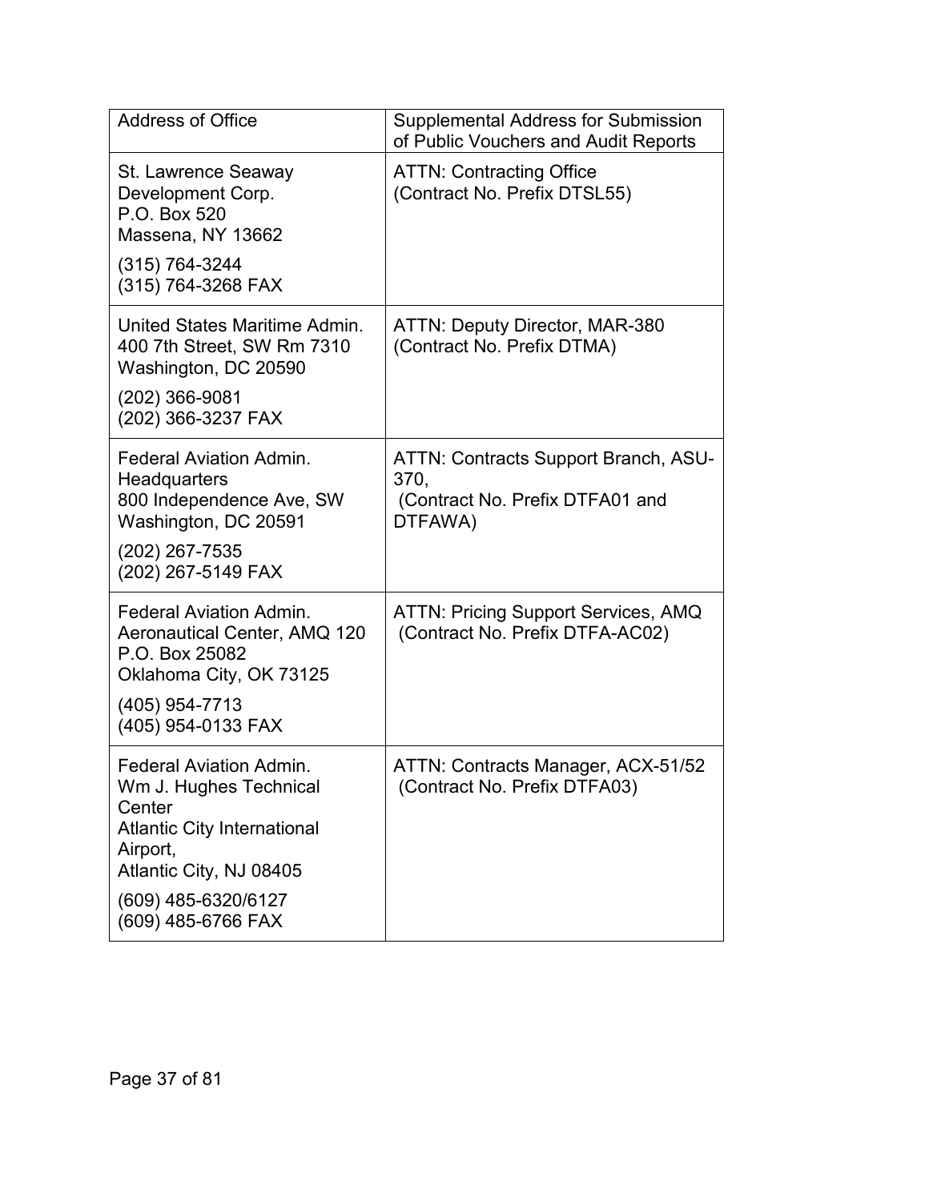| Address of Office | Supplemental Address for Submission of Public Vouchers and Audit Reports |
|---|---|
| St. Lawrence Seaway Development Corp.<br>P.O. Box 520<br>Massena, NY 13662<br>(315) 764-3244<br>(315) 764-3268 FAX | ATTN: Contracting Office<br>(Contract No. Prefix DTSL55) |
| United States Maritime Admin.<br>400 7th Street, SW Rm 7310<br>Washington, DC 20590<br>(202) 366-9081<br>(202) 366-3237 FAX | ATTN: Deputy Director, MAR-380<br>(Contract No. Prefix DTMA) |
| Federal Aviation Admin.<br>Headquarters<br>800 Independence Ave, SW<br>Washington, DC 20591<br>(202) 267-7535<br>(202) 267-5149 FAX | ATTN: Contracts Support Branch, ASU-370,<br>(Contract No. Prefix DTFA01 and DTFAWA) |
| Federal Aviation Admin.<br>Aeronautical Center, AMQ 120<br>P.O. Box 25082<br>Oklahoma City, OK 73125<br>(405) 954-7713<br>(405) 954-0133 FAX | ATTN: Pricing Support Services, AMQ<br>(Contract No. Prefix DTFA-AC02) |
| Federal Aviation Admin.<br>Wm J. Hughes Technical Center<br>Atlantic City International Airport,<br>Atlantic City, NJ 08405<br>(609) 485-6320/6127<br>(609) 485-6766 FAX | ATTN: Contracts Manager, ACX-51/52<br>(Contract No. Prefix DTFA03) |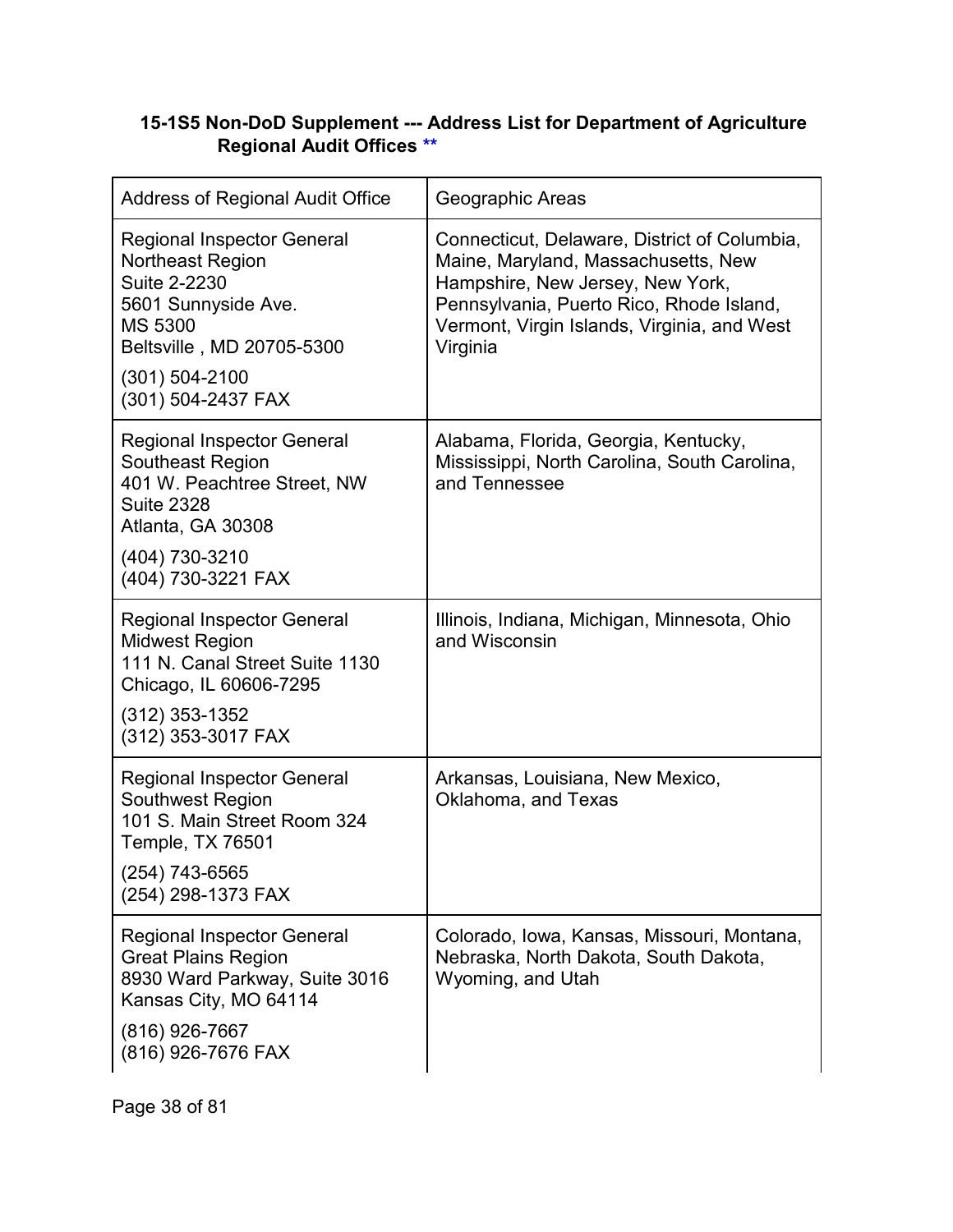**15-1S5 Non-DoD Supplement --- Address List for Department of Agriculture Regional Audit Offices** **

| Address of Regional Audit Office | Geographic Areas |
|---|---|
| Regional Inspector General<br>Northeast Region<br>Suite 2-2230<br>5601 Sunnyside Ave.<br>MS 5300<br>Beltsville , MD 20705-5300<br>(301) 504-2100<br>(301) 504-2437 FAX | Connecticut, Delaware, District of Columbia, Maine, Maryland, Massachusetts, New Hampshire, New Jersey, New York, Pennsylvania, Puerto Rico, Rhode Island, Vermont, Virgin Islands, Virginia, and West Virginia |
| Regional Inspector General<br>Southeast Region<br>401 W. Peachtree Street, NW<br>Suite 2328<br>Atlanta, GA 30308<br>(404) 730-3210<br>(404) 730-3221 FAX | Alabama, Florida, Georgia, Kentucky, Mississippi, North Carolina, South Carolina, and Tennessee |
| Regional Inspector General<br>Midwest Region<br>111 N. Canal Street Suite 1130<br>Chicago, IL 60606-7295<br>(312) 353-1352<br>(312) 353-3017 FAX | Illinois, Indiana, Michigan, Minnesota, Ohio and Wisconsin |
| Regional Inspector General<br>Southwest Region<br>101 S. Main Street Room 324<br>Temple, TX 76501<br>(254) 743-6565<br>(254) 298-1373 FAX | Arkansas, Louisiana, New Mexico, Oklahoma, and Texas |
| Regional Inspector General<br>Great Plains Region<br>8930 Ward Parkway, Suite 3016<br>Kansas City, MO 64114<br>(816) 926-7667<br>(816) 926-7676 FAX | Colorado, Iowa, Kansas, Missouri, Montana, Nebraska, North Dakota, South Dakota, Wyoming, and Utah |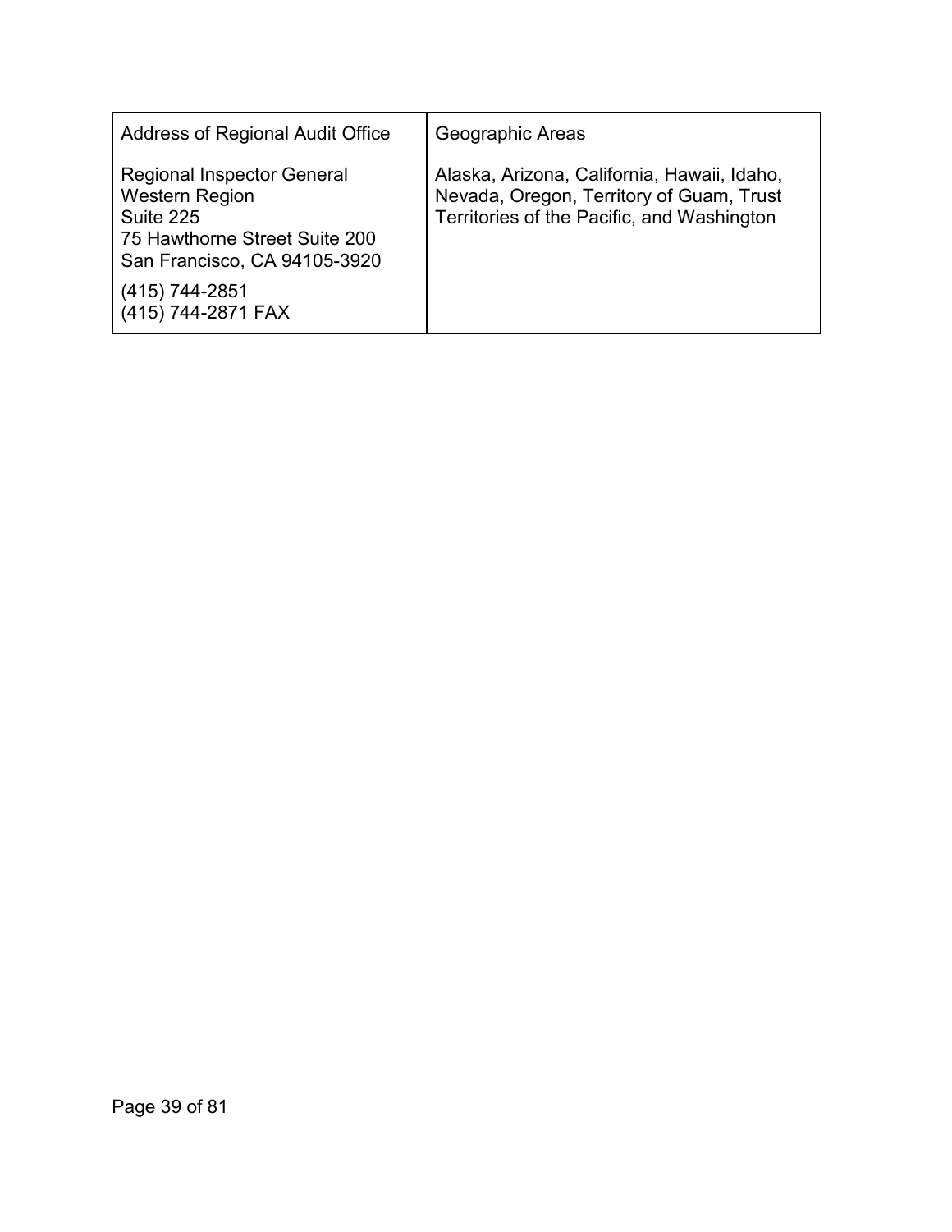| Address of Regional Audit Office | Geographic Areas |
| --- | --- |
| Regional Inspector General<br>Western Region<br>Suite 225<br>75 Hawthorne Street Suite 200<br>San Francisco, CA 94105-3920<br><br>(415) 744-2851<br>(415) 744-2871 FAX | Alaska, Arizona, California, Hawaii, Idaho, Nevada, Oregon, Territory of Guam, Trust Territories of the Pacific, and Washington |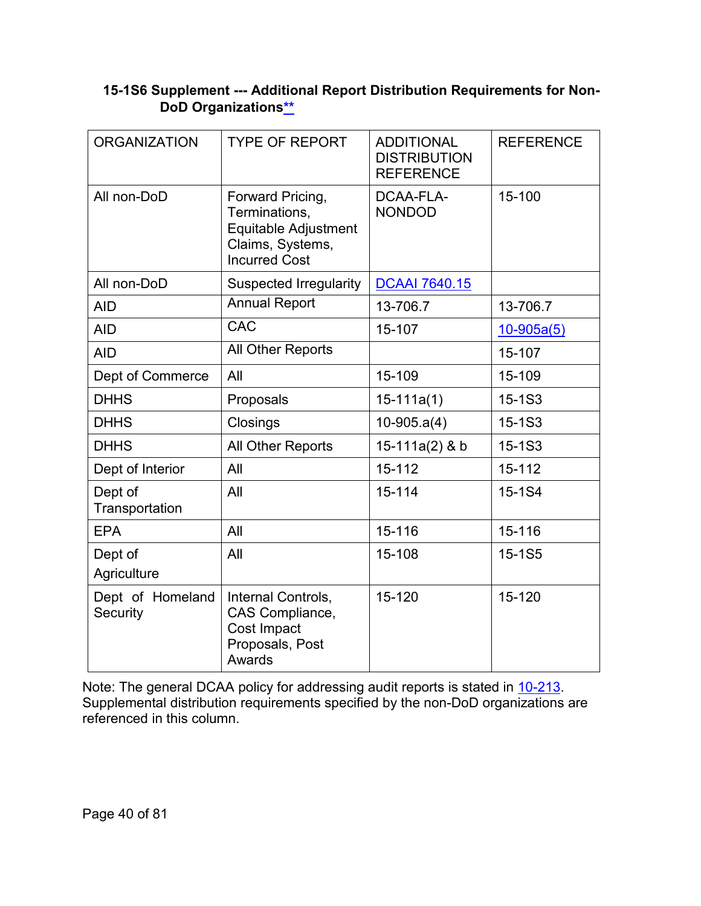### 15-1S6 Supplement --- Additional Report Distribution Requirements for Non-DoD Organizations**

| ORGANIZATION | TYPE OF REPORT | ADDITIONAL DISTRIBUTION REFERENCE | REFERENCE |
|---|---|---|---|
| All non-DoD | Forward Pricing, Terminations, Equitable Adjustment Claims, Systems, Incurred Cost | DCAA-FLA-NONDOD | 15-100 |
| All non-DoD | Suspected Irregularity | DCAAI 7640.15 | |
| AID | Annual Report | 13-706.7 | 13-706.7 |
| AID | CAC | 15-107 | 10-905a(5) |
| AID | All Other Reports | | 15-107 |
| Dept of Commerce | All | 15-109 | 15-109 |
| DHHS | Proposals | 15-111a(1) | 15-1S3 |
| DHHS | Closings | 10-905.a(4) | 15-1S3 |
| DHHS | All Other Reports | 15-111a(2) & b | 15-1S3 |
| Dept of Interior | All | 15-112 | 15-112 |
| Dept of Transportation | All | 15-114 | 15-1S4 |
| EPA | All | 15-116 | 15-116 |
| Dept of Agriculture | All | 15-108 | 15-1S5 |
| Dept of Homeland Security | Internal Controls, CAS Compliance, Cost Impact Proposals, Post Awards | 15-120 | 15-120 |

Note: The general DCAA policy for addressing audit reports is stated in 10-213. Supplemental distribution requirements specified by the non-DoD organizations are referenced in this column.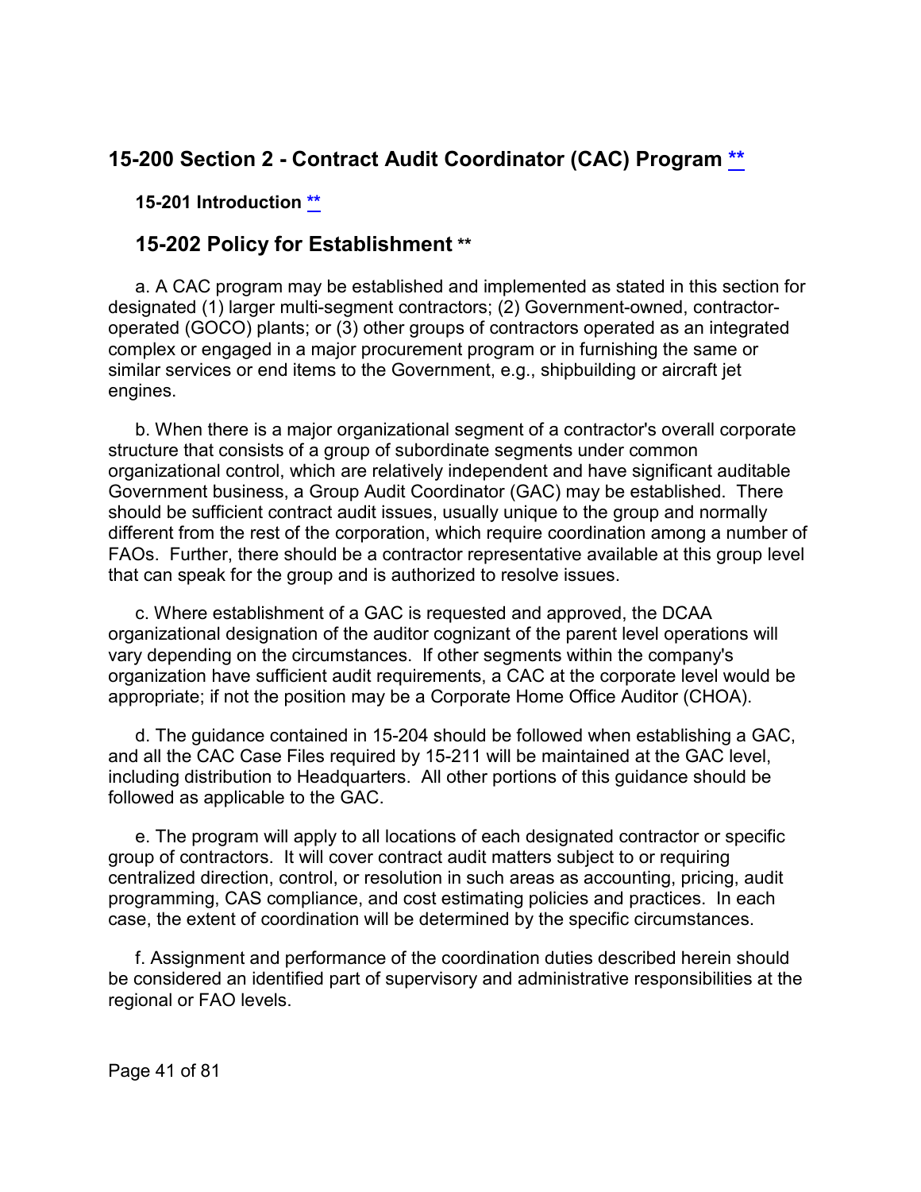## 15-200 Section 2 - Contract Audit Coordinator (CAC) Program **

### 15-201 Introduction **

### 15-202 Policy for Establishment **

a. A CAC program may be established and implemented as stated in this section for designated (1) larger multi-segment contractors; (2) Government-owned, contractor-operated (GOCO) plants; or (3) other groups of contractors operated as an integrated complex or engaged in a major procurement program or in furnishing the same or similar services or end items to the Government, e.g., shipbuilding or aircraft jet engines.

b. When there is a major organizational segment of a contractor's overall corporate structure that consists of a group of subordinate segments under common organizational control, which are relatively independent and have significant auditable Government business, a Group Audit Coordinator (GAC) may be established. There should be sufficient contract audit issues, usually unique to the group and normally different from the rest of the corporation, which require coordination among a number of FAOs. Further, there should be a contractor representative available at this group level that can speak for the group and is authorized to resolve issues.

c. Where establishment of a GAC is requested and approved, the DCAA organizational designation of the auditor cognizant of the parent level operations will vary depending on the circumstances. If other segments within the company's organization have sufficient audit requirements, a CAC at the corporate level would be appropriate; if not the position may be a Corporate Home Office Auditor (CHOA).

d. The guidance contained in 15-204 should be followed when establishing a GAC, and all the CAC Case Files required by 15-211 will be maintained at the GAC level, including distribution to Headquarters. All other portions of this guidance should be followed as applicable to the GAC.

e. The program will apply to all locations of each designated contractor or specific group of contractors. It will cover contract audit matters subject to or requiring centralized direction, control, or resolution in such areas as accounting, pricing, audit programming, CAS compliance, and cost estimating policies and practices. In each case, the extent of coordination will be determined by the specific circumstances.

f. Assignment and performance of the coordination duties described herein should be considered an identified part of supervisory and administrative responsibilities at the regional or FAO levels.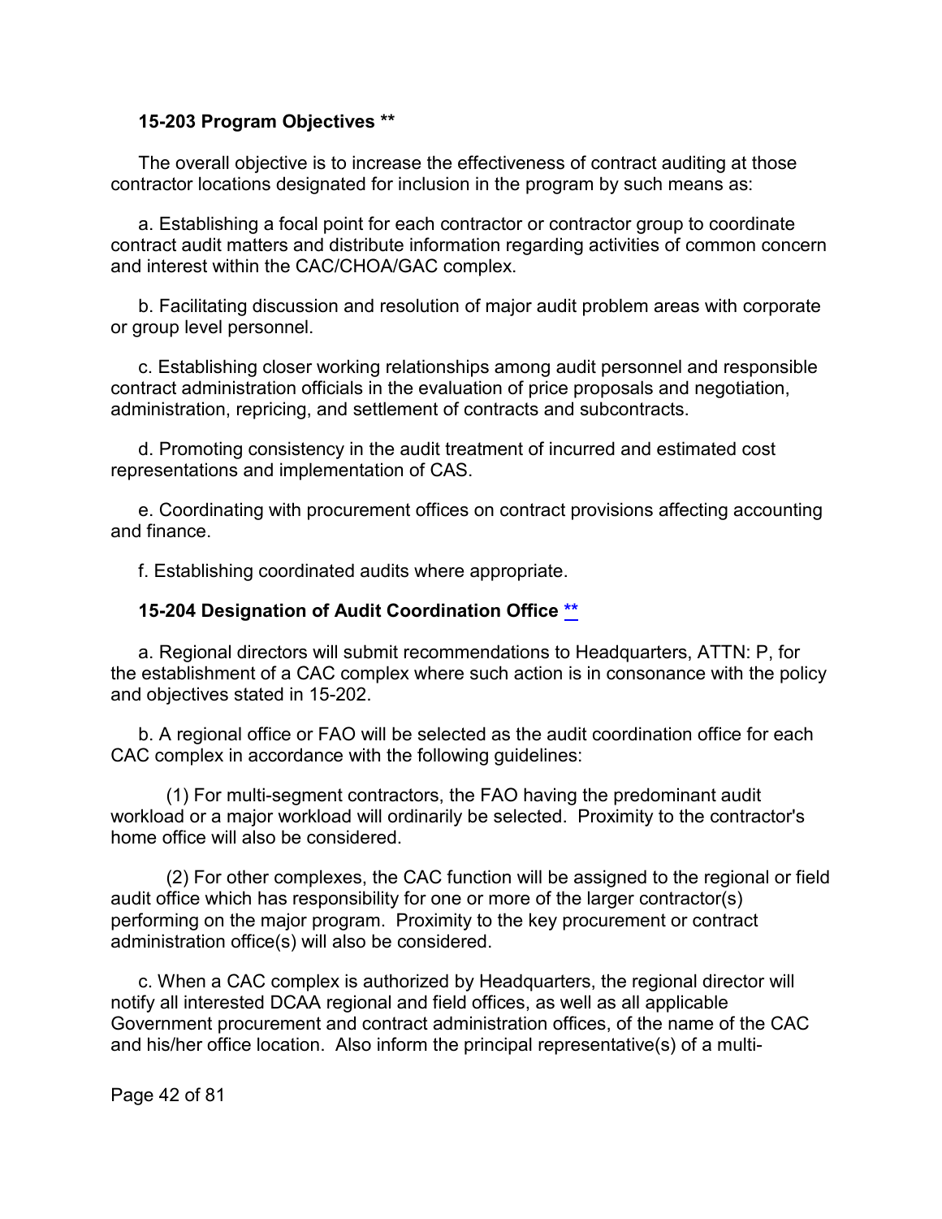### 15-203 Program Objectives **

The overall objective is to increase the effectiveness of contract auditing at those contractor locations designated for inclusion in the program by such means as:

a. Establishing a focal point for each contractor or contractor group to coordinate contract audit matters and distribute information regarding activities of common concern and interest within the CAC/CHOA/GAC complex.

b. Facilitating discussion and resolution of major audit problem areas with corporate or group level personnel.

c. Establishing closer working relationships among audit personnel and responsible contract administration officials in the evaluation of price proposals and negotiation, administration, repricing, and settlement of contracts and subcontracts.

d. Promoting consistency in the audit treatment of incurred and estimated cost representations and implementation of CAS.

e. Coordinating with procurement offices on contract provisions affecting accounting and finance.

f. Establishing coordinated audits where appropriate.

### 15-204 Designation of Audit Coordination Office **

a. Regional directors will submit recommendations to Headquarters, ATTN: P, for the establishment of a CAC complex where such action is in consonance with the policy and objectives stated in 15-202.

b. A regional office or FAO will be selected as the audit coordination office for each CAC complex in accordance with the following guidelines:

(1) For multi-segment contractors, the FAO having the predominant audit workload or a major workload will ordinarily be selected. Proximity to the contractor's home office will also be considered.

(2) For other complexes, the CAC function will be assigned to the regional or field audit office which has responsibility for one or more of the larger contractor(s) performing on the major program. Proximity to the key procurement or contract administration office(s) will also be considered.

c. When a CAC complex is authorized by Headquarters, the regional director will notify all interested DCAA regional and field offices, as well as all applicable Government procurement and contract administration offices, of the name of the CAC and his/her office location. Also inform the principal representative(s) of a multi-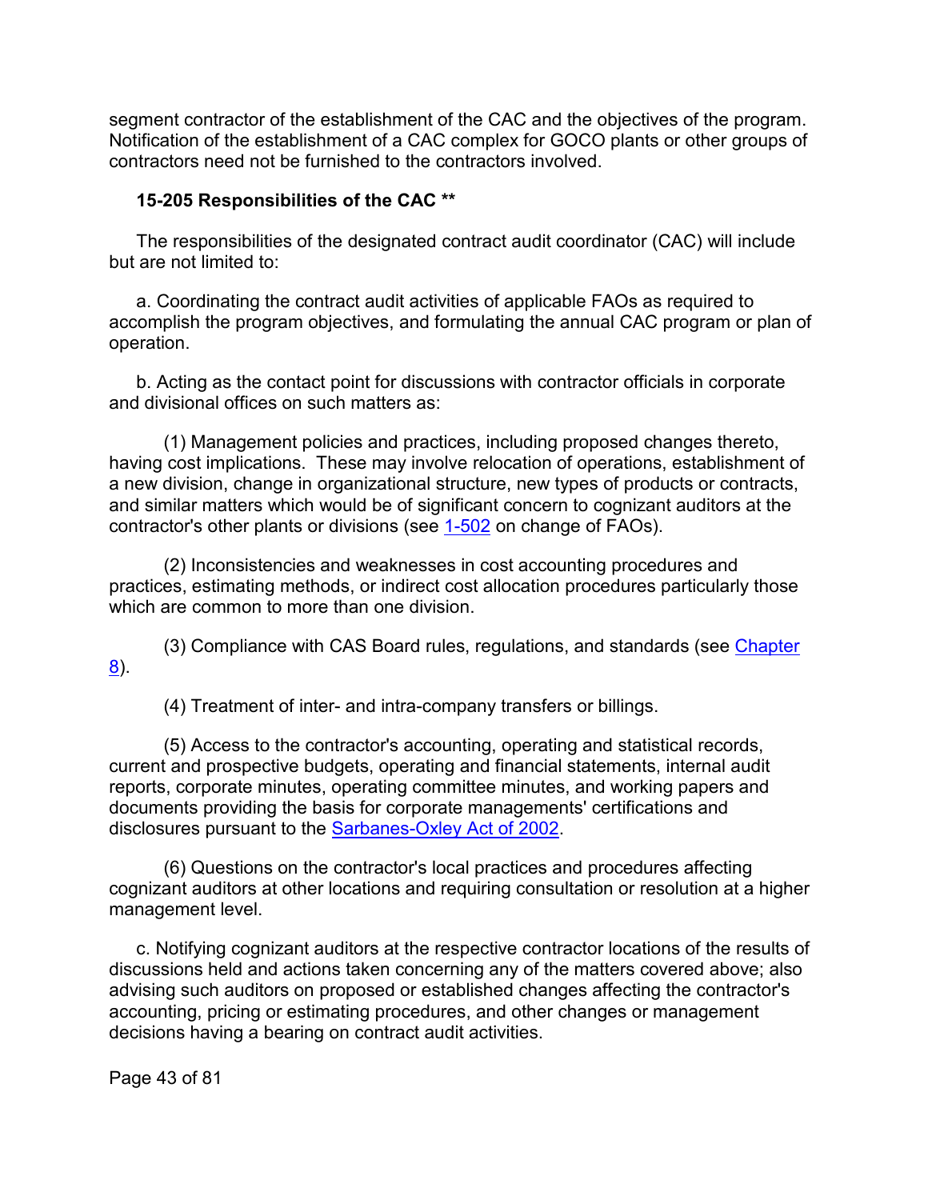segment contractor of the establishment of the CAC and the objectives of the program. Notification of the establishment of a CAC complex for GOCO plants or other groups of contractors need not be furnished to the contractors involved.

### 15-205 Responsibilities of the CAC **

The responsibilities of the designated contract audit coordinator (CAC) will include but are not limited to:

a. Coordinating the contract audit activities of applicable FAOs as required to accomplish the program objectives, and formulating the annual CAC program or plan of operation.

b. Acting as the contact point for discussions with contractor officials in corporate and divisional offices on such matters as:

(1) Management policies and practices, including proposed changes thereto, having cost implications. These may involve relocation of operations, establishment of a new division, change in organizational structure, new types of products or contracts, and similar matters which would be of significant concern to cognizant auditors at the contractor's other plants or divisions (see 1-502 on change of FAOs).

(2) Inconsistencies and weaknesses in cost accounting procedures and practices, estimating methods, or indirect cost allocation procedures particularly those which are common to more than one division.

(3) Compliance with CAS Board rules, regulations, and standards (see Chapter 8).

(4) Treatment of inter- and intra-company transfers or billings.

(5) Access to the contractor's accounting, operating and statistical records, current and prospective budgets, operating and financial statements, internal audit reports, corporate minutes, operating committee minutes, and working papers and documents providing the basis for corporate managements' certifications and disclosures pursuant to the Sarbanes-Oxley Act of 2002.

(6) Questions on the contractor's local practices and procedures affecting cognizant auditors at other locations and requiring consultation or resolution at a higher management level.

c. Notifying cognizant auditors at the respective contractor locations of the results of discussions held and actions taken concerning any of the matters covered above; also advising such auditors on proposed or established changes affecting the contractor's accounting, pricing or estimating procedures, and other changes or management decisions having a bearing on contract audit activities.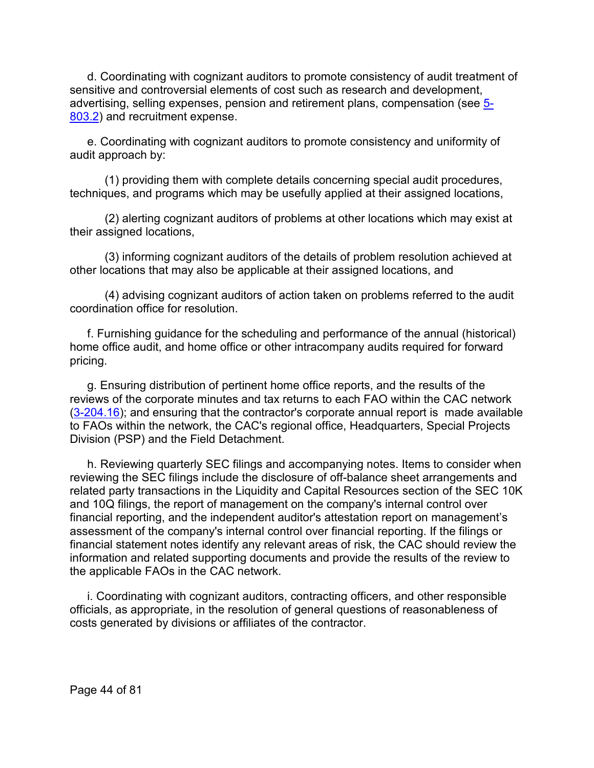d. Coordinating with cognizant auditors to promote consistency of audit treatment of sensitive and controversial elements of cost such as research and development, advertising, selling expenses, pension and retirement plans, compensation (see 5-803.2) and recruitment expense.

e. Coordinating with cognizant auditors to promote consistency and uniformity of audit approach by:

(1) providing them with complete details concerning special audit procedures, techniques, and programs which may be usefully applied at their assigned locations,

(2) alerting cognizant auditors of problems at other locations which may exist at their assigned locations,

(3) informing cognizant auditors of the details of problem resolution achieved at other locations that may also be applicable at their assigned locations, and

(4) advising cognizant auditors of action taken on problems referred to the audit coordination office for resolution.

f. Furnishing guidance for the scheduling and performance of the annual (historical) home office audit, and home office or other intracompany audits required for forward pricing.

g. Ensuring distribution of pertinent home office reports, and the results of the reviews of the corporate minutes and tax returns to each FAO within the CAC network (3-204.16); and ensuring that the contractor's corporate annual report is made available to FAOs within the network, the CAC's regional office, Headquarters, Special Projects Division (PSP) and the Field Detachment.

h. Reviewing quarterly SEC filings and accompanying notes. Items to consider when reviewing the SEC filings include the disclosure of off-balance sheet arrangements and related party transactions in the Liquidity and Capital Resources section of the SEC 10K and 10Q filings, the report of management on the company's internal control over financial reporting, and the independent auditor's attestation report on management's assessment of the company's internal control over financial reporting. If the filings or financial statement notes identify any relevant areas of risk, the CAC should review the information and related supporting documents and provide the results of the review to the applicable FAOs in the CAC network.

i. Coordinating with cognizant auditors, contracting officers, and other responsible officials, as appropriate, in the resolution of general questions of reasonableness of costs generated by divisions or affiliates of the contractor.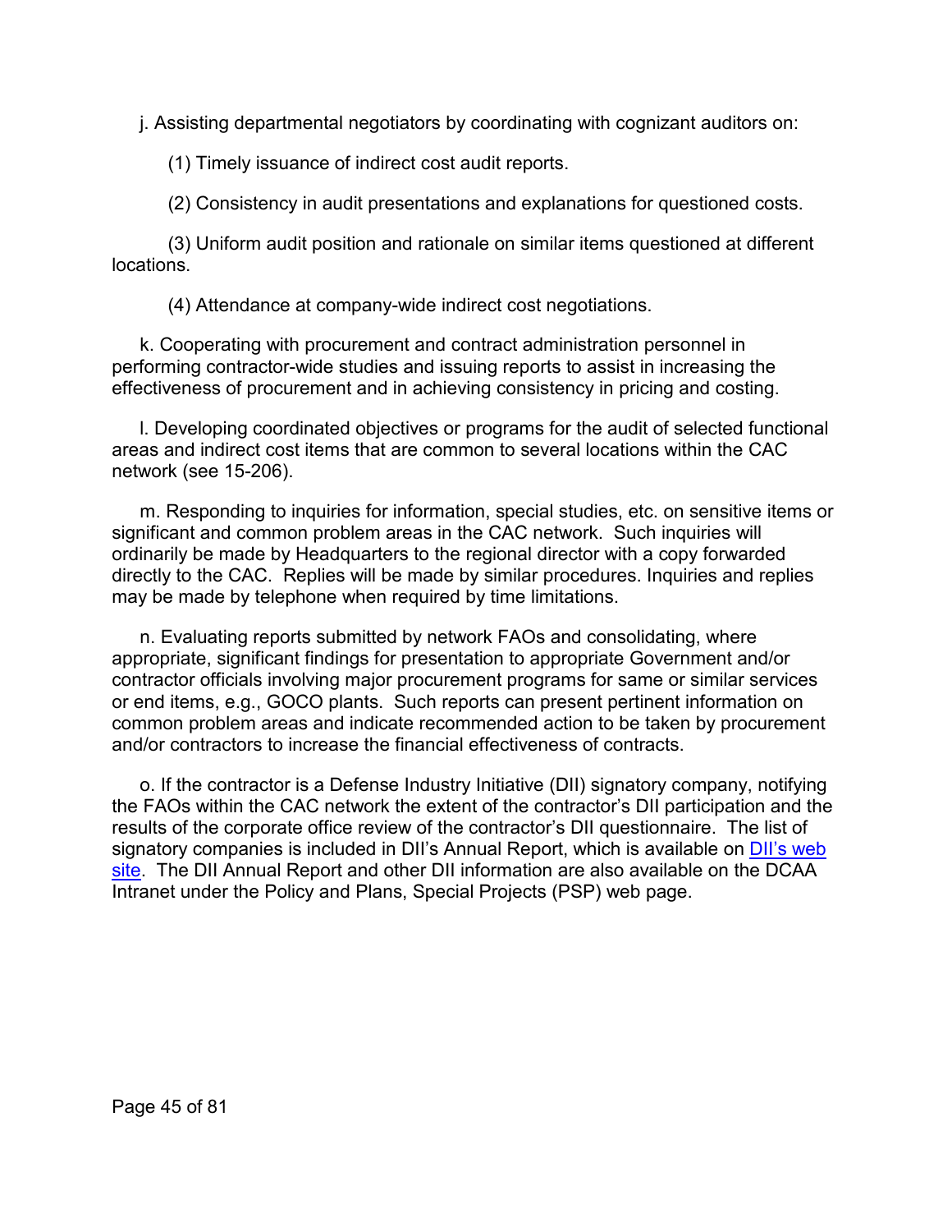j. Assisting departmental negotiators by coordinating with cognizant auditors on:

(1) Timely issuance of indirect cost audit reports.

(2) Consistency in audit presentations and explanations for questioned costs.

(3) Uniform audit position and rationale on similar items questioned at different locations.

(4) Attendance at company-wide indirect cost negotiations.

k. Cooperating with procurement and contract administration personnel in performing contractor-wide studies and issuing reports to assist in increasing the effectiveness of procurement and in achieving consistency in pricing and costing.

l. Developing coordinated objectives or programs for the audit of selected functional areas and indirect cost items that are common to several locations within the CAC network (see 15-206).

m. Responding to inquiries for information, special studies, etc. on sensitive items or significant and common problem areas in the CAC network. Such inquiries will ordinarily be made by Headquarters to the regional director with a copy forwarded directly to the CAC. Replies will be made by similar procedures. Inquiries and replies may be made by telephone when required by time limitations.

n. Evaluating reports submitted by network FAOs and consolidating, where appropriate, significant findings for presentation to appropriate Government and/or contractor officials involving major procurement programs for same or similar services or end items, e.g., GOCO plants. Such reports can present pertinent information on common problem areas and indicate recommended action to be taken by procurement and/or contractors to increase the financial effectiveness of contracts.

o. If the contractor is a Defense Industry Initiative (DII) signatory company, notifying the FAOs within the CAC network the extent of the contractor's DII participation and the results of the corporate office review of the contractor's DII questionnaire. The list of signatory companies is included in DII's Annual Report, which is available on DII's web site. The DII Annual Report and other DII information are also available on the DCAA Intranet under the Policy and Plans, Special Projects (PSP) web page.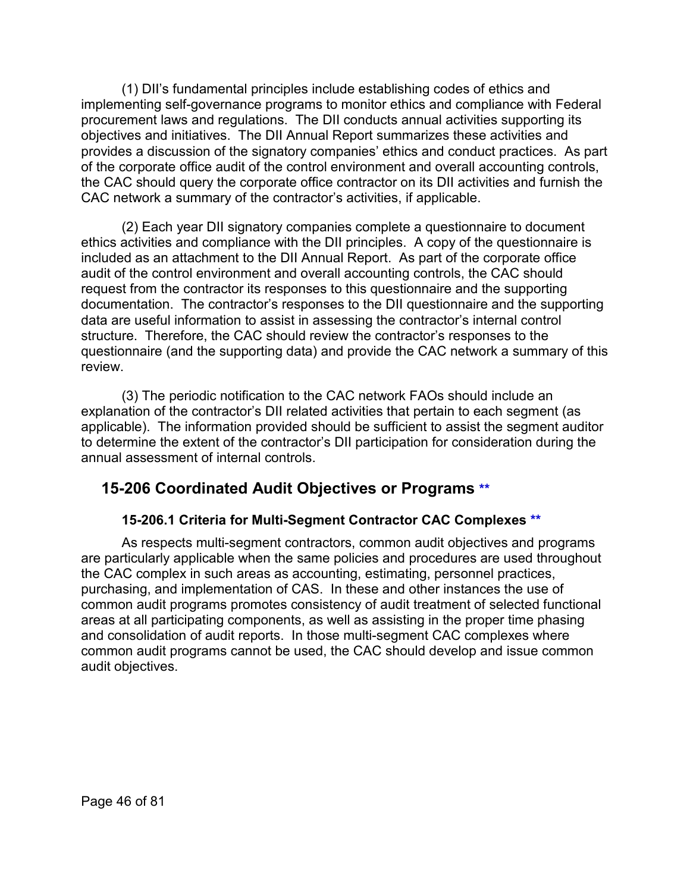(1) DII's fundamental principles include establishing codes of ethics and implementing self-governance programs to monitor ethics and compliance with Federal procurement laws and regulations. The DII conducts annual activities supporting its objectives and initiatives. The DII Annual Report summarizes these activities and provides a discussion of the signatory companies' ethics and conduct practices. As part of the corporate office audit of the control environment and overall accounting controls, the CAC should query the corporate office contractor on its DII activities and furnish the CAC network a summary of the contractor's activities, if applicable.

(2) Each year DII signatory companies complete a questionnaire to document ethics activities and compliance with the DII principles. A copy of the questionnaire is included as an attachment to the DII Annual Report. As part of the corporate office audit of the control environment and overall accounting controls, the CAC should request from the contractor its responses to this questionnaire and the supporting documentation. The contractor's responses to the DII questionnaire and the supporting data are useful information to assist in assessing the contractor's internal control structure. Therefore, the CAC should review the contractor's responses to the questionnaire (and the supporting data) and provide the CAC network a summary of this review.

(3) The periodic notification to the CAC network FAOs should include an explanation of the contractor's DII related activities that pertain to each segment (as applicable). The information provided should be sufficient to assist the segment auditor to determine the extent of the contractor's DII participation for consideration during the annual assessment of internal controls.

## 15-206 Coordinated Audit Objectives or Programs **

### 15-206.1 Criteria for Multi-Segment Contractor CAC Complexes **

As respects multi-segment contractors, common audit objectives and programs are particularly applicable when the same policies and procedures are used throughout the CAC complex in such areas as accounting, estimating, personnel practices, purchasing, and implementation of CAS. In these and other instances the use of common audit programs promotes consistency of audit treatment of selected functional areas at all participating components, as well as assisting in the proper time phasing and consolidation of audit reports. In those multi-segment CAC complexes where common audit programs cannot be used, the CAC should develop and issue common audit objectives.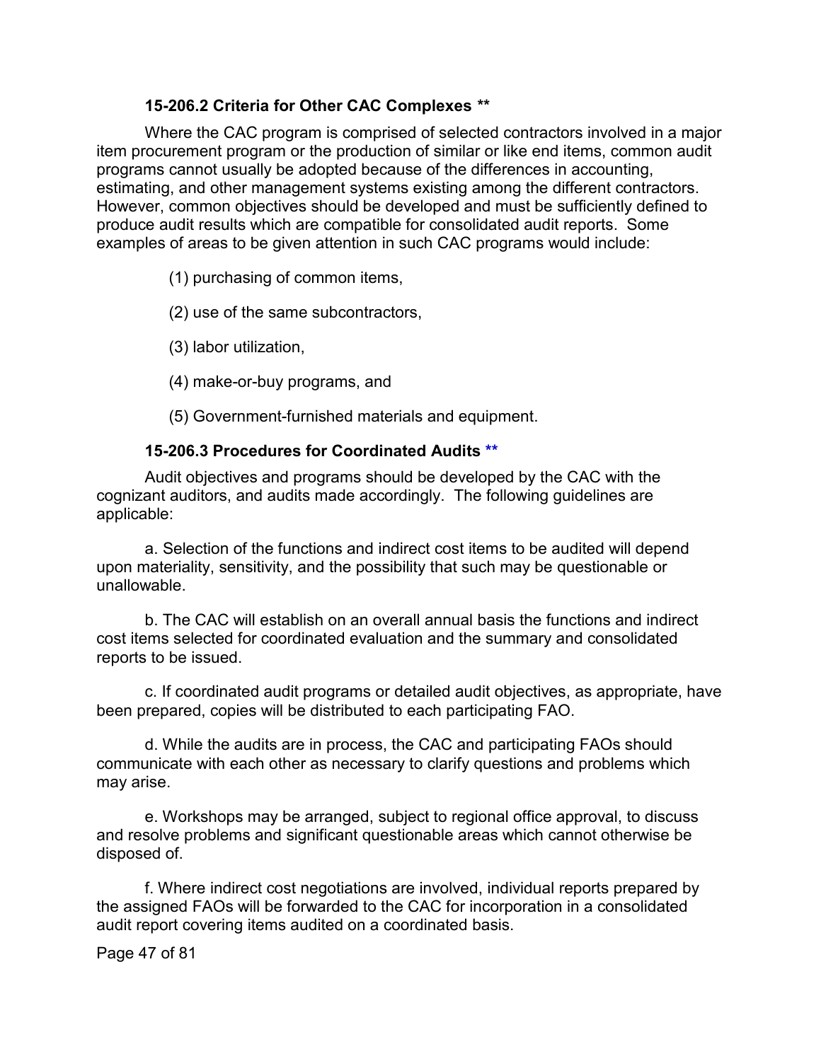### 15-206.2 Criteria for Other CAC Complexes **

Where the CAC program is comprised of selected contractors involved in a major item procurement program or the production of similar or like end items, common audit programs cannot usually be adopted because of the differences in accounting, estimating, and other management systems existing among the different contractors. However, common objectives should be developed and must be sufficiently defined to produce audit results which are compatible for consolidated audit reports. Some examples of areas to be given attention in such CAC programs would include:

(1) purchasing of common items,

(2) use of the same subcontractors,

(3) labor utilization,

(4) make-or-buy programs, and

(5) Government-furnished materials and equipment.

### 15-206.3 Procedures for Coordinated Audits **

Audit objectives and programs should be developed by the CAC with the cognizant auditors, and audits made accordingly. The following guidelines are applicable:

a. Selection of the functions and indirect cost items to be audited will depend upon materiality, sensitivity, and the possibility that such may be questionable or unallowable.

b. The CAC will establish on an overall annual basis the functions and indirect cost items selected for coordinated evaluation and the summary and consolidated reports to be issued.

c. If coordinated audit programs or detailed audit objectives, as appropriate, have been prepared, copies will be distributed to each participating FAO.

d. While the audits are in process, the CAC and participating FAOs should communicate with each other as necessary to clarify questions and problems which may arise.

e. Workshops may be arranged, subject to regional office approval, to discuss and resolve problems and significant questionable areas which cannot otherwise be disposed of.

f. Where indirect cost negotiations are involved, individual reports prepared by the assigned FAOs will be forwarded to the CAC for incorporation in a consolidated audit report covering items audited on a coordinated basis.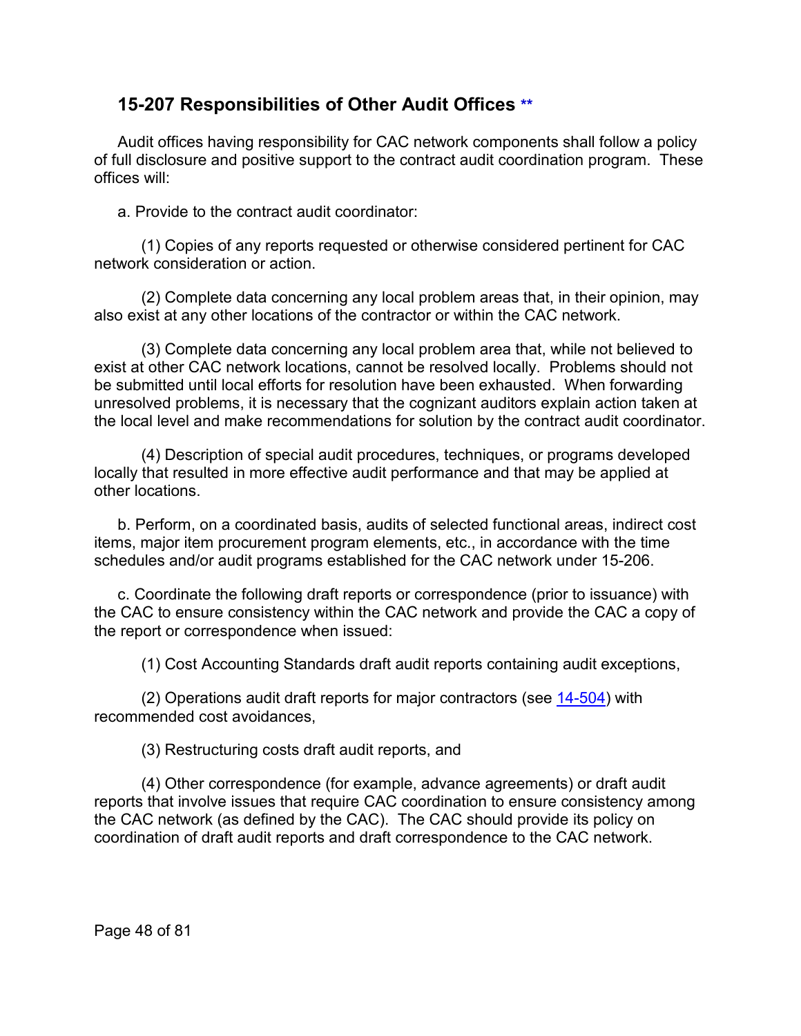## 15-207 Responsibilities of Other Audit Offices **

Audit offices having responsibility for CAC network components shall follow a policy of full disclosure and positive support to the contract audit coordination program. These offices will:

a. Provide to the contract audit coordinator:

(1) Copies of any reports requested or otherwise considered pertinent for CAC network consideration or action.

(2) Complete data concerning any local problem areas that, in their opinion, may also exist at any other locations of the contractor or within the CAC network.

(3) Complete data concerning any local problem area that, while not believed to exist at other CAC network locations, cannot be resolved locally. Problems should not be submitted until local efforts for resolution have been exhausted. When forwarding unresolved problems, it is necessary that the cognizant auditors explain action taken at the local level and make recommendations for solution by the contract audit coordinator.

(4) Description of special audit procedures, techniques, or programs developed locally that resulted in more effective audit performance and that may be applied at other locations.

b. Perform, on a coordinated basis, audits of selected functional areas, indirect cost items, major item procurement program elements, etc., in accordance with the time schedules and/or audit programs established for the CAC network under 15-206.

c. Coordinate the following draft reports or correspondence (prior to issuance) with the CAC to ensure consistency within the CAC network and provide the CAC a copy of the report or correspondence when issued:

(1) Cost Accounting Standards draft audit reports containing audit exceptions,

(2) Operations audit draft reports for major contractors (see 14-504) with recommended cost avoidances,

(3) Restructuring costs draft audit reports, and

(4) Other correspondence (for example, advance agreements) or draft audit reports that involve issues that require CAC coordination to ensure consistency among the CAC network (as defined by the CAC). The CAC should provide its policy on coordination of draft audit reports and draft correspondence to the CAC network.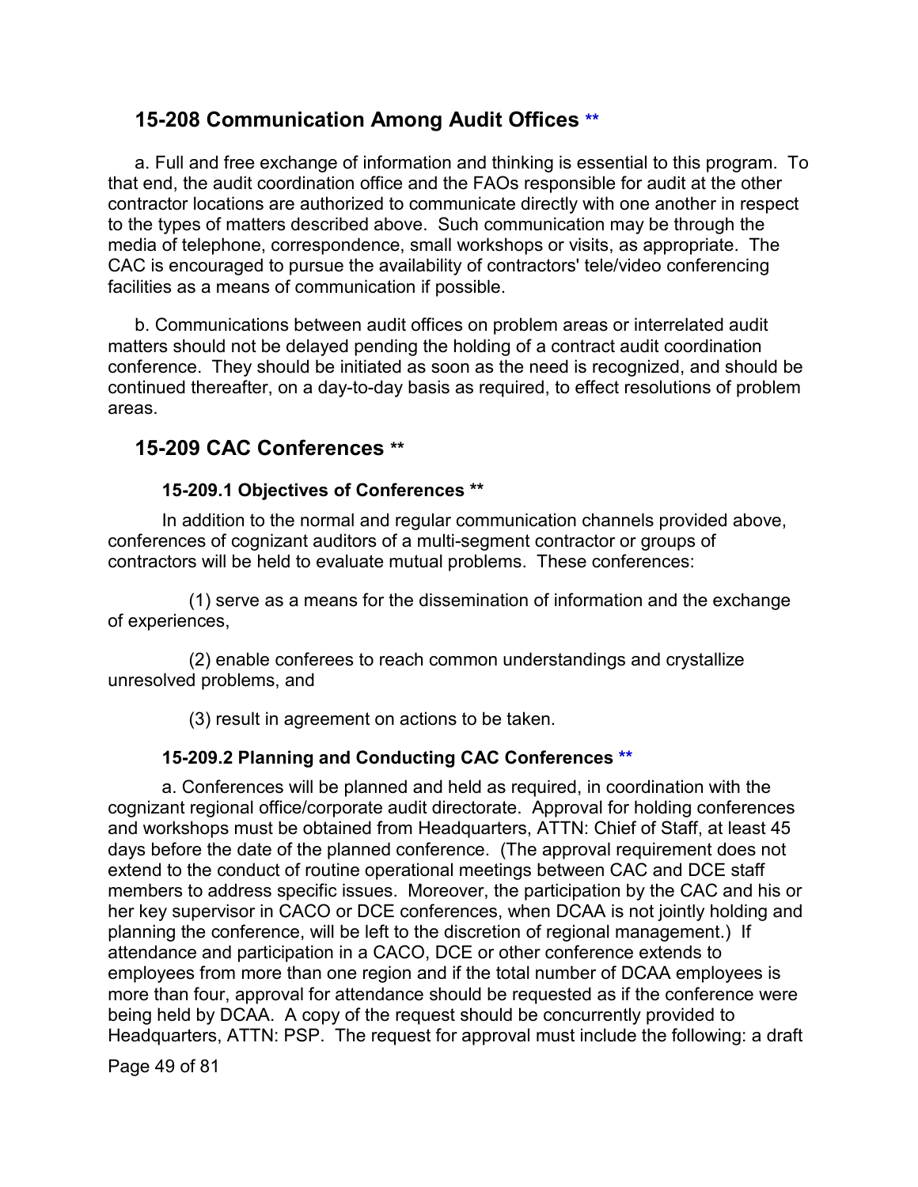## 15-208 Communication Among Audit Offices **

a. Full and free exchange of information and thinking is essential to this program. To that end, the audit coordination office and the FAOs responsible for audit at the other contractor locations are authorized to communicate directly with one another in respect to the types of matters described above. Such communication may be through the media of telephone, correspondence, small workshops or visits, as appropriate. The CAC is encouraged to pursue the availability of contractors' tele/video conferencing facilities as a means of communication if possible.

b. Communications between audit offices on problem areas or interrelated audit matters should not be delayed pending the holding of a contract audit coordination conference. They should be initiated as soon as the need is recognized, and should be continued thereafter, on a day-to-day basis as required, to effect resolutions of problem areas.

## 15-209 CAC Conferences **

### 15-209.1 Objectives of Conferences **

In addition to the normal and regular communication channels provided above, conferences of cognizant auditors of a multi-segment contractor or groups of contractors will be held to evaluate mutual problems. These conferences:

(1) serve as a means for the dissemination of information and the exchange of experiences,

(2) enable conferees to reach common understandings and crystallize unresolved problems, and

(3) result in agreement on actions to be taken.

### 15-209.2 Planning and Conducting CAC Conferences **

a. Conferences will be planned and held as required, in coordination with the cognizant regional office/corporate audit directorate. Approval for holding conferences and workshops must be obtained from Headquarters, ATTN: Chief of Staff, at least 45 days before the date of the planned conference. (The approval requirement does not extend to the conduct of routine operational meetings between CAC and DCE staff members to address specific issues. Moreover, the participation by the CAC and his or her key supervisor in CACO or DCE conferences, when DCAA is not jointly holding and planning the conference, will be left to the discretion of regional management.) If attendance and participation in a CACO, DCE or other conference extends to employees from more than one region and if the total number of DCAA employees is more than four, approval for attendance should be requested as if the conference were being held by DCAA. A copy of the request should be concurrently provided to Headquarters, ATTN: PSP. The request for approval must include the following: a draft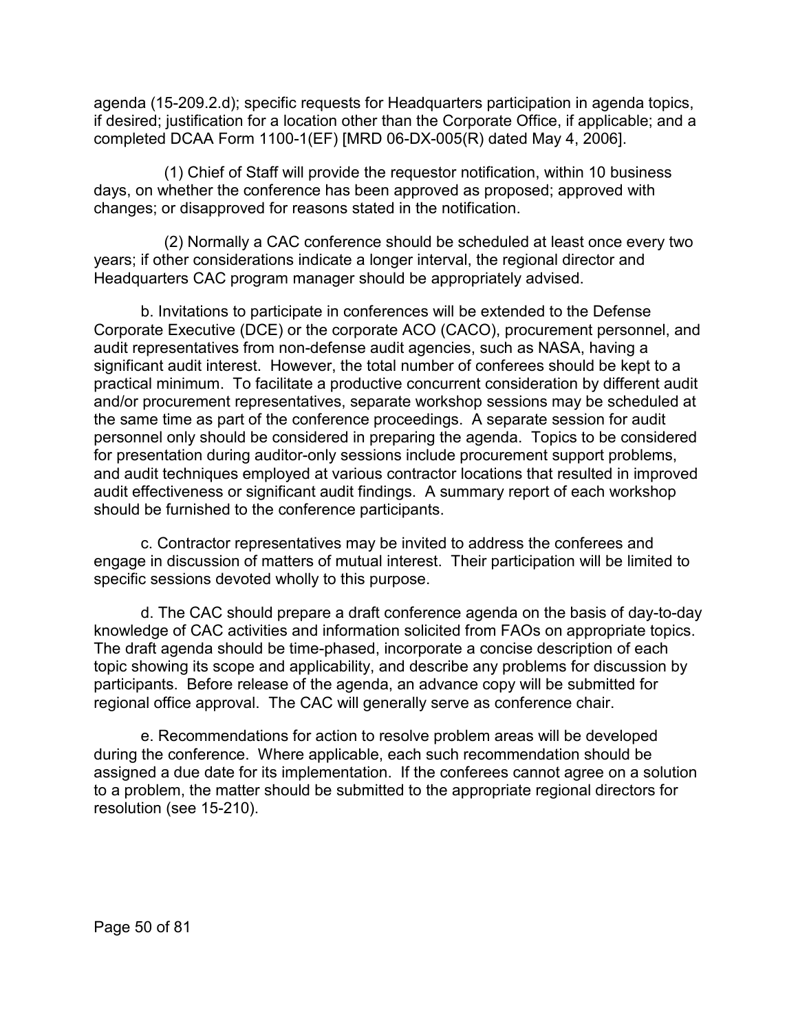agenda (15-209.2.d); specific requests for Headquarters participation in agenda topics, if desired; justification for a location other than the Corporate Office, if applicable; and a completed DCAA Form 1100-1(EF) [MRD 06-DX-005(R) dated May 4, 2006].

(1) Chief of Staff will provide the requestor notification, within 10 business days, on whether the conference has been approved as proposed; approved with changes; or disapproved for reasons stated in the notification.

(2) Normally a CAC conference should be scheduled at least once every two years; if other considerations indicate a longer interval, the regional director and Headquarters CAC program manager should be appropriately advised.

b. Invitations to participate in conferences will be extended to the Defense Corporate Executive (DCE) or the corporate ACO (CACO), procurement personnel, and audit representatives from non-defense audit agencies, such as NASA, having a significant audit interest. However, the total number of conferees should be kept to a practical minimum. To facilitate a productive concurrent consideration by different audit and/or procurement representatives, separate workshop sessions may be scheduled at the same time as part of the conference proceedings. A separate session for audit personnel only should be considered in preparing the agenda. Topics to be considered for presentation during auditor-only sessions include procurement support problems, and audit techniques employed at various contractor locations that resulted in improved audit effectiveness or significant audit findings. A summary report of each workshop should be furnished to the conference participants.

c. Contractor representatives may be invited to address the conferees and engage in discussion of matters of mutual interest. Their participation will be limited to specific sessions devoted wholly to this purpose.

d. The CAC should prepare a draft conference agenda on the basis of day-to-day knowledge of CAC activities and information solicited from FAOs on appropriate topics. The draft agenda should be time-phased, incorporate a concise description of each topic showing its scope and applicability, and describe any problems for discussion by participants. Before release of the agenda, an advance copy will be submitted for regional office approval. The CAC will generally serve as conference chair.

e. Recommendations for action to resolve problem areas will be developed during the conference. Where applicable, each such recommendation should be assigned a due date for its implementation. If the conferees cannot agree on a solution to a problem, the matter should be submitted to the appropriate regional directors for resolution (see 15-210).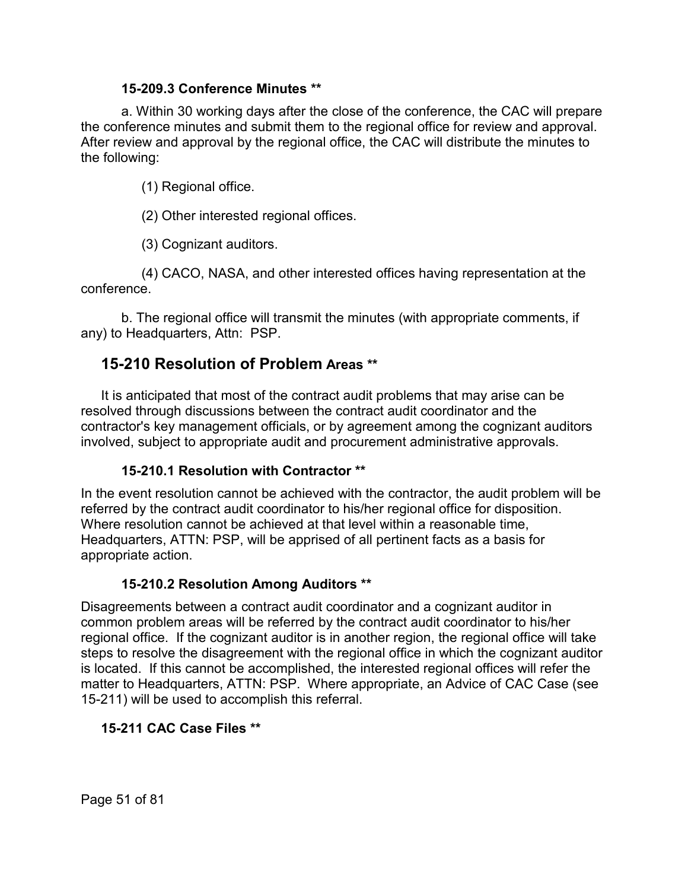#### 15-209.3 Conference Minutes **

a. Within 30 working days after the close of the conference, the CAC will prepare the conference minutes and submit them to the regional office for review and approval. After review and approval by the regional office, the CAC will distribute the minutes to the following:

(1) Regional office.

(2) Other interested regional offices.

(3) Cognizant auditors.

(4) CACO, NASA, and other interested offices having representation at the conference.

b. The regional office will transmit the minutes (with appropriate comments, if any) to Headquarters, Attn: PSP.

## 15-210 Resolution of Problem Areas **

It is anticipated that most of the contract audit problems that may arise can be resolved through discussions between the contract audit coordinator and the contractor's key management officials, or by agreement among the cognizant auditors involved, subject to appropriate audit and procurement administrative approvals.

#### 15-210.1 Resolution with Contractor **

In the event resolution cannot be achieved with the contractor, the audit problem will be referred by the contract audit coordinator to his/her regional office for disposition. Where resolution cannot be achieved at that level within a reasonable time, Headquarters, ATTN: PSP, will be apprised of all pertinent facts as a basis for appropriate action.

#### 15-210.2 Resolution Among Auditors **

Disagreements between a contract audit coordinator and a cognizant auditor in common problem areas will be referred by the contract audit coordinator to his/her regional office. If the cognizant auditor is in another region, the regional office will take steps to resolve the disagreement with the regional office in which the cognizant auditor is located. If this cannot be accomplished, the interested regional offices will refer the matter to Headquarters, ATTN: PSP. Where appropriate, an Advice of CAC Case (see 15-211) will be used to accomplish this referral.

### 15-211 CAC Case Files **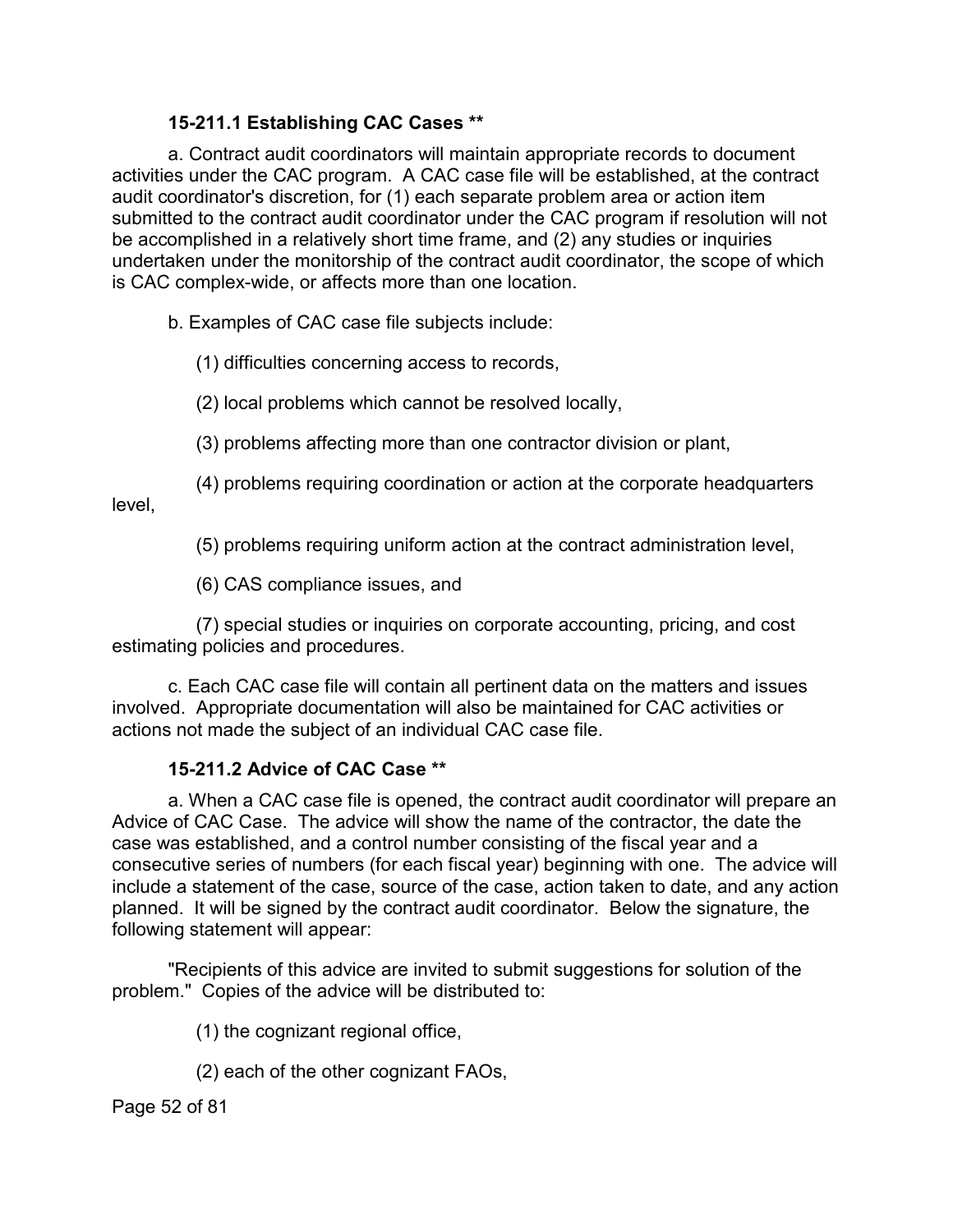### 15-211.1 Establishing CAC Cases **

a. Contract audit coordinators will maintain appropriate records to document activities under the CAC program. A CAC case file will be established, at the contract audit coordinator's discretion, for (1) each separate problem area or action item submitted to the contract audit coordinator under the CAC program if resolution will not be accomplished in a relatively short time frame, and (2) any studies or inquiries undertaken under the monitorship of the contract audit coordinator, the scope of which is CAC complex-wide, or affects more than one location.

b. Examples of CAC case file subjects include:

(1) difficulties concerning access to records,

(2) local problems which cannot be resolved locally,

(3) problems affecting more than one contractor division or plant,

(4) problems requiring coordination or action at the corporate headquarters level,

(5) problems requiring uniform action at the contract administration level,

(6) CAS compliance issues, and

(7) special studies or inquiries on corporate accounting, pricing, and cost estimating policies and procedures.

c. Each CAC case file will contain all pertinent data on the matters and issues involved. Appropriate documentation will also be maintained for CAC activities or actions not made the subject of an individual CAC case file.

### 15-211.2 Advice of CAC Case **

a. When a CAC case file is opened, the contract audit coordinator will prepare an Advice of CAC Case. The advice will show the name of the contractor, the date the case was established, and a control number consisting of the fiscal year and a consecutive series of numbers (for each fiscal year) beginning with one. The advice will include a statement of the case, source of the case, action taken to date, and any action planned. It will be signed by the contract audit coordinator. Below the signature, the following statement will appear:

"Recipients of this advice are invited to submit suggestions for solution of the problem." Copies of the advice will be distributed to:

(1) the cognizant regional office,

(2) each of the other cognizant FAOs,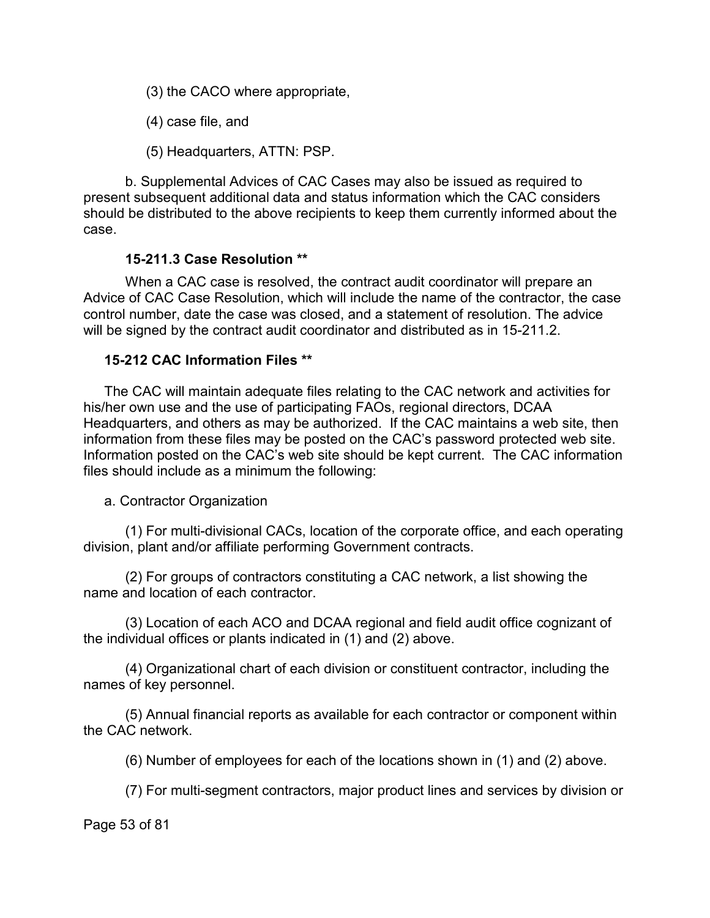(3) the CACO where appropriate,

(4) case file, and

(5) Headquarters, ATTN: PSP.

b. Supplemental Advices of CAC Cases may also be issued as required to present subsequent additional data and status information which the CAC considers should be distributed to the above recipients to keep them currently informed about the case.

### 15-211.3 Case Resolution **

When a CAC case is resolved, the contract audit coordinator will prepare an Advice of CAC Case Resolution, which will include the name of the contractor, the case control number, date the case was closed, and a statement of resolution. The advice will be signed by the contract audit coordinator and distributed as in 15-211.2.

## 15-212 CAC Information Files **

The CAC will maintain adequate files relating to the CAC network and activities for his/her own use and the use of participating FAOs, regional directors, DCAA Headquarters, and others as may be authorized. If the CAC maintains a web site, then information from these files may be posted on the CAC's password protected web site. Information posted on the CAC's web site should be kept current. The CAC information files should include as a minimum the following:

a. Contractor Organization

(1) For multi-divisional CACs, location of the corporate office, and each operating division, plant and/or affiliate performing Government contracts.

(2) For groups of contractors constituting a CAC network, a list showing the name and location of each contractor.

(3) Location of each ACO and DCAA regional and field audit office cognizant of the individual offices or plants indicated in (1) and (2) above.

(4) Organizational chart of each division or constituent contractor, including the names of key personnel.

(5) Annual financial reports as available for each contractor or component within the CAC network.

(6) Number of employees for each of the locations shown in (1) and (2) above.

(7) For multi-segment contractors, major product lines and services by division or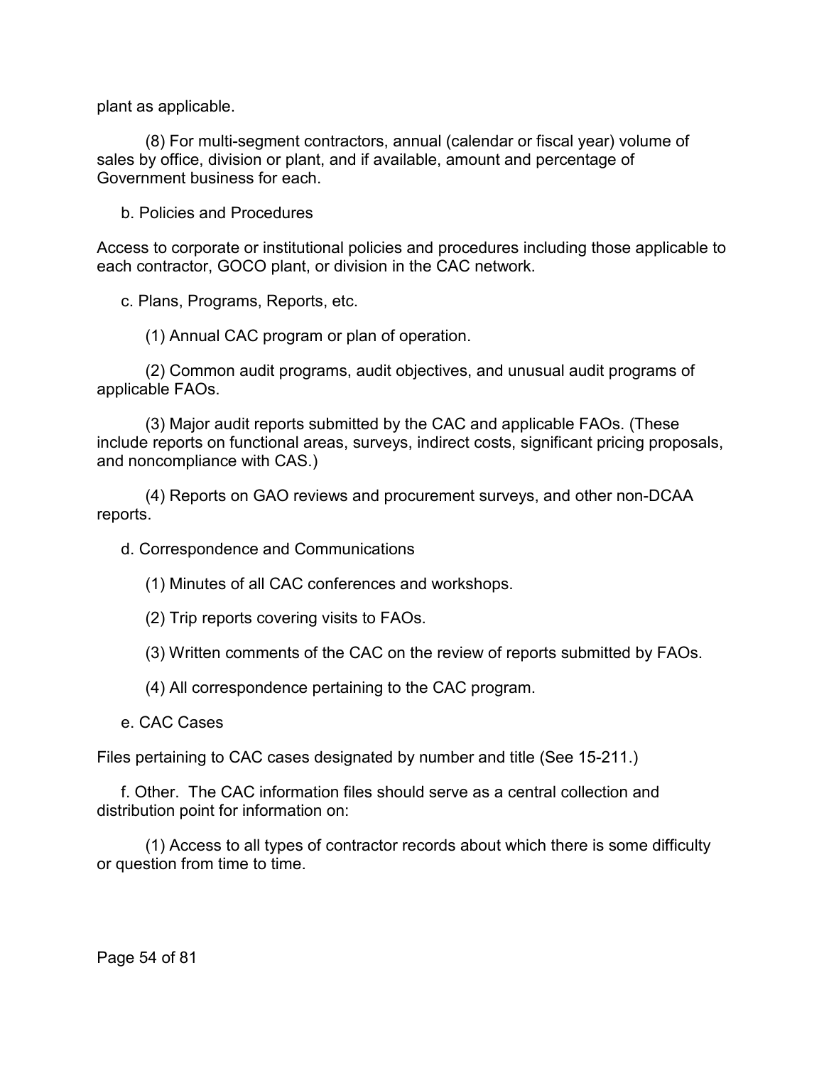plant as applicable.

(8) For multi-segment contractors, annual (calendar or fiscal year) volume of sales by office, division or plant, and if available, amount and percentage of Government business for each.

b. Policies and Procedures

Access to corporate or institutional policies and procedures including those applicable to each contractor, GOCO plant, or division in the CAC network.

c. Plans, Programs, Reports, etc.

(1) Annual CAC program or plan of operation.

(2) Common audit programs, audit objectives, and unusual audit programs of applicable FAOs.

(3) Major audit reports submitted by the CAC and applicable FAOs. (These include reports on functional areas, surveys, indirect costs, significant pricing proposals, and noncompliance with CAS.)

(4) Reports on GAO reviews and procurement surveys, and other non-DCAA reports.

d. Correspondence and Communications

(1) Minutes of all CAC conferences and workshops.

(2) Trip reports covering visits to FAOs.

(3) Written comments of the CAC on the review of reports submitted by FAOs.

(4) All correspondence pertaining to the CAC program.

e. CAC Cases

Files pertaining to CAC cases designated by number and title (See 15-211.)

f. Other. The CAC information files should serve as a central collection and distribution point for information on:

(1) Access to all types of contractor records about which there is some difficulty or question from time to time.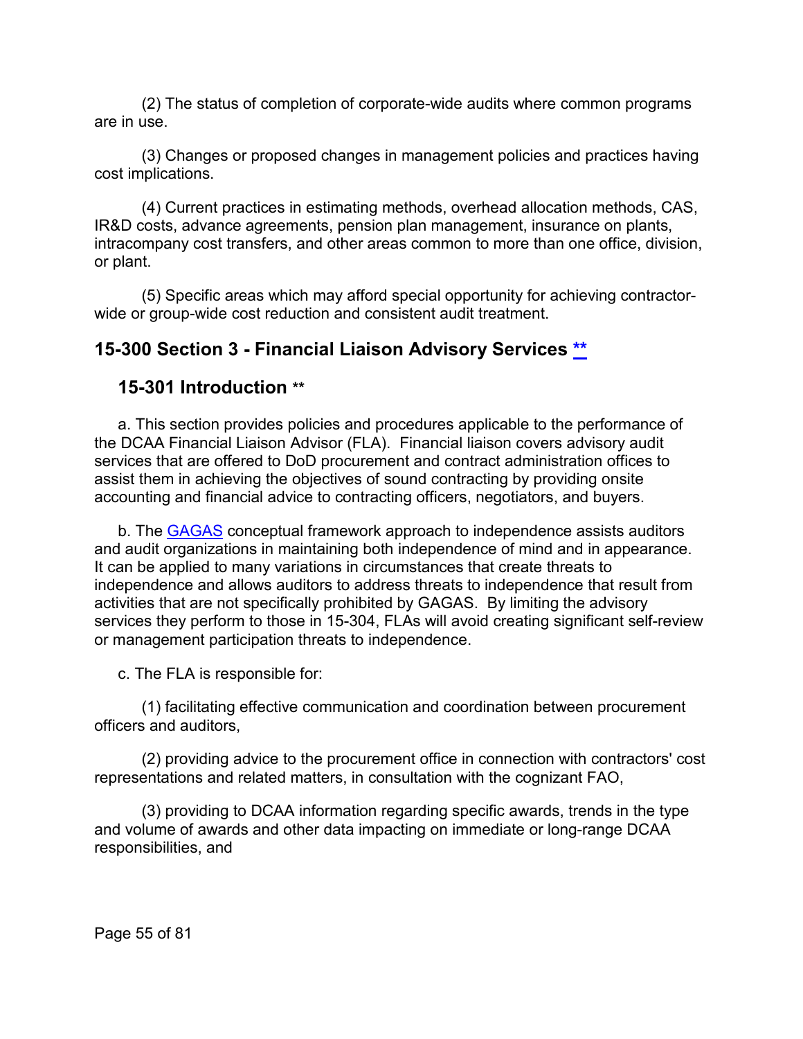(2) The status of completion of corporate-wide audits where common programs are in use.

(3) Changes or proposed changes in management policies and practices having cost implications.

(4) Current practices in estimating methods, overhead allocation methods, CAS, IR&D costs, advance agreements, pension plan management, insurance on plants, intracompany cost transfers, and other areas common to more than one office, division, or plant.

(5) Specific areas which may afford special opportunity for achieving contractor-wide or group-wide cost reduction and consistent audit treatment.

## 15-300 Section 3 - Financial Liaison Advisory Services **

### 15-301 Introduction **

a. This section provides policies and procedures applicable to the performance of the DCAA Financial Liaison Advisor (FLA). Financial liaison covers advisory audit services that are offered to DoD procurement and contract administration offices to assist them in achieving the objectives of sound contracting by providing onsite accounting and financial advice to contracting officers, negotiators, and buyers.

b. The GAGAS conceptual framework approach to independence assists auditors and audit organizations in maintaining both independence of mind and in appearance. It can be applied to many variations in circumstances that create threats to independence and allows auditors to address threats to independence that result from activities that are not specifically prohibited by GAGAS. By limiting the advisory services they perform to those in 15-304, FLAs will avoid creating significant self-review or management participation threats to independence.

c. The FLA is responsible for:

(1) facilitating effective communication and coordination between procurement officers and auditors,

(2) providing advice to the procurement office in connection with contractors' cost representations and related matters, in consultation with the cognizant FAO,

(3) providing to DCAA information regarding specific awards, trends in the type and volume of awards and other data impacting on immediate or long-range DCAA responsibilities, and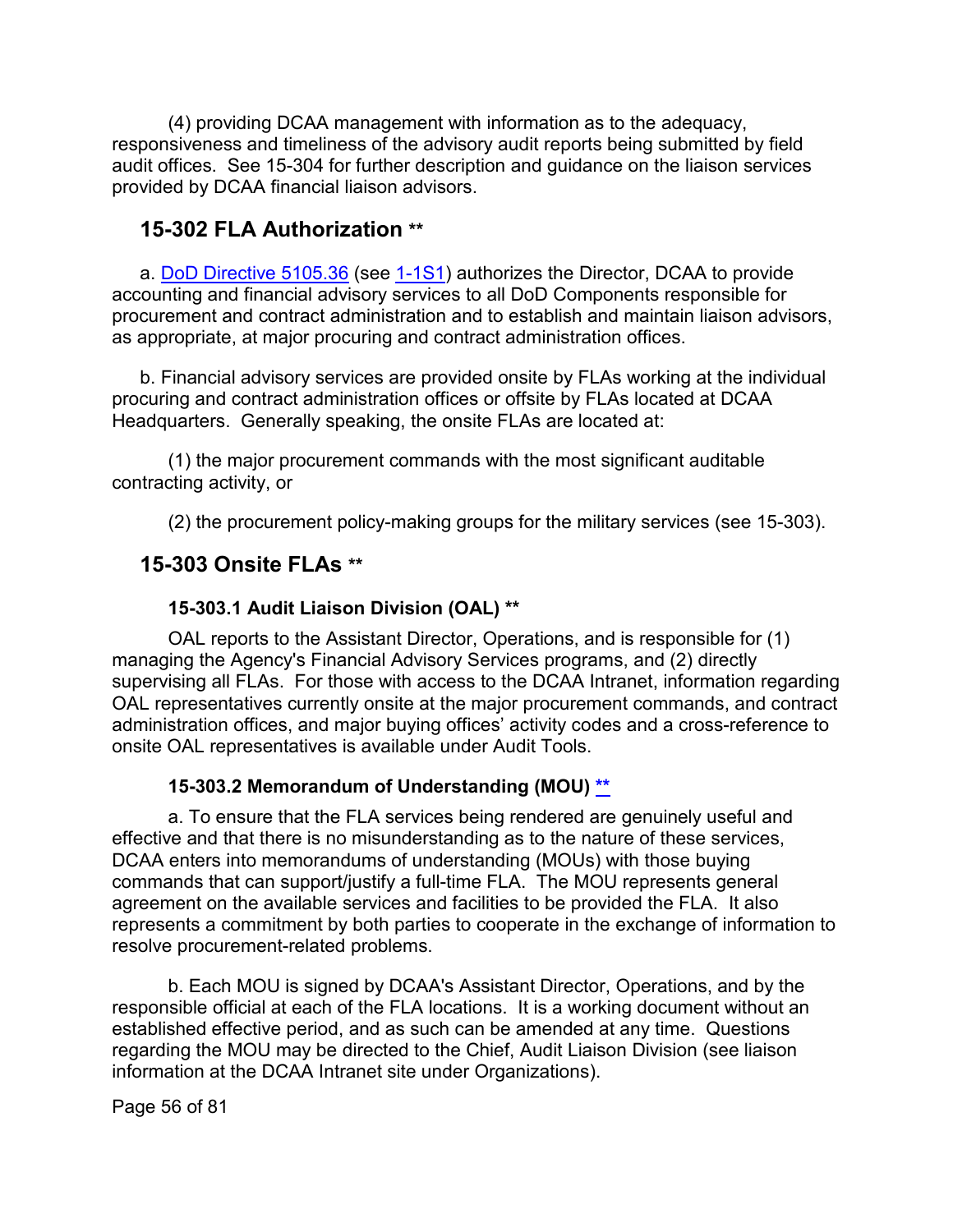(4) providing DCAA management with information as to the adequacy, responsiveness and timeliness of the advisory audit reports being submitted by field audit offices. See 15-304 for further description and guidance on the liaison services provided by DCAA financial liaison advisors.

## 15-302 FLA Authorization **

a. DoD Directive 5105.36 (see 1-1S1) authorizes the Director, DCAA to provide accounting and financial advisory services to all DoD Components responsible for procurement and contract administration and to establish and maintain liaison advisors, as appropriate, at major procuring and contract administration offices.

b. Financial advisory services are provided onsite by FLAs working at the individual procuring and contract administration offices or offsite by FLAs located at DCAA Headquarters. Generally speaking, the onsite FLAs are located at:

(1) the major procurement commands with the most significant auditable contracting activity, or

(2) the procurement policy-making groups for the military services (see 15-303).

## 15-303 Onsite FLAs **

### 15-303.1 Audit Liaison Division (OAL) **

OAL reports to the Assistant Director, Operations, and is responsible for (1) managing the Agency's Financial Advisory Services programs, and (2) directly supervising all FLAs. For those with access to the DCAA Intranet, information regarding OAL representatives currently onsite at the major procurement commands, and contract administration offices, and major buying offices' activity codes and a cross-reference to onsite OAL representatives is available under Audit Tools.

### 15-303.2 Memorandum of Understanding (MOU) **

a. To ensure that the FLA services being rendered are genuinely useful and effective and that there is no misunderstanding as to the nature of these services, DCAA enters into memorandums of understanding (MOUs) with those buying commands that can support/justify a full-time FLA. The MOU represents general agreement on the available services and facilities to be provided the FLA. It also represents a commitment by both parties to cooperate in the exchange of information to resolve procurement-related problems.

b. Each MOU is signed by DCAA's Assistant Director, Operations, and by the responsible official at each of the FLA locations. It is a working document without an established effective period, and as such can be amended at any time. Questions regarding the MOU may be directed to the Chief, Audit Liaison Division (see liaison information at the DCAA Intranet site under Organizations).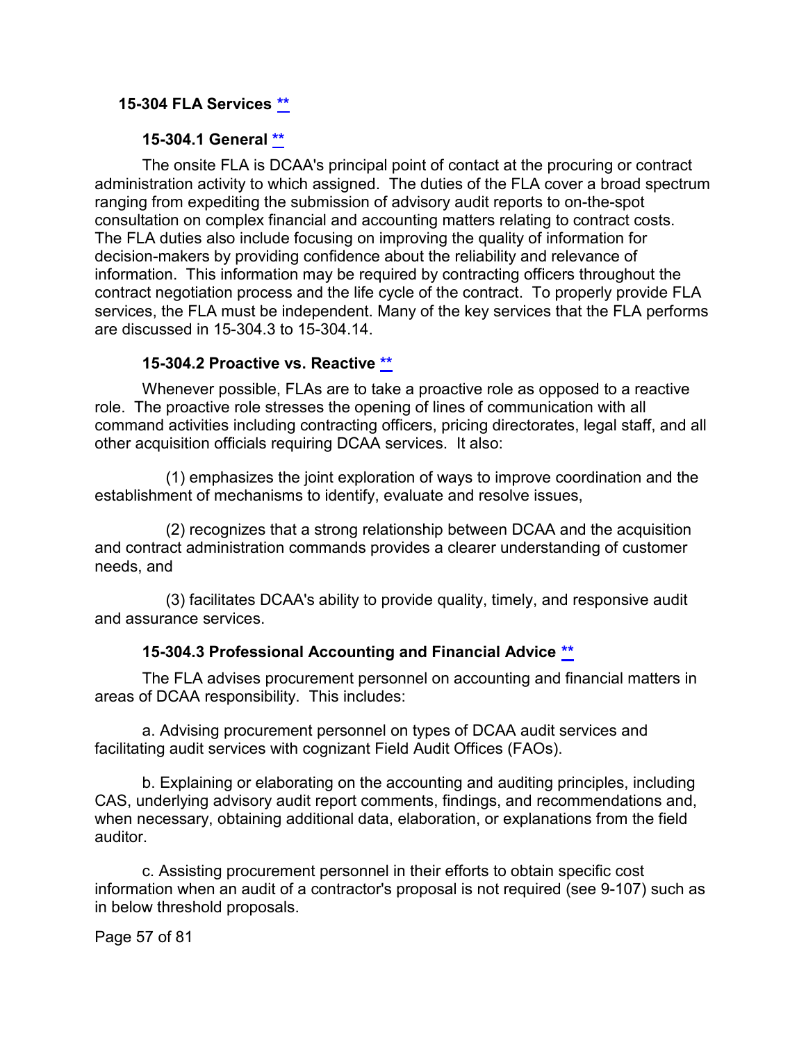## 15-304 FLA Services **

### 15-304.1 General **

The onsite FLA is DCAA's principal point of contact at the procuring or contract administration activity to which assigned. The duties of the FLA cover a broad spectrum ranging from expediting the submission of advisory audit reports to on-the-spot consultation on complex financial and accounting matters relating to contract costs. The FLA duties also include focusing on improving the quality of information for decision-makers by providing confidence about the reliability and relevance of information. This information may be required by contracting officers throughout the contract negotiation process and the life cycle of the contract. To properly provide FLA services, the FLA must be independent. Many of the key services that the FLA performs are discussed in 15-304.3 to 15-304.14.

### 15-304.2 Proactive vs. Reactive **

Whenever possible, FLAs are to take a proactive role as opposed to a reactive role. The proactive role stresses the opening of lines of communication with all command activities including contracting officers, pricing directorates, legal staff, and all other acquisition officials requiring DCAA services. It also:

(1) emphasizes the joint exploration of ways to improve coordination and the establishment of mechanisms to identify, evaluate and resolve issues,

(2) recognizes that a strong relationship between DCAA and the acquisition and contract administration commands provides a clearer understanding of customer needs, and

(3) facilitates DCAA's ability to provide quality, timely, and responsive audit and assurance services.

### 15-304.3 Professional Accounting and Financial Advice **

The FLA advises procurement personnel on accounting and financial matters in areas of DCAA responsibility. This includes:

a. Advising procurement personnel on types of DCAA audit services and facilitating audit services with cognizant Field Audit Offices (FAOs).

b. Explaining or elaborating on the accounting and auditing principles, including CAS, underlying advisory audit report comments, findings, and recommendations and, when necessary, obtaining additional data, elaboration, or explanations from the field auditor.

c. Assisting procurement personnel in their efforts to obtain specific cost information when an audit of a contractor's proposal is not required (see 9-107) such as in below threshold proposals.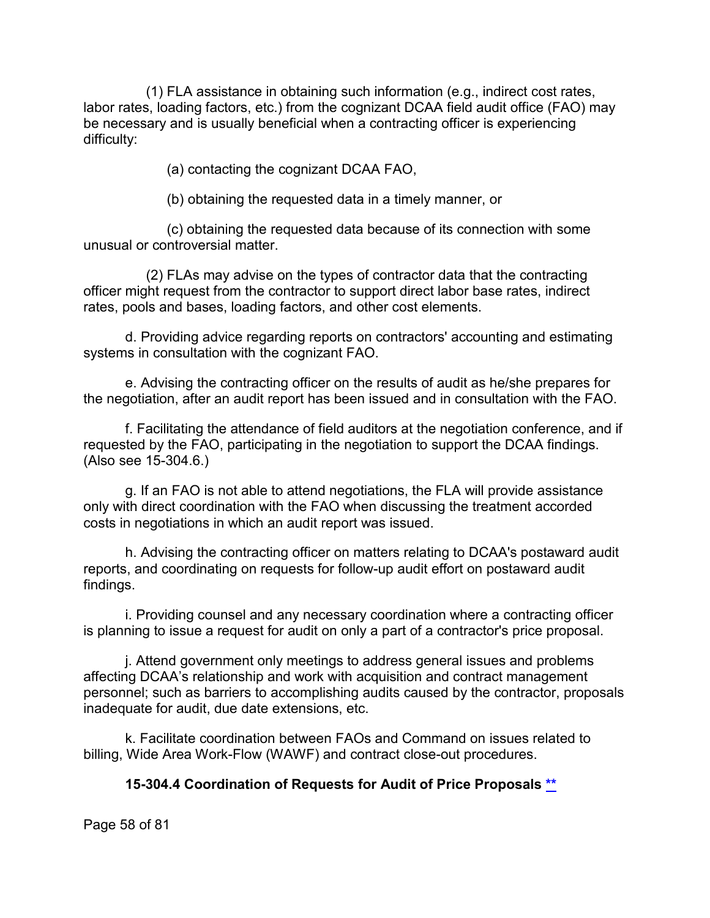(1) FLA assistance in obtaining such information (e.g., indirect cost rates, labor rates, loading factors, etc.) from the cognizant DCAA field audit office (FAO) may be necessary and is usually beneficial when a contracting officer is experiencing difficulty:

(a) contacting the cognizant DCAA FAO,

(b) obtaining the requested data in a timely manner, or

(c) obtaining the requested data because of its connection with some unusual or controversial matter.

(2) FLAs may advise on the types of contractor data that the contracting officer might request from the contractor to support direct labor base rates, indirect rates, pools and bases, loading factors, and other cost elements.

d. Providing advice regarding reports on contractors' accounting and estimating systems in consultation with the cognizant FAO.

e. Advising the contracting officer on the results of audit as he/she prepares for the negotiation, after an audit report has been issued and in consultation with the FAO.

f. Facilitating the attendance of field auditors at the negotiation conference, and if requested by the FAO, participating in the negotiation to support the DCAA findings. (Also see 15-304.6.)

g. If an FAO is not able to attend negotiations, the FLA will provide assistance only with direct coordination with the FAO when discussing the treatment accorded costs in negotiations in which an audit report was issued.

h. Advising the contracting officer on matters relating to DCAA's postaward audit reports, and coordinating on requests for follow-up audit effort on postaward audit findings.

i. Providing counsel and any necessary coordination where a contracting officer is planning to issue a request for audit on only a part of a contractor's price proposal.

j. Attend government only meetings to address general issues and problems affecting DCAA's relationship and work with acquisition and contract management personnel; such as barriers to accomplishing audits caused by the contractor, proposals inadequate for audit, due date extensions, etc.

k. Facilitate coordination between FAOs and Command on issues related to billing, Wide Area Work-Flow (WAWF) and contract close-out procedures.

### 15-304.4 Coordination of Requests for Audit of Price Proposals **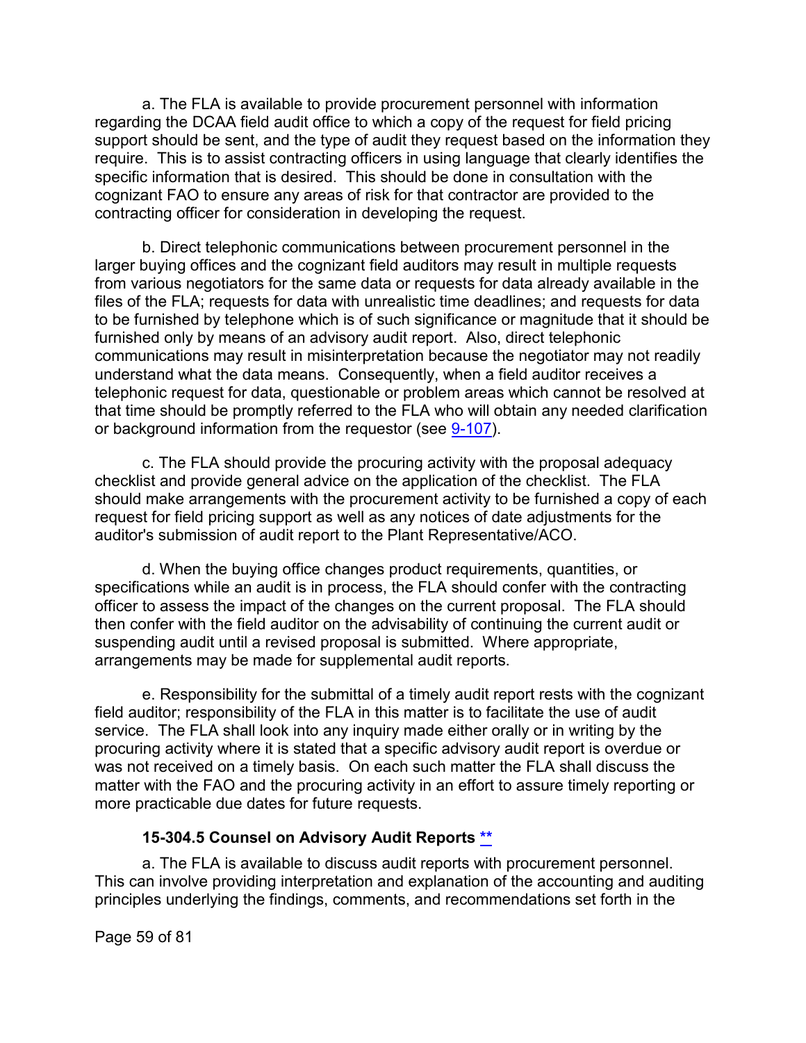a. The FLA is available to provide procurement personnel with information regarding the DCAA field audit office to which a copy of the request for field pricing support should be sent, and the type of audit they request based on the information they require. This is to assist contracting officers in using language that clearly identifies the specific information that is desired. This should be done in consultation with the cognizant FAO to ensure any areas of risk for that contractor are provided to the contracting officer for consideration in developing the request.

b. Direct telephonic communications between procurement personnel in the larger buying offices and the cognizant field auditors may result in multiple requests from various negotiators for the same data or requests for data already available in the files of the FLA; requests for data with unrealistic time deadlines; and requests for data to be furnished by telephone which is of such significance or magnitude that it should be furnished only by means of an advisory audit report. Also, direct telephonic communications may result in misinterpretation because the negotiator may not readily understand what the data means. Consequently, when a field auditor receives a telephonic request for data, questionable or problem areas which cannot be resolved at that time should be promptly referred to the FLA who will obtain any needed clarification or background information from the requestor (see 9-107).

c. The FLA should provide the procuring activity with the proposal adequacy checklist and provide general advice on the application of the checklist. The FLA should make arrangements with the procurement activity to be furnished a copy of each request for field pricing support as well as any notices of date adjustments for the auditor's submission of audit report to the Plant Representative/ACO.

d. When the buying office changes product requirements, quantities, or specifications while an audit is in process, the FLA should confer with the contracting officer to assess the impact of the changes on the current proposal. The FLA should then confer with the field auditor on the advisability of continuing the current audit or suspending audit until a revised proposal is submitted. Where appropriate, arrangements may be made for supplemental audit reports.

e. Responsibility for the submittal of a timely audit report rests with the cognizant field auditor; responsibility of the FLA in this matter is to facilitate the use of audit service. The FLA shall look into any inquiry made either orally or in writing by the procuring activity where it is stated that a specific advisory audit report is overdue or was not received on a timely basis. On each such matter the FLA shall discuss the matter with the FAO and the procuring activity in an effort to assure timely reporting or more practicable due dates for future requests.

### 15-304.5 Counsel on Advisory Audit Reports **

a. The FLA is available to discuss audit reports with procurement personnel. This can involve providing interpretation and explanation of the accounting and auditing principles underlying the findings, comments, and recommendations set forth in the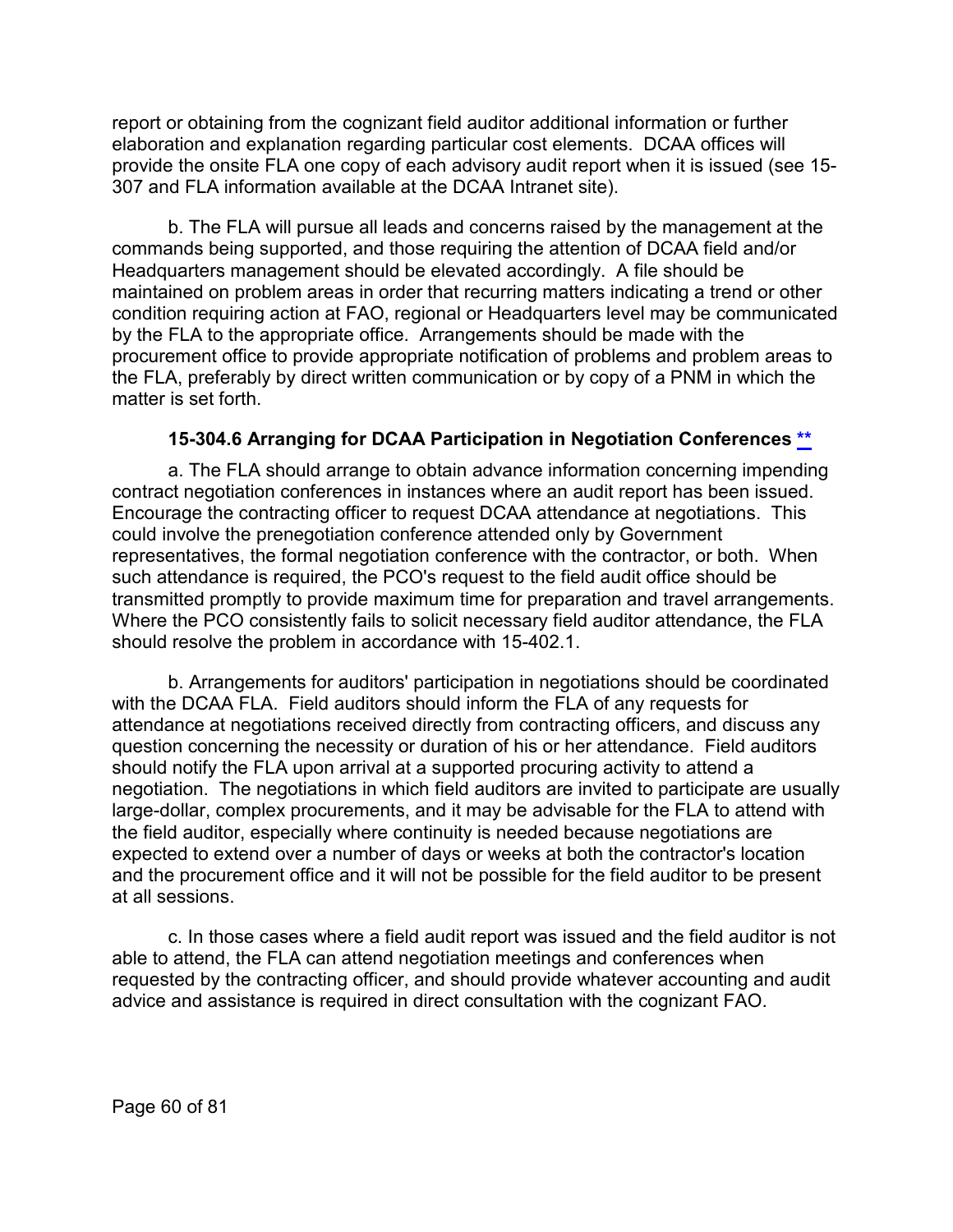report or obtaining from the cognizant field auditor additional information or further elaboration and explanation regarding particular cost elements. DCAA offices will provide the onsite FLA one copy of each advisory audit report when it is issued (see 15-307 and FLA information available at the DCAA Intranet site).

b. The FLA will pursue all leads and concerns raised by the management at the commands being supported, and those requiring the attention of DCAA field and/or Headquarters management should be elevated accordingly. A file should be maintained on problem areas in order that recurring matters indicating a trend or other condition requiring action at FAO, regional or Headquarters level may be communicated by the FLA to the appropriate office. Arrangements should be made with the procurement office to provide appropriate notification of problems and problem areas to the FLA, preferably by direct written communication or by copy of a PNM in which the matter is set forth.

### 15-304.6 Arranging for DCAA Participation in Negotiation Conferences **

a. The FLA should arrange to obtain advance information concerning impending contract negotiation conferences in instances where an audit report has been issued. Encourage the contracting officer to request DCAA attendance at negotiations. This could involve the prenegotiation conference attended only by Government representatives, the formal negotiation conference with the contractor, or both. When such attendance is required, the PCO's request to the field audit office should be transmitted promptly to provide maximum time for preparation and travel arrangements. Where the PCO consistently fails to solicit necessary field auditor attendance, the FLA should resolve the problem in accordance with 15-402.1.

b. Arrangements for auditors' participation in negotiations should be coordinated with the DCAA FLA. Field auditors should inform the FLA of any requests for attendance at negotiations received directly from contracting officers, and discuss any question concerning the necessity or duration of his or her attendance. Field auditors should notify the FLA upon arrival at a supported procuring activity to attend a negotiation. The negotiations in which field auditors are invited to participate are usually large-dollar, complex procurements, and it may be advisable for the FLA to attend with the field auditor, especially where continuity is needed because negotiations are expected to extend over a number of days or weeks at both the contractor's location and the procurement office and it will not be possible for the field auditor to be present at all sessions.

c. In those cases where a field audit report was issued and the field auditor is not able to attend, the FLA can attend negotiation meetings and conferences when requested by the contracting officer, and should provide whatever accounting and audit advice and assistance is required in direct consultation with the cognizant FAO.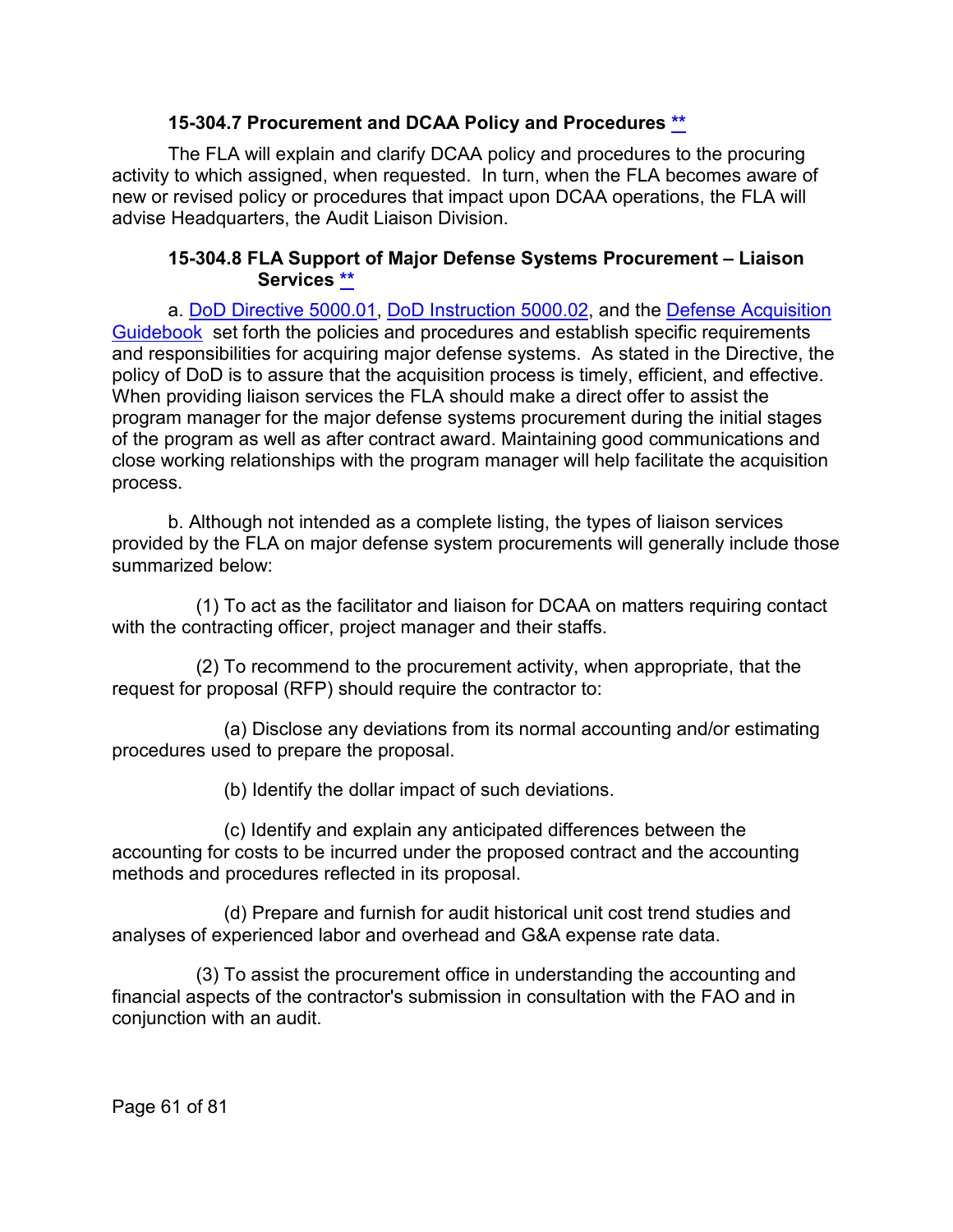#### 15-304.7 Procurement and DCAA Policy and Procedures **

The FLA will explain and clarify DCAA policy and procedures to the procuring activity to which assigned, when requested. In turn, when the FLA becomes aware of new or revised policy or procedures that impact upon DCAA operations, the FLA will advise Headquarters, the Audit Liaison Division.

#### 15-304.8 FLA Support of Major Defense Systems Procurement – Liaison Services **

a. DoD Directive 5000.01, DoD Instruction 5000.02, and the Defense Acquisition Guidebook set forth the policies and procedures and establish specific requirements and responsibilities for acquiring major defense systems. As stated in the Directive, the policy of DoD is to assure that the acquisition process is timely, efficient, and effective. When providing liaison services the FLA should make a direct offer to assist the program manager for the major defense systems procurement during the initial stages of the program as well as after contract award. Maintaining good communications and close working relationships with the program manager will help facilitate the acquisition process.

b. Although not intended as a complete listing, the types of liaison services provided by the FLA on major defense system procurements will generally include those summarized below:

(1) To act as the facilitator and liaison for DCAA on matters requiring contact with the contracting officer, project manager and their staffs.

(2) To recommend to the procurement activity, when appropriate, that the request for proposal (RFP) should require the contractor to:

(a) Disclose any deviations from its normal accounting and/or estimating procedures used to prepare the proposal.

(b) Identify the dollar impact of such deviations.

(c) Identify and explain any anticipated differences between the accounting for costs to be incurred under the proposed contract and the accounting methods and procedures reflected in its proposal.

(d) Prepare and furnish for audit historical unit cost trend studies and analyses of experienced labor and overhead and G&A expense rate data.

(3) To assist the procurement office in understanding the accounting and financial aspects of the contractor's submission in consultation with the FAO and in conjunction with an audit.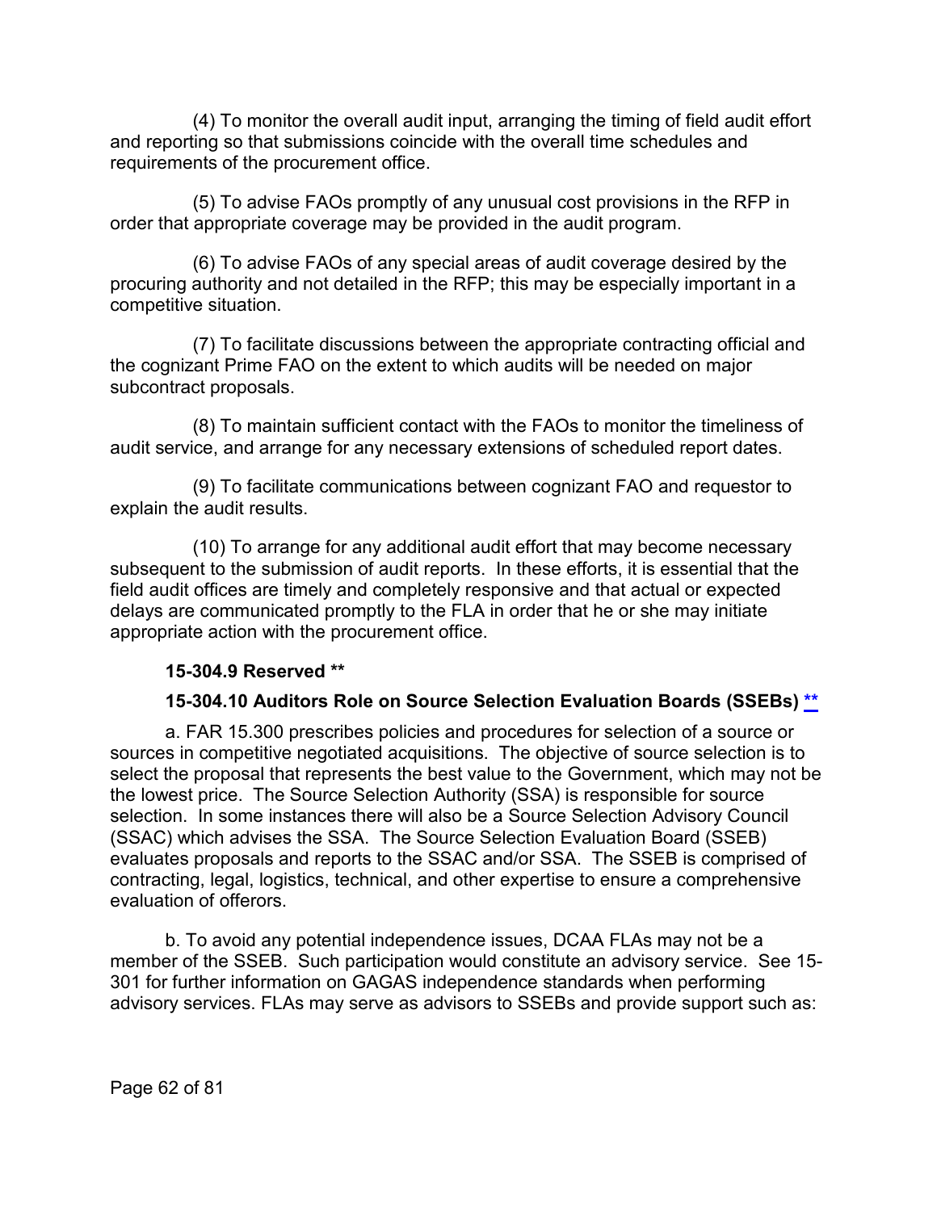(4) To monitor the overall audit input, arranging the timing of field audit effort and reporting so that submissions coincide with the overall time schedules and requirements of the procurement office.

(5) To advise FAOs promptly of any unusual cost provisions in the RFP in order that appropriate coverage may be provided in the audit program.

(6) To advise FAOs of any special areas of audit coverage desired by the procuring authority and not detailed in the RFP; this may be especially important in a competitive situation.

(7) To facilitate discussions between the appropriate contracting official and the cognizant Prime FAO on the extent to which audits will be needed on major subcontract proposals.

(8) To maintain sufficient contact with the FAOs to monitor the timeliness of audit service, and arrange for any necessary extensions of scheduled report dates.

(9) To facilitate communications between cognizant FAO and requestor to explain the audit results.

(10) To arrange for any additional audit effort that may become necessary subsequent to the submission of audit reports. In these efforts, it is essential that the field audit offices are timely and completely responsive and that actual or expected delays are communicated promptly to the FLA in order that he or she may initiate appropriate action with the procurement office.

### 15-304.9 Reserved **

### 15-304.10 Auditors Role on Source Selection Evaluation Boards (SSEBs) **

a. FAR 15.300 prescribes policies and procedures for selection of a source or sources in competitive negotiated acquisitions. The objective of source selection is to select the proposal that represents the best value to the Government, which may not be the lowest price. The Source Selection Authority (SSA) is responsible for source selection. In some instances there will also be a Source Selection Advisory Council (SSAC) which advises the SSA. The Source Selection Evaluation Board (SSEB) evaluates proposals and reports to the SSAC and/or SSA. The SSEB is comprised of contracting, legal, logistics, technical, and other expertise to ensure a comprehensive evaluation of offerors.

b. To avoid any potential independence issues, DCAA FLAs may not be a member of the SSEB. Such participation would constitute an advisory service. See 15-301 for further information on GAGAS independence standards when performing advisory services. FLAs may serve as advisors to SSEBs and provide support such as: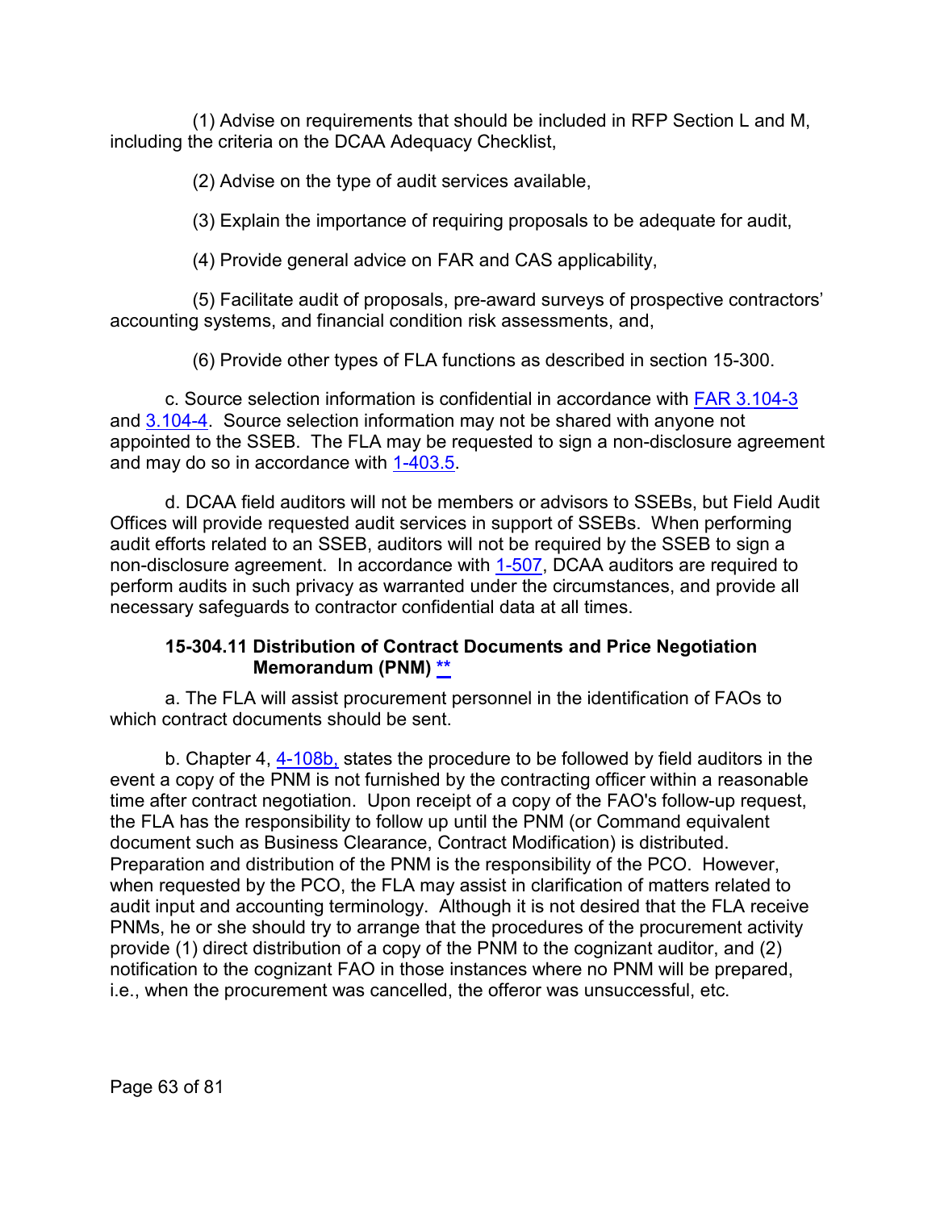(1) Advise on requirements that should be included in RFP Section L and M, including the criteria on the DCAA Adequacy Checklist,

(2) Advise on the type of audit services available,

(3) Explain the importance of requiring proposals to be adequate for audit,

(4) Provide general advice on FAR and CAS applicability,

(5) Facilitate audit of proposals, pre-award surveys of prospective contractors' accounting systems, and financial condition risk assessments, and,

(6) Provide other types of FLA functions as described in section 15-300.

c. Source selection information is confidential in accordance with FAR 3.104-3 and 3.104-4. Source selection information may not be shared with anyone not appointed to the SSEB. The FLA may be requested to sign a non-disclosure agreement and may do so in accordance with 1-403.5.

d. DCAA field auditors will not be members or advisors to SSEBs, but Field Audit Offices will provide requested audit services in support of SSEBs. When performing audit efforts related to an SSEB, auditors will not be required by the SSEB to sign a non-disclosure agreement. In accordance with 1-507, DCAA auditors are required to perform audits in such privacy as warranted under the circumstances, and provide all necessary safeguards to contractor confidential data at all times.

### 15-304.11 Distribution of Contract Documents and Price Negotiation Memorandum (PNM) **

a. The FLA will assist procurement personnel in the identification of FAOs to which contract documents should be sent.

b. Chapter 4, 4-108b, states the procedure to be followed by field auditors in the event a copy of the PNM is not furnished by the contracting officer within a reasonable time after contract negotiation. Upon receipt of a copy of the FAO's follow-up request, the FLA has the responsibility to follow up until the PNM (or Command equivalent document such as Business Clearance, Contract Modification) is distributed. Preparation and distribution of the PNM is the responsibility of the PCO. However, when requested by the PCO, the FLA may assist in clarification of matters related to audit input and accounting terminology. Although it is not desired that the FLA receive PNMs, he or she should try to arrange that the procedures of the procurement activity provide (1) direct distribution of a copy of the PNM to the cognizant auditor, and (2) notification to the cognizant FAO in those instances where no PNM will be prepared, i.e., when the procurement was cancelled, the offeror was unsuccessful, etc.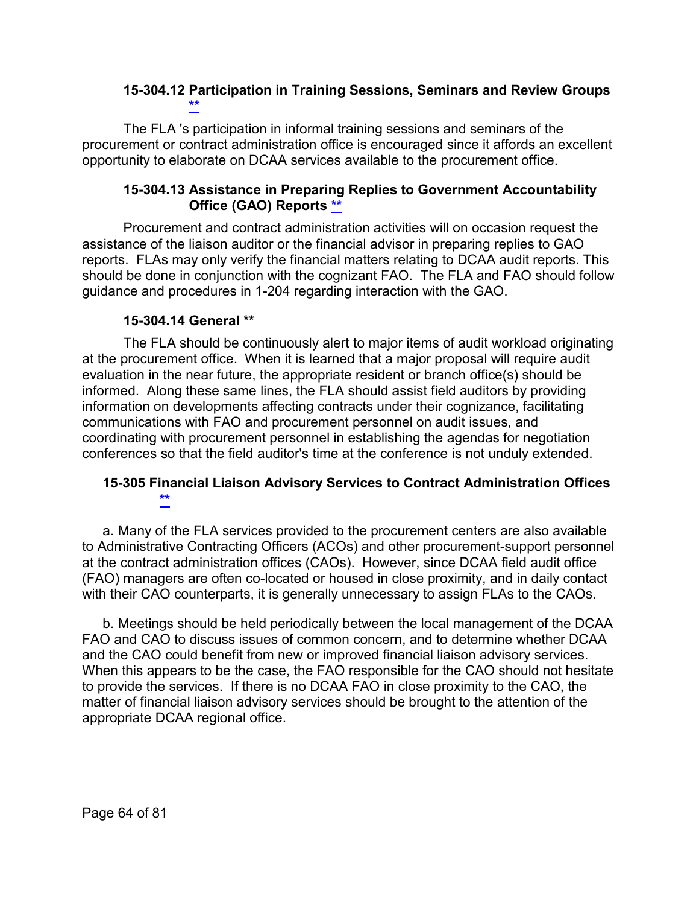### 15-304.12 Participation in Training Sessions, Seminars and Review Groups **

The FLA 's participation in informal training sessions and seminars of the procurement or contract administration office is encouraged since it affords an excellent opportunity to elaborate on DCAA services available to the procurement office.

### 15-304.13 Assistance in Preparing Replies to Government Accountability Office (GAO) Reports **

Procurement and contract administration activities will on occasion request the assistance of the liaison auditor or the financial advisor in preparing replies to GAO reports. FLAs may only verify the financial matters relating to DCAA audit reports. This should be done in conjunction with the cognizant FAO. The FLA and FAO should follow guidance and procedures in 1-204 regarding interaction with the GAO.

### 15-304.14 General **

The FLA should be continuously alert to major items of audit workload originating at the procurement office. When it is learned that a major proposal will require audit evaluation in the near future, the appropriate resident or branch office(s) should be informed. Along these same lines, the FLA should assist field auditors by providing information on developments affecting contracts under their cognizance, facilitating communications with FAO and procurement personnel on audit issues, and coordinating with procurement personnel in establishing the agendas for negotiation conferences so that the field auditor's time at the conference is not unduly extended.

## 15-305 Financial Liaison Advisory Services to Contract Administration Offices **

a. Many of the FLA services provided to the procurement centers are also available to Administrative Contracting Officers (ACOs) and other procurement-support personnel at the contract administration offices (CAOs). However, since DCAA field audit office (FAO) managers are often co-located or housed in close proximity, and in daily contact with their CAO counterparts, it is generally unnecessary to assign FLAs to the CAOs.

b. Meetings should be held periodically between the local management of the DCAA FAO and CAO to discuss issues of common concern, and to determine whether DCAA and the CAO could benefit from new or improved financial liaison advisory services. When this appears to be the case, the FAO responsible for the CAO should not hesitate to provide the services. If there is no DCAA FAO in close proximity to the CAO, the matter of financial liaison advisory services should be brought to the attention of the appropriate DCAA regional office.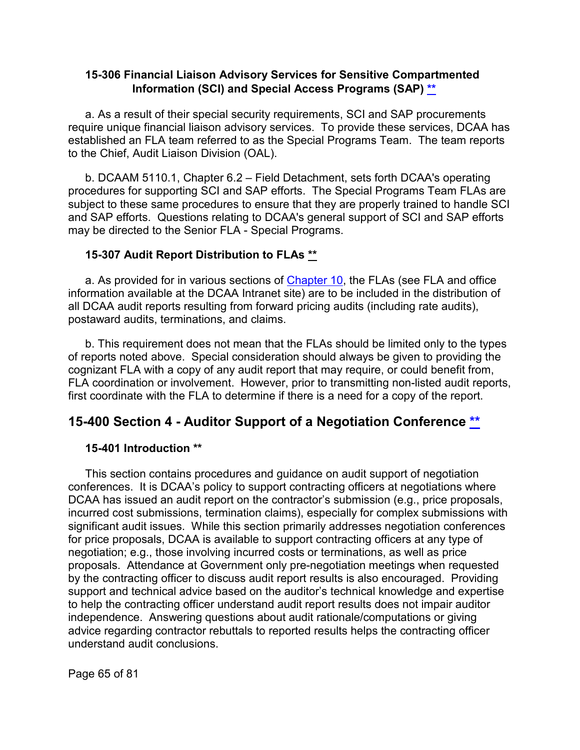### 15-306 Financial Liaison Advisory Services for Sensitive Compartmented Information (SCI) and Special Access Programs (SAP) **

a. As a result of their special security requirements, SCI and SAP procurements require unique financial liaison advisory services. To provide these services, DCAA has established an FLA team referred to as the Special Programs Team. The team reports to the Chief, Audit Liaison Division (OAL).

b. DCAAM 5110.1, Chapter 6.2 – Field Detachment, sets forth DCAA's operating procedures for supporting SCI and SAP efforts. The Special Programs Team FLAs are subject to these same procedures to ensure that they are properly trained to handle SCI and SAP efforts. Questions relating to DCAA's general support of SCI and SAP efforts may be directed to the Senior FLA - Special Programs.

### 15-307 Audit Report Distribution to FLAs **

a. As provided for in various sections of Chapter 10, the FLAs (see FLA and office information available at the DCAA Intranet site) are to be included in the distribution of all DCAA audit reports resulting from forward pricing audits (including rate audits), postaward audits, terminations, and claims.

b. This requirement does not mean that the FLAs should be limited only to the types of reports noted above. Special consideration should always be given to providing the cognizant FLA with a copy of any audit report that may require, or could benefit from, FLA coordination or involvement. However, prior to transmitting non-listed audit reports, first coordinate with the FLA to determine if there is a need for a copy of the report.

## 15-400 Section 4 - Auditor Support of a Negotiation Conference **

### 15-401 Introduction **

This section contains procedures and guidance on audit support of negotiation conferences. It is DCAA's policy to support contracting officers at negotiations where DCAA has issued an audit report on the contractor's submission (e.g., price proposals, incurred cost submissions, termination claims), especially for complex submissions with significant audit issues. While this section primarily addresses negotiation conferences for price proposals, DCAA is available to support contracting officers at any type of negotiation; e.g., those involving incurred costs or terminations, as well as price proposals. Attendance at Government only pre-negotiation meetings when requested by the contracting officer to discuss audit report results is also encouraged. Providing support and technical advice based on the auditor's technical knowledge and expertise to help the contracting officer understand audit report results does not impair auditor independence. Answering questions about audit rationale/computations or giving advice regarding contractor rebuttals to reported results helps the contracting officer understand audit conclusions.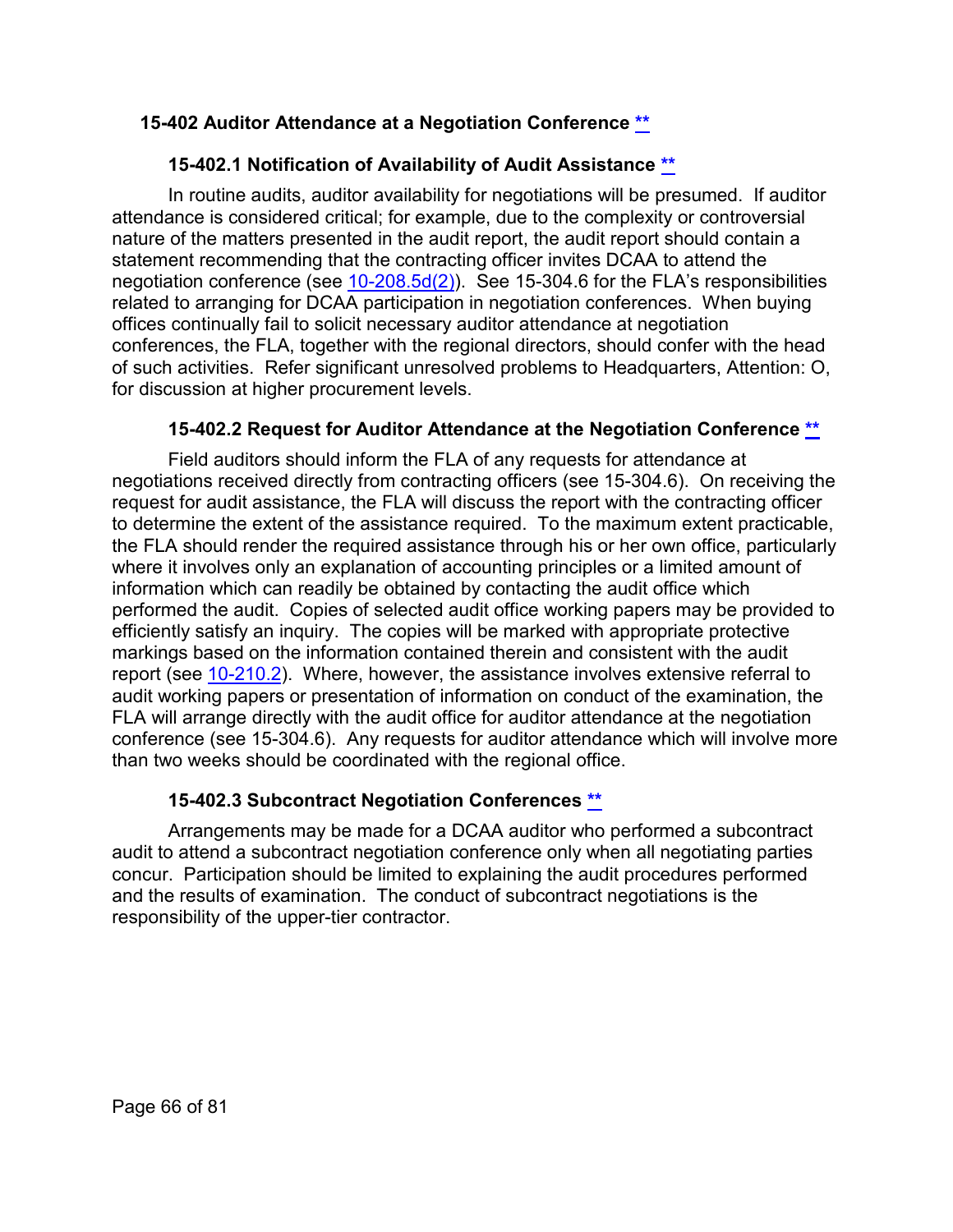## 15-402 Auditor Attendance at a Negotiation Conference **

### 15-402.1 Notification of Availability of Audit Assistance **

In routine audits, auditor availability for negotiations will be presumed. If auditor attendance is considered critical; for example, due to the complexity or controversial nature of the matters presented in the audit report, the audit report should contain a statement recommending that the contracting officer invites DCAA to attend the negotiation conference (see 10-208.5d(2)). See 15-304.6 for the FLA's responsibilities related to arranging for DCAA participation in negotiation conferences. When buying offices continually fail to solicit necessary auditor attendance at negotiation conferences, the FLA, together with the regional directors, should confer with the head of such activities. Refer significant unresolved problems to Headquarters, Attention: O, for discussion at higher procurement levels.

### 15-402.2 Request for Auditor Attendance at the Negotiation Conference **

Field auditors should inform the FLA of any requests for attendance at negotiations received directly from contracting officers (see 15-304.6). On receiving the request for audit assistance, the FLA will discuss the report with the contracting officer to determine the extent of the assistance required. To the maximum extent practicable, the FLA should render the required assistance through his or her own office, particularly where it involves only an explanation of accounting principles or a limited amount of information which can readily be obtained by contacting the audit office which performed the audit. Copies of selected audit office working papers may be provided to efficiently satisfy an inquiry. The copies will be marked with appropriate protective markings based on the information contained therein and consistent with the audit report (see 10-210.2). Where, however, the assistance involves extensive referral to audit working papers or presentation of information on conduct of the examination, the FLA will arrange directly with the audit office for auditor attendance at the negotiation conference (see 15-304.6). Any requests for auditor attendance which will involve more than two weeks should be coordinated with the regional office.

### 15-402.3 Subcontract Negotiation Conferences **

Arrangements may be made for a DCAA auditor who performed a subcontract audit to attend a subcontract negotiation conference only when all negotiating parties concur. Participation should be limited to explaining the audit procedures performed and the results of examination. The conduct of subcontract negotiations is the responsibility of the upper-tier contractor.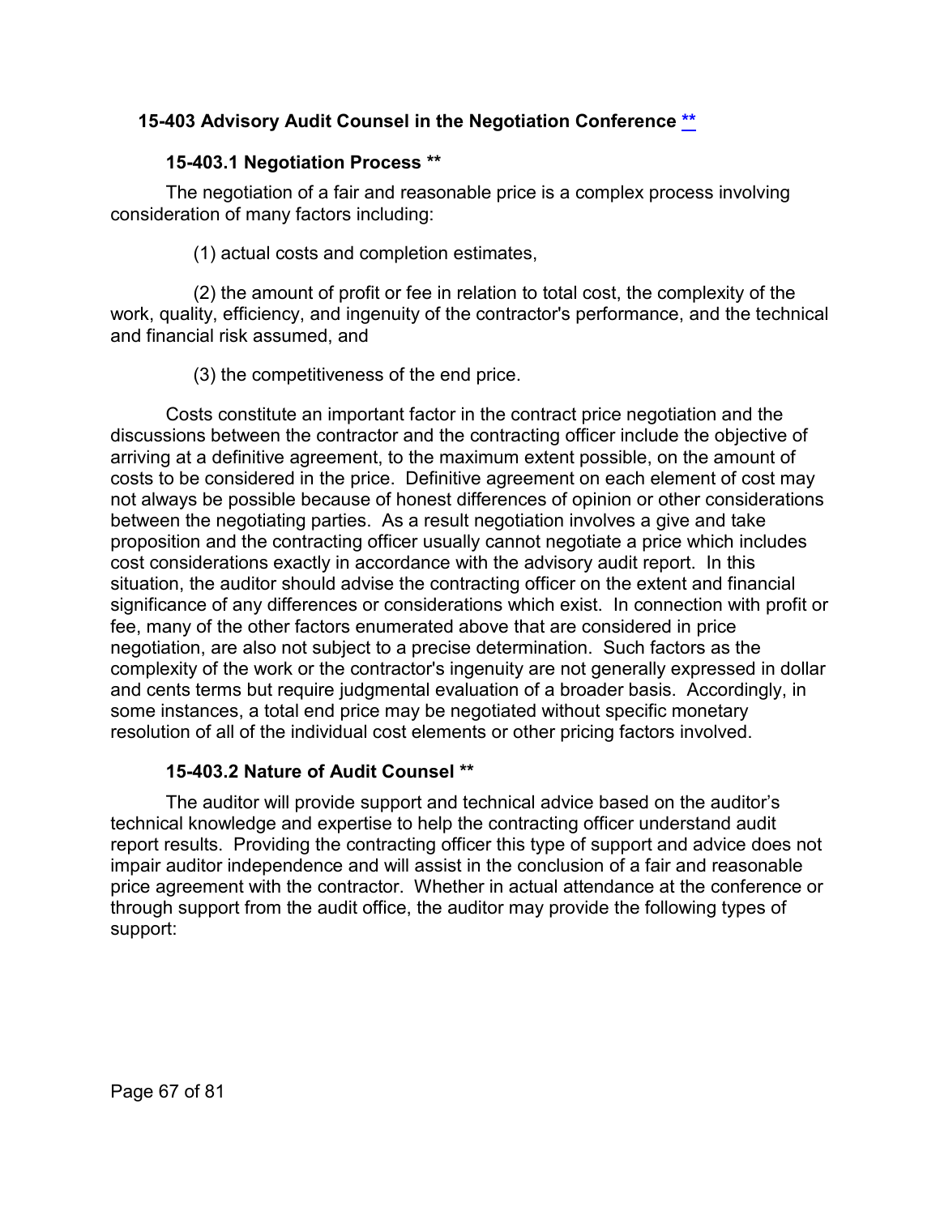## 15-403 Advisory Audit Counsel in the Negotiation Conference **

### 15-403.1 Negotiation Process **

The negotiation of a fair and reasonable price is a complex process involving consideration of many factors including:

(1) actual costs and completion estimates,

(2) the amount of profit or fee in relation to total cost, the complexity of the work, quality, efficiency, and ingenuity of the contractor's performance, and the technical and financial risk assumed, and

(3) the competitiveness of the end price.

Costs constitute an important factor in the contract price negotiation and the discussions between the contractor and the contracting officer include the objective of arriving at a definitive agreement, to the maximum extent possible, on the amount of costs to be considered in the price. Definitive agreement on each element of cost may not always be possible because of honest differences of opinion or other considerations between the negotiating parties. As a result negotiation involves a give and take proposition and the contracting officer usually cannot negotiate a price which includes cost considerations exactly in accordance with the advisory audit report. In this situation, the auditor should advise the contracting officer on the extent and financial significance of any differences or considerations which exist. In connection with profit or fee, many of the other factors enumerated above that are considered in price negotiation, are also not subject to a precise determination. Such factors as the complexity of the work or the contractor's ingenuity are not generally expressed in dollar and cents terms but require judgmental evaluation of a broader basis. Accordingly, in some instances, a total end price may be negotiated without specific monetary resolution of all of the individual cost elements or other pricing factors involved.

### 15-403.2 Nature of Audit Counsel **

The auditor will provide support and technical advice based on the auditor's technical knowledge and expertise to help the contracting officer understand audit report results. Providing the contracting officer this type of support and advice does not impair auditor independence and will assist in the conclusion of a fair and reasonable price agreement with the contractor. Whether in actual attendance at the conference or through support from the audit office, the auditor may provide the following types of support: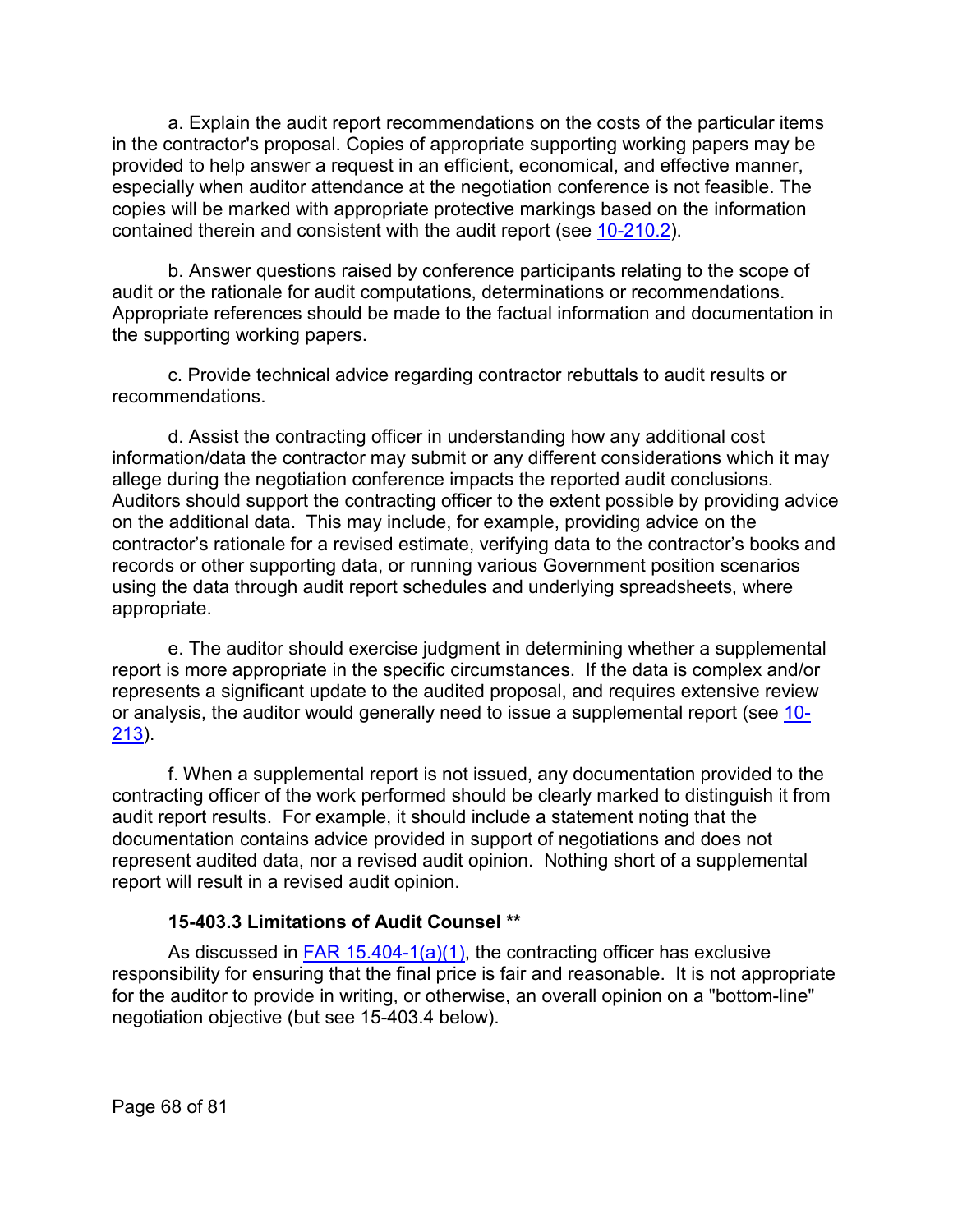a. Explain the audit report recommendations on the costs of the particular items in the contractor's proposal. Copies of appropriate supporting working papers may be provided to help answer a request in an efficient, economical, and effective manner, especially when auditor attendance at the negotiation conference is not feasible. The copies will be marked with appropriate protective markings based on the information contained therein and consistent with the audit report (see 10-210.2).

b. Answer questions raised by conference participants relating to the scope of audit or the rationale for audit computations, determinations or recommendations. Appropriate references should be made to the factual information and documentation in the supporting working papers.

c. Provide technical advice regarding contractor rebuttals to audit results or recommendations.

d. Assist the contracting officer in understanding how any additional cost information/data the contractor may submit or any different considerations which it may allege during the negotiation conference impacts the reported audit conclusions. Auditors should support the contracting officer to the extent possible by providing advice on the additional data. This may include, for example, providing advice on the contractor's rationale for a revised estimate, verifying data to the contractor's books and records or other supporting data, or running various Government position scenarios using the data through audit report schedules and underlying spreadsheets, where appropriate.

e. The auditor should exercise judgment in determining whether a supplemental report is more appropriate in the specific circumstances. If the data is complex and/or represents a significant update to the audited proposal, and requires extensive review or analysis, the auditor would generally need to issue a supplemental report (see 10-213).

f. When a supplemental report is not issued, any documentation provided to the contracting officer of the work performed should be clearly marked to distinguish it from audit report results. For example, it should include a statement noting that the documentation contains advice provided in support of negotiations and does not represent audited data, nor a revised audit opinion. Nothing short of a supplemental report will result in a revised audit opinion.

### 15-403.3 Limitations of Audit Counsel **

As discussed in FAR 15.404-1(a)(1), the contracting officer has exclusive responsibility for ensuring that the final price is fair and reasonable. It is not appropriate for the auditor to provide in writing, or otherwise, an overall opinion on a "bottom-line" negotiation objective (but see 15-403.4 below).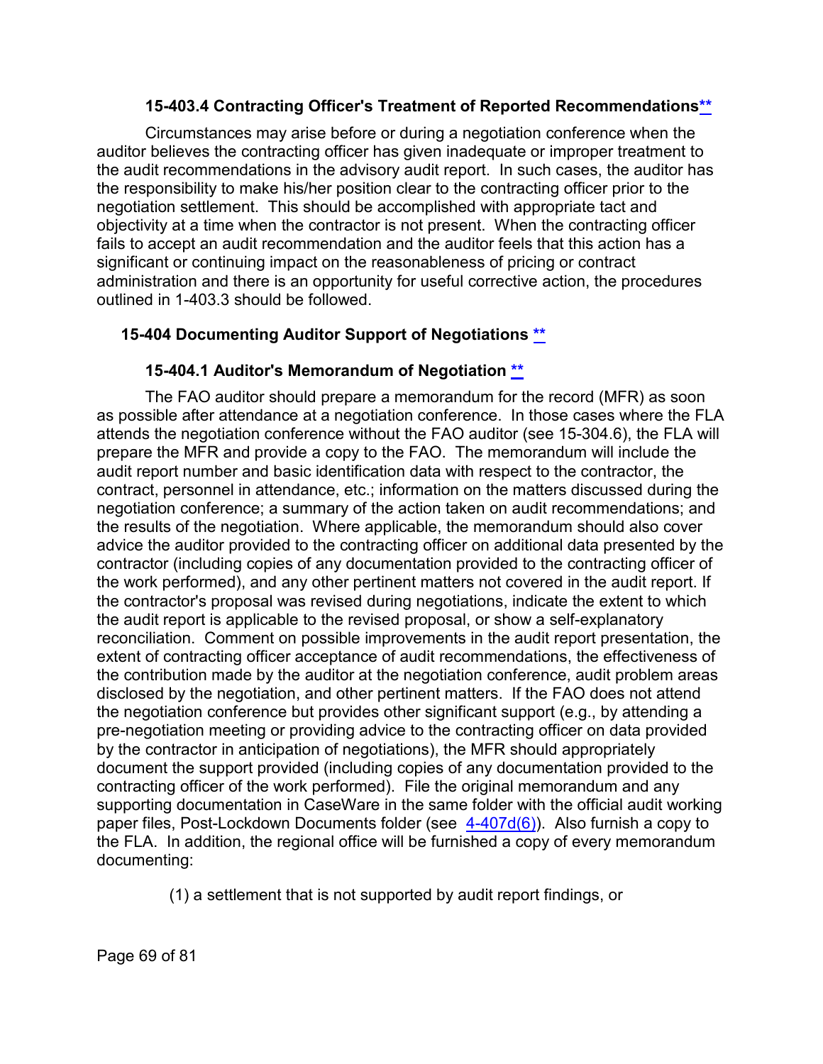### 15-403.4 Contracting Officer's Treatment of Reported Recommendations**

Circumstances may arise before or during a negotiation conference when the auditor believes the contracting officer has given inadequate or improper treatment to the audit recommendations in the advisory audit report. In such cases, the auditor has the responsibility to make his/her position clear to the contracting officer prior to the negotiation settlement. This should be accomplished with appropriate tact and objectivity at a time when the contractor is not present. When the contracting officer fails to accept an audit recommendation and the auditor feels that this action has a significant or continuing impact on the reasonableness of pricing or contract administration and there is an opportunity for useful corrective action, the procedures outlined in 1-403.3 should be followed.

## 15-404 Documenting Auditor Support of Negotiations **

### 15-404.1 Auditor's Memorandum of Negotiation **

The FAO auditor should prepare a memorandum for the record (MFR) as soon as possible after attendance at a negotiation conference. In those cases where the FLA attends the negotiation conference without the FAO auditor (see 15-304.6), the FLA will prepare the MFR and provide a copy to the FAO. The memorandum will include the audit report number and basic identification data with respect to the contractor, the contract, personnel in attendance, etc.; information on the matters discussed during the negotiation conference; a summary of the action taken on audit recommendations; and the results of the negotiation. Where applicable, the memorandum should also cover advice the auditor provided to the contracting officer on additional data presented by the contractor (including copies of any documentation provided to the contracting officer of the work performed), and any other pertinent matters not covered in the audit report. If the contractor's proposal was revised during negotiations, indicate the extent to which the audit report is applicable to the revised proposal, or show a self-explanatory reconciliation. Comment on possible improvements in the audit report presentation, the extent of contracting officer acceptance of audit recommendations, the effectiveness of the contribution made by the auditor at the negotiation conference, audit problem areas disclosed by the negotiation, and other pertinent matters. If the FAO does not attend the negotiation conference but provides other significant support (e.g., by attending a pre-negotiation meeting or providing advice to the contracting officer on data provided by the contractor in anticipation of negotiations), the MFR should appropriately document the support provided (including copies of any documentation provided to the contracting officer of the work performed). File the original memorandum and any supporting documentation in CaseWare in the same folder with the official audit working paper files, Post-Lockdown Documents folder (see 4-407d(6)). Also furnish a copy to the FLA. In addition, the regional office will be furnished a copy of every memorandum documenting:

(1) a settlement that is not supported by audit report findings, or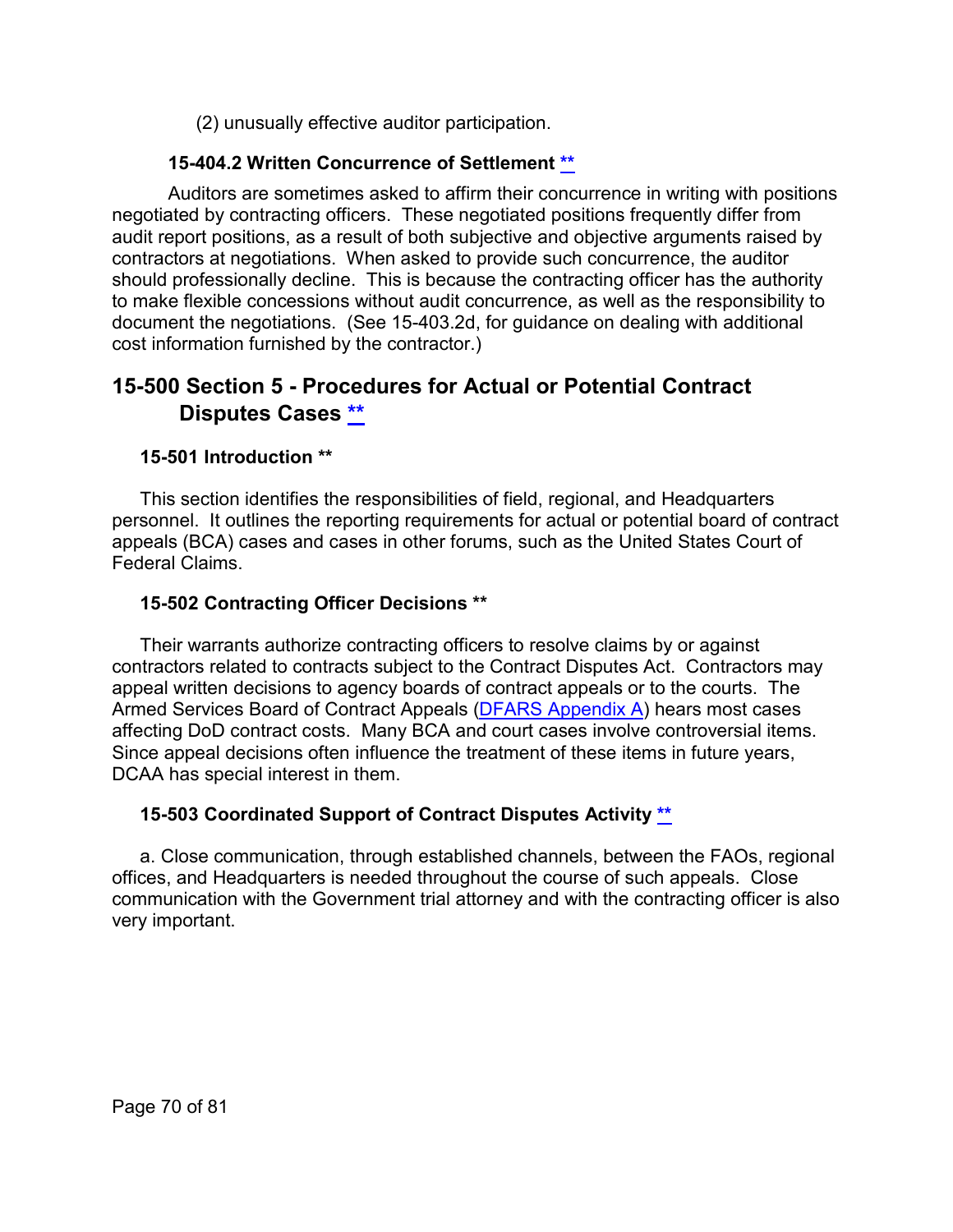(2) unusually effective auditor participation.

### 15-404.2 Written Concurrence of Settlement **

Auditors are sometimes asked to affirm their concurrence in writing with positions negotiated by contracting officers. These negotiated positions frequently differ from audit report positions, as a result of both subjective and objective arguments raised by contractors at negotiations. When asked to provide such concurrence, the auditor should professionally decline. This is because the contracting officer has the authority to make flexible concessions without audit concurrence, as well as the responsibility to document the negotiations. (See 15-403.2d, for guidance on dealing with additional cost information furnished by the contractor.)

## 15-500 Section 5 - Procedures for Actual or Potential Contract Disputes Cases **

### 15-501 Introduction **

This section identifies the responsibilities of field, regional, and Headquarters personnel. It outlines the reporting requirements for actual or potential board of contract appeals (BCA) cases and cases in other forums, such as the United States Court of Federal Claims.

### 15-502 Contracting Officer Decisions **

Their warrants authorize contracting officers to resolve claims by or against contractors related to contracts subject to the Contract Disputes Act. Contractors may appeal written decisions to agency boards of contract appeals or to the courts. The Armed Services Board of Contract Appeals (DFARS Appendix A) hears most cases affecting DoD contract costs. Many BCA and court cases involve controversial items. Since appeal decisions often influence the treatment of these items in future years, DCAA has special interest in them.

### 15-503 Coordinated Support of Contract Disputes Activity **

a. Close communication, through established channels, between the FAOs, regional offices, and Headquarters is needed throughout the course of such appeals. Close communication with the Government trial attorney and with the contracting officer is also very important.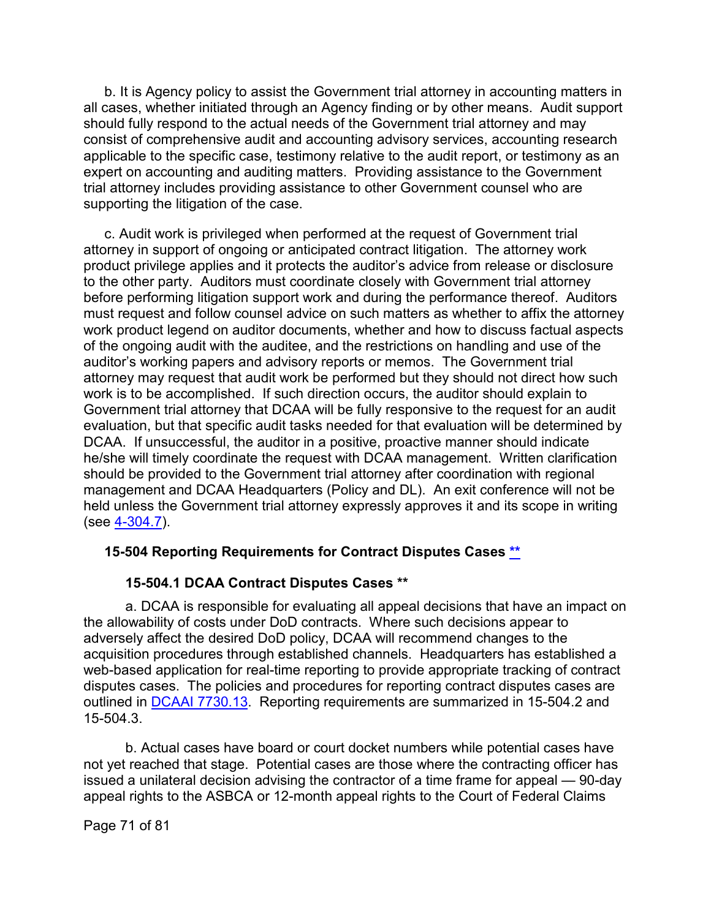b. It is Agency policy to assist the Government trial attorney in accounting matters in all cases, whether initiated through an Agency finding or by other means. Audit support should fully respond to the actual needs of the Government trial attorney and may consist of comprehensive audit and accounting advisory services, accounting research applicable to the specific case, testimony relative to the audit report, or testimony as an expert on accounting and auditing matters. Providing assistance to the Government trial attorney includes providing assistance to other Government counsel who are supporting the litigation of the case.

c. Audit work is privileged when performed at the request of Government trial attorney in support of ongoing or anticipated contract litigation. The attorney work product privilege applies and it protects the auditor's advice from release or disclosure to the other party. Auditors must coordinate closely with Government trial attorney before performing litigation support work and during the performance thereof. Auditors must request and follow counsel advice on such matters as whether to affix the attorney work product legend on auditor documents, whether and how to discuss factual aspects of the ongoing audit with the auditee, and the restrictions on handling and use of the auditor's working papers and advisory reports or memos. The Government trial attorney may request that audit work be performed but they should not direct how such work is to be accomplished. If such direction occurs, the auditor should explain to Government trial attorney that DCAA will be fully responsive to the request for an audit evaluation, but that specific audit tasks needed for that evaluation will be determined by DCAA. If unsuccessful, the auditor in a positive, proactive manner should indicate he/she will timely coordinate the request with DCAA management. Written clarification should be provided to the Government trial attorney after coordination with regional management and DCAA Headquarters (Policy and DL). An exit conference will not be held unless the Government trial attorney expressly approves it and its scope in writing (see 4-304.7).

## 15-504 Reporting Requirements for Contract Disputes Cases **

### 15-504.1 DCAA Contract Disputes Cases **

a. DCAA is responsible for evaluating all appeal decisions that have an impact on the allowability of costs under DoD contracts. Where such decisions appear to adversely affect the desired DoD policy, DCAA will recommend changes to the acquisition procedures through established channels. Headquarters has established a web-based application for real-time reporting to provide appropriate tracking of contract disputes cases. The policies and procedures for reporting contract disputes cases are outlined in DCAAI 7730.13. Reporting requirements are summarized in 15-504.2 and 15-504.3.

b. Actual cases have board or court docket numbers while potential cases have not yet reached that stage. Potential cases are those where the contracting officer has issued a unilateral decision advising the contractor of a time frame for appeal — 90-day appeal rights to the ASBCA or 12-month appeal rights to the Court of Federal Claims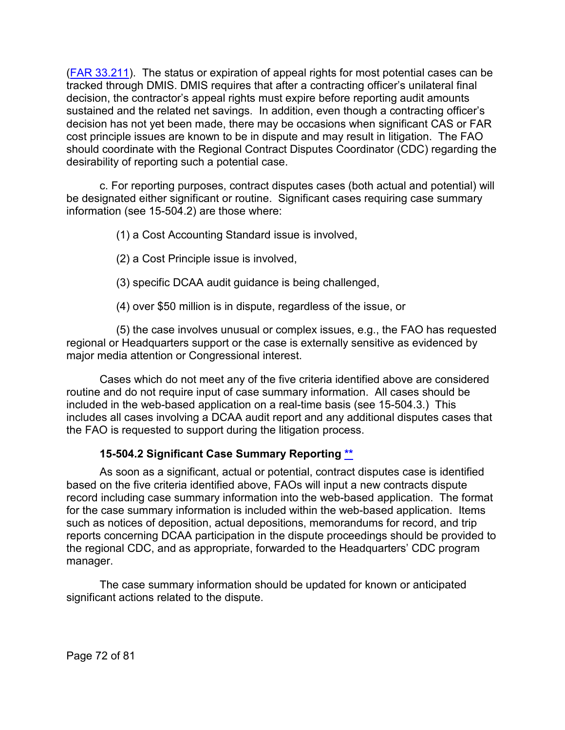([FAR 33.211](#)). The status or expiration of appeal rights for most potential cases can be tracked through DMIS. DMIS requires that after a contracting officer's unilateral final decision, the contractor's appeal rights must expire before reporting audit amounts sustained and the related net savings. In addition, even though a contracting officer's decision has not yet been made, there may be occasions when significant CAS or FAR cost principle issues are known to be in dispute and may result in litigation. The FAO should coordinate with the Regional Contract Disputes Coordinator (CDC) regarding the desirability of reporting such a potential case.

c. For reporting purposes, contract disputes cases (both actual and potential) will be designated either significant or routine. Significant cases requiring case summary information (see 15-504.2) are those where:

(1) a Cost Accounting Standard issue is involved,

(2) a Cost Principle issue is involved,

(3) specific DCAA audit guidance is being challenged,

(4) over $50 million is in dispute, regardless of the issue, or

(5) the case involves unusual or complex issues, e.g., the FAO has requested regional or Headquarters support or the case is externally sensitive as evidenced by major media attention or Congressional interest.

Cases which do not meet any of the five criteria identified above are considered routine and do not require input of case summary information. All cases should be included in the web-based application on a real-time basis (see 15-504.3.) This includes all cases involving a DCAA audit report and any additional disputes cases that the FAO is requested to support during the litigation process.

### 15-504.2 Significant Case Summary Reporting [**](#)

As soon as a significant, actual or potential, contract disputes case is identified based on the five criteria identified above, FAOs will input a new contracts dispute record including case summary information into the web-based application. The format for the case summary information is included within the web-based application. Items such as notices of deposition, actual depositions, memorandums for record, and trip reports concerning DCAA participation in the dispute proceedings should be provided to the regional CDC, and as appropriate, forwarded to the Headquarters' CDC program manager.

The case summary information should be updated for known or anticipated significant actions related to the dispute.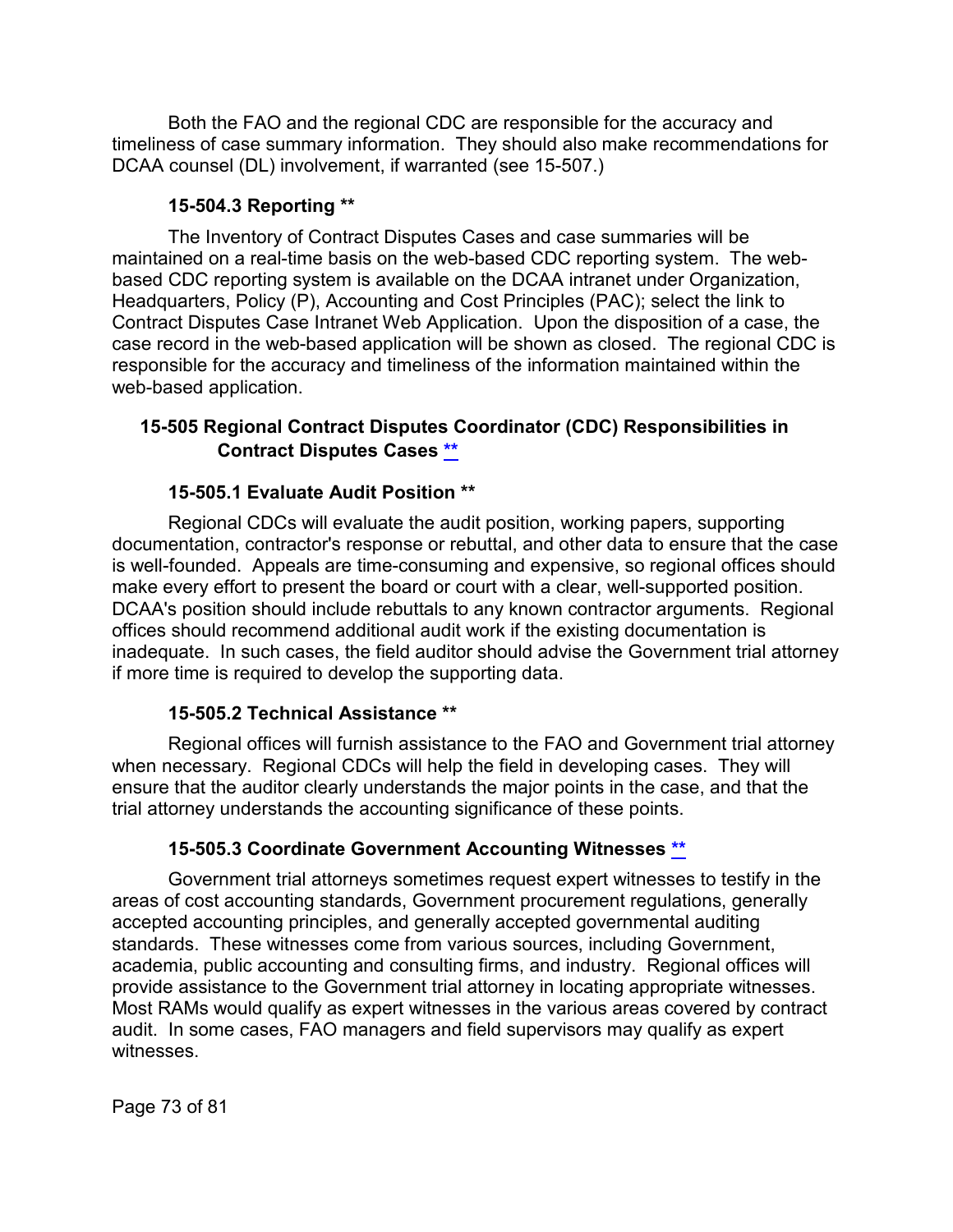Both the FAO and the regional CDC are responsible for the accuracy and timeliness of case summary information. They should also make recommendations for DCAA counsel (DL) involvement, if warranted (see 15-507.)

### 15-504.3 Reporting **

The Inventory of Contract Disputes Cases and case summaries will be maintained on a real-time basis on the web-based CDC reporting system. The web-based CDC reporting system is available on the DCAA intranet under Organization, Headquarters, Policy (P), Accounting and Cost Principles (PAC); select the link to Contract Disputes Case Intranet Web Application. Upon the disposition of a case, the case record in the web-based application will be shown as closed. The regional CDC is responsible for the accuracy and timeliness of the information maintained within the web-based application.

## 15-505 Regional Contract Disputes Coordinator (CDC) Responsibilities in Contract Disputes Cases **

### 15-505.1 Evaluate Audit Position **

Regional CDCs will evaluate the audit position, working papers, supporting documentation, contractor's response or rebuttal, and other data to ensure that the case is well-founded. Appeals are time-consuming and expensive, so regional offices should make every effort to present the board or court with a clear, well-supported position. DCAA's position should include rebuttals to any known contractor arguments. Regional offices should recommend additional audit work if the existing documentation is inadequate. In such cases, the field auditor should advise the Government trial attorney if more time is required to develop the supporting data.

### 15-505.2 Technical Assistance **

Regional offices will furnish assistance to the FAO and Government trial attorney when necessary. Regional CDCs will help the field in developing cases. They will ensure that the auditor clearly understands the major points in the case, and that the trial attorney understands the accounting significance of these points.

### 15-505.3 Coordinate Government Accounting Witnesses **

Government trial attorneys sometimes request expert witnesses to testify in the areas of cost accounting standards, Government procurement regulations, generally accepted accounting principles, and generally accepted governmental auditing standards. These witnesses come from various sources, including Government, academia, public accounting and consulting firms, and industry. Regional offices will provide assistance to the Government trial attorney in locating appropriate witnesses. Most RAMs would qualify as expert witnesses in the various areas covered by contract audit. In some cases, FAO managers and field supervisors may qualify as expert witnesses.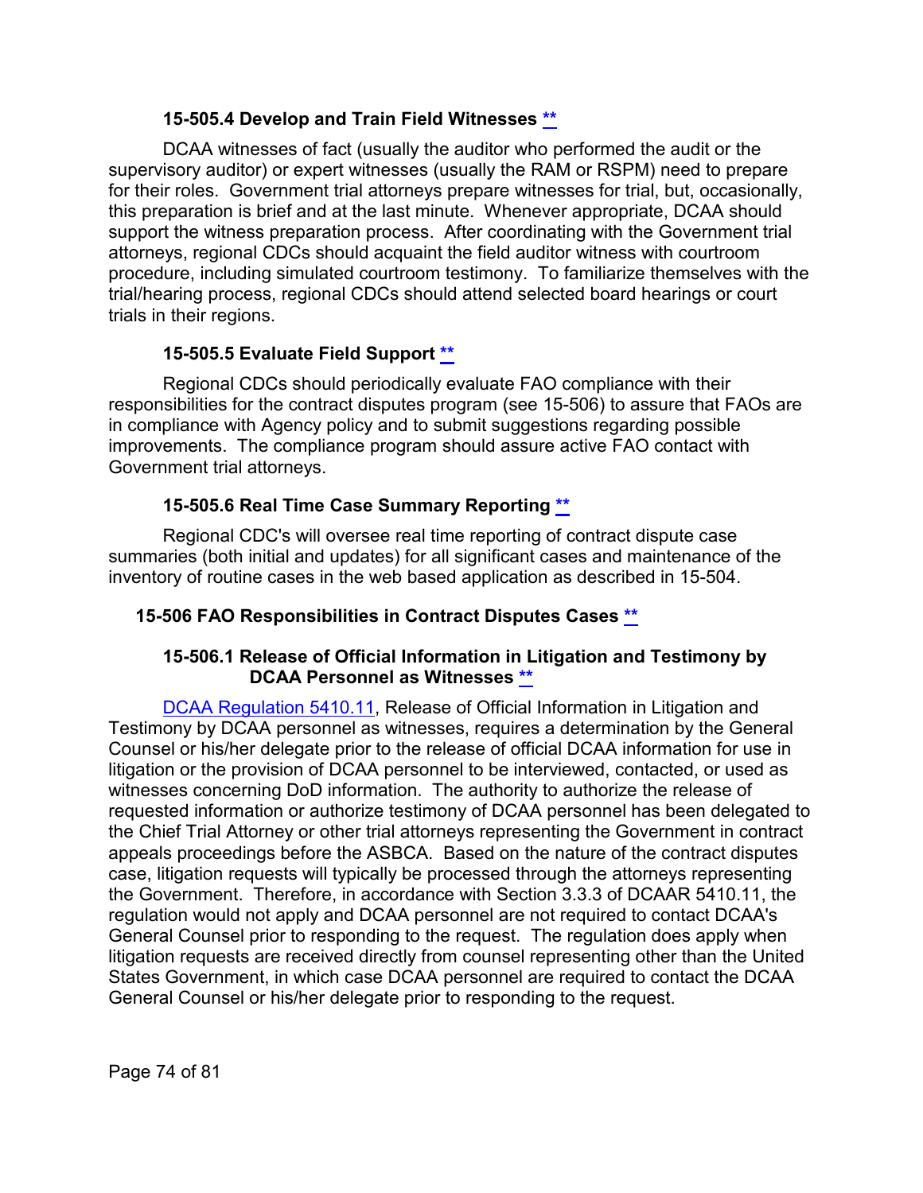#### 15-505.4 Develop and Train Field Witnesses **

DCAA witnesses of fact (usually the auditor who performed the audit or the supervisory auditor) or expert witnesses (usually the RAM or RSPM) need to prepare for their roles. Government trial attorneys prepare witnesses for trial, but, occasionally, this preparation is brief and at the last minute. Whenever appropriate, DCAA should support the witness preparation process. After coordinating with the Government trial attorneys, regional CDCs should acquaint the field auditor witness with courtroom procedure, including simulated courtroom testimony. To familiarize themselves with the trial/hearing process, regional CDCs should attend selected board hearings or court trials in their regions.

#### 15-505.5 Evaluate Field Support **

Regional CDCs should periodically evaluate FAO compliance with their responsibilities for the contract disputes program (see 15-506) to assure that FAOs are in compliance with Agency policy and to submit suggestions regarding possible improvements. The compliance program should assure active FAO contact with Government trial attorneys.

#### 15-505.6 Real Time Case Summary Reporting **

Regional CDC's will oversee real time reporting of contract dispute case summaries (both initial and updates) for all significant cases and maintenance of the inventory of routine cases in the web based application as described in 15-504.

### 15-506 FAO Responsibilities in Contract Disputes Cases **

#### 15-506.1 Release of Official Information in Litigation and Testimony by DCAA Personnel as Witnesses **

DCAA Regulation 5410.11, Release of Official Information in Litigation and Testimony by DCAA personnel as witnesses, requires a determination by the General Counsel or his/her delegate prior to the release of official DCAA information for use in litigation or the provision of DCAA personnel to be interviewed, contacted, or used as witnesses concerning DoD information. The authority to authorize the release of requested information or authorize testimony of DCAA personnel has been delegated to the Chief Trial Attorney or other trial attorneys representing the Government in contract appeals proceedings before the ASBCA. Based on the nature of the contract disputes case, litigation requests will typically be processed through the attorneys representing the Government. Therefore, in accordance with Section 3.3.3 of DCAAR 5410.11, the regulation would not apply and DCAA personnel are not required to contact DCAA's General Counsel prior to responding to the request. The regulation does apply when litigation requests are received directly from counsel representing other than the United States Government, in which case DCAA personnel are required to contact the DCAA General Counsel or his/her delegate prior to responding to the request.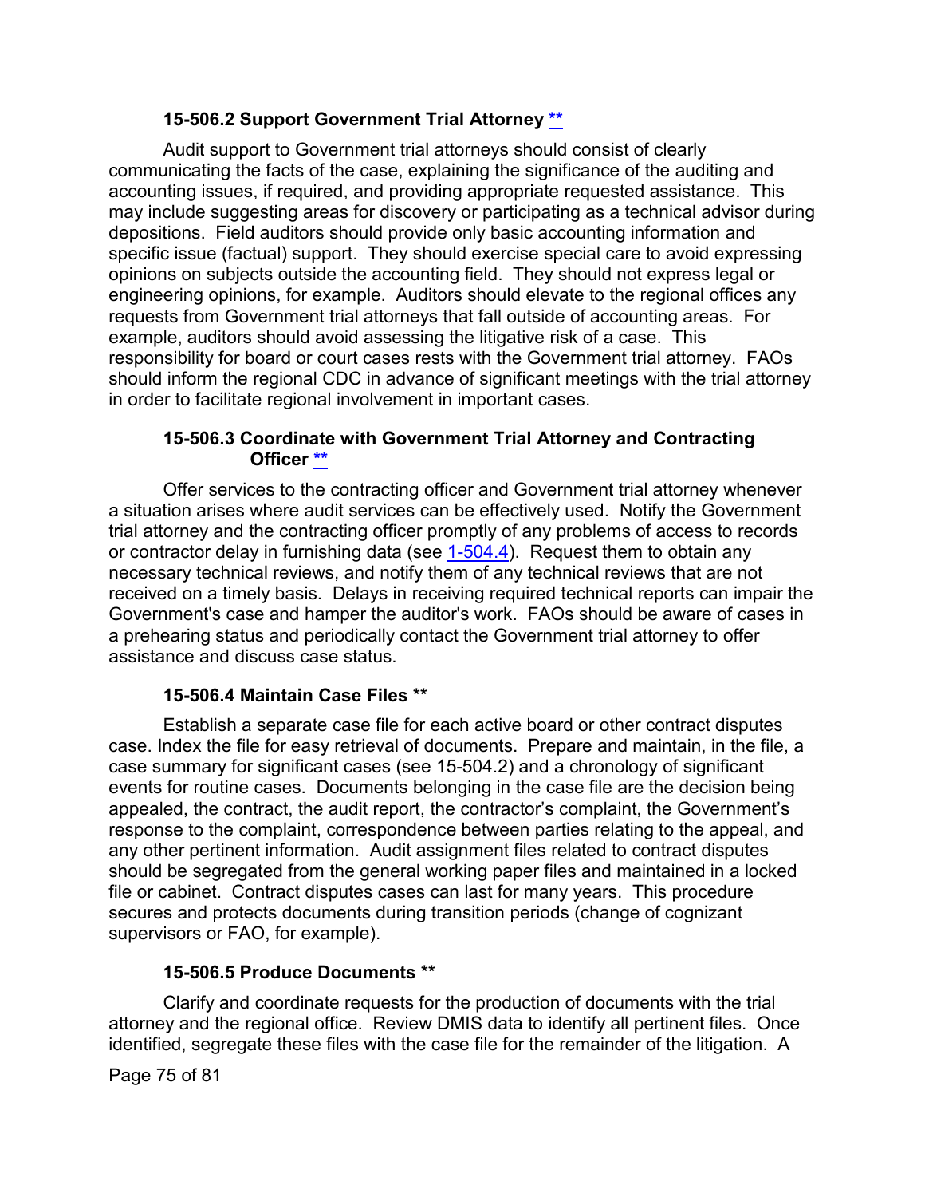### 15-506.2 Support Government Trial Attorney **

Audit support to Government trial attorneys should consist of clearly communicating the facts of the case, explaining the significance of the auditing and accounting issues, if required, and providing appropriate requested assistance. This may include suggesting areas for discovery or participating as a technical advisor during depositions. Field auditors should provide only basic accounting information and specific issue (factual) support. They should exercise special care to avoid expressing opinions on subjects outside the accounting field. They should not express legal or engineering opinions, for example. Auditors should elevate to the regional offices any requests from Government trial attorneys that fall outside of accounting areas. For example, auditors should avoid assessing the litigative risk of a case. This responsibility for board or court cases rests with the Government trial attorney. FAOs should inform the regional CDC in advance of significant meetings with the trial attorney in order to facilitate regional involvement in important cases.

### 15-506.3 Coordinate with Government Trial Attorney and Contracting Officer **

Offer services to the contracting officer and Government trial attorney whenever a situation arises where audit services can be effectively used. Notify the Government trial attorney and the contracting officer promptly of any problems of access to records or contractor delay in furnishing data (see 1-504.4). Request them to obtain any necessary technical reviews, and notify them of any technical reviews that are not received on a timely basis. Delays in receiving required technical reports can impair the Government's case and hamper the auditor's work. FAOs should be aware of cases in a prehearing status and periodically contact the Government trial attorney to offer assistance and discuss case status.

### 15-506.4 Maintain Case Files **

Establish a separate case file for each active board or other contract disputes case. Index the file for easy retrieval of documents. Prepare and maintain, in the file, a case summary for significant cases (see 15-504.2) and a chronology of significant events for routine cases. Documents belonging in the case file are the decision being appealed, the contract, the audit report, the contractor's complaint, the Government's response to the complaint, correspondence between parties relating to the appeal, and any other pertinent information. Audit assignment files related to contract disputes should be segregated from the general working paper files and maintained in a locked file or cabinet. Contract disputes cases can last for many years. This procedure secures and protects documents during transition periods (change of cognizant supervisors or FAO, for example).

### 15-506.5 Produce Documents **

Clarify and coordinate requests for the production of documents with the trial attorney and the regional office. Review DMIS data to identify all pertinent files. Once identified, segregate these files with the case file for the remainder of the litigation. A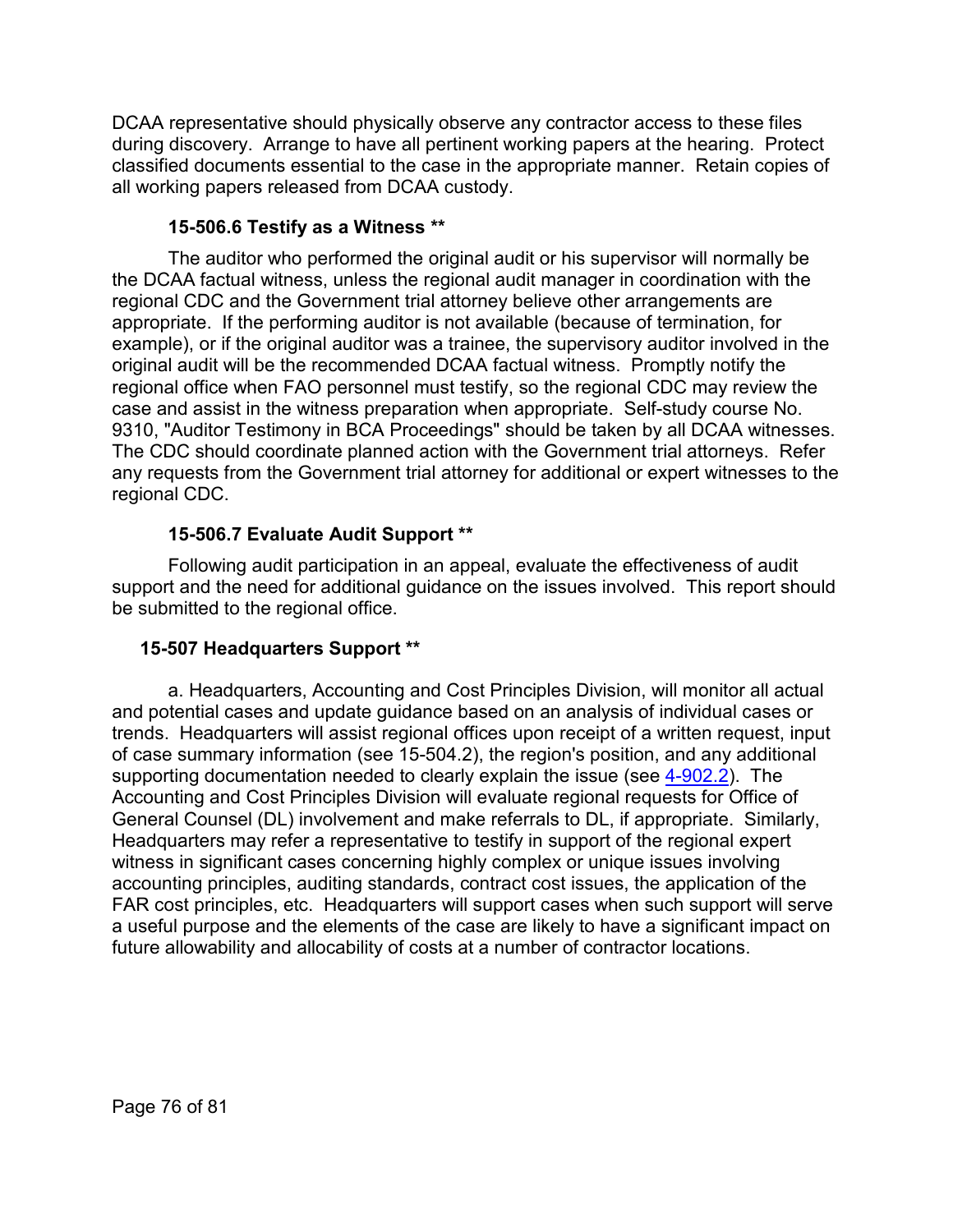DCAA representative should physically observe any contractor access to these files during discovery. Arrange to have all pertinent working papers at the hearing. Protect classified documents essential to the case in the appropriate manner. Retain copies of all working papers released from DCAA custody.

### 15-506.6 Testify as a Witness **

The auditor who performed the original audit or his supervisor will normally be the DCAA factual witness, unless the regional audit manager in coordination with the regional CDC and the Government trial attorney believe other arrangements are appropriate. If the performing auditor is not available (because of termination, for example), or if the original auditor was a trainee, the supervisory auditor involved in the original audit will be the recommended DCAA factual witness. Promptly notify the regional office when FAO personnel must testify, so the regional CDC may review the case and assist in the witness preparation when appropriate. Self-study course No. 9310, "Auditor Testimony in BCA Proceedings" should be taken by all DCAA witnesses. The CDC should coordinate planned action with the Government trial attorneys. Refer any requests from the Government trial attorney for additional or expert witnesses to the regional CDC.

### 15-506.7 Evaluate Audit Support **

Following audit participation in an appeal, evaluate the effectiveness of audit support and the need for additional guidance on the issues involved. This report should be submitted to the regional office.

## 15-507 Headquarters Support **

a. Headquarters, Accounting and Cost Principles Division, will monitor all actual and potential cases and update guidance based on an analysis of individual cases or trends. Headquarters will assist regional offices upon receipt of a written request, input of case summary information (see 15-504.2), the region's position, and any additional supporting documentation needed to clearly explain the issue (see [4-902.2](4-902.2)). The Accounting and Cost Principles Division will evaluate regional requests for Office of General Counsel (DL) involvement and make referrals to DL, if appropriate. Similarly, Headquarters may refer a representative to testify in support of the regional expert witness in significant cases concerning highly complex or unique issues involving accounting principles, auditing standards, contract cost issues, the application of the FAR cost principles, etc. Headquarters will support cases when such support will serve a useful purpose and the elements of the case are likely to have a significant impact on future allowability and allocability of costs at a number of contractor locations.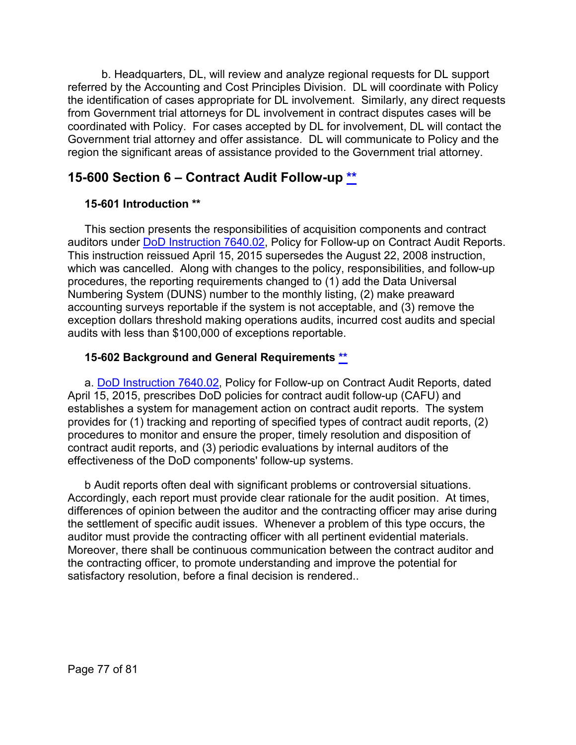b. Headquarters, DL, will review and analyze regional requests for DL support referred by the Accounting and Cost Principles Division. DL will coordinate with Policy the identification of cases appropriate for DL involvement. Similarly, any direct requests from Government trial attorneys for DL involvement in contract disputes cases will be coordinated with Policy. For cases accepted by DL for involvement, DL will contact the Government trial attorney and offer assistance. DL will communicate to Policy and the region the significant areas of assistance provided to the Government trial attorney.

## 15-600 Section 6 – Contract Audit Follow-up **

### 15-601 Introduction **

This section presents the responsibilities of acquisition components and contract auditors under DoD Instruction 7640.02, Policy for Follow-up on Contract Audit Reports. This instruction reissued April 15, 2015 supersedes the August 22, 2008 instruction, which was cancelled. Along with changes to the policy, responsibilities, and follow-up procedures, the reporting requirements changed to (1) add the Data Universal Numbering System (DUNS) number to the monthly listing, (2) make preaward accounting surveys reportable if the system is not acceptable, and (3) remove the exception dollars threshold making operations audits, incurred cost audits and special audits with less than $100,000 of exceptions reportable.

### 15-602 Background and General Requirements **

a. DoD Instruction 7640.02, Policy for Follow-up on Contract Audit Reports, dated April 15, 2015, prescribes DoD policies for contract audit follow-up (CAFU) and establishes a system for management action on contract audit reports. The system provides for (1) tracking and reporting of specified types of contract audit reports, (2) procedures to monitor and ensure the proper, timely resolution and disposition of contract audit reports, and (3) periodic evaluations by internal auditors of the effectiveness of the DoD components' follow-up systems.

b Audit reports often deal with significant problems or controversial situations. Accordingly, each report must provide clear rationale for the audit position. At times, differences of opinion between the auditor and the contracting officer may arise during the settlement of specific audit issues. Whenever a problem of this type occurs, the auditor must provide the contracting officer with all pertinent evidential materials. Moreover, there shall be continuous communication between the contract auditor and the contracting officer, to promote understanding and improve the potential for satisfactory resolution, before a final decision is rendered..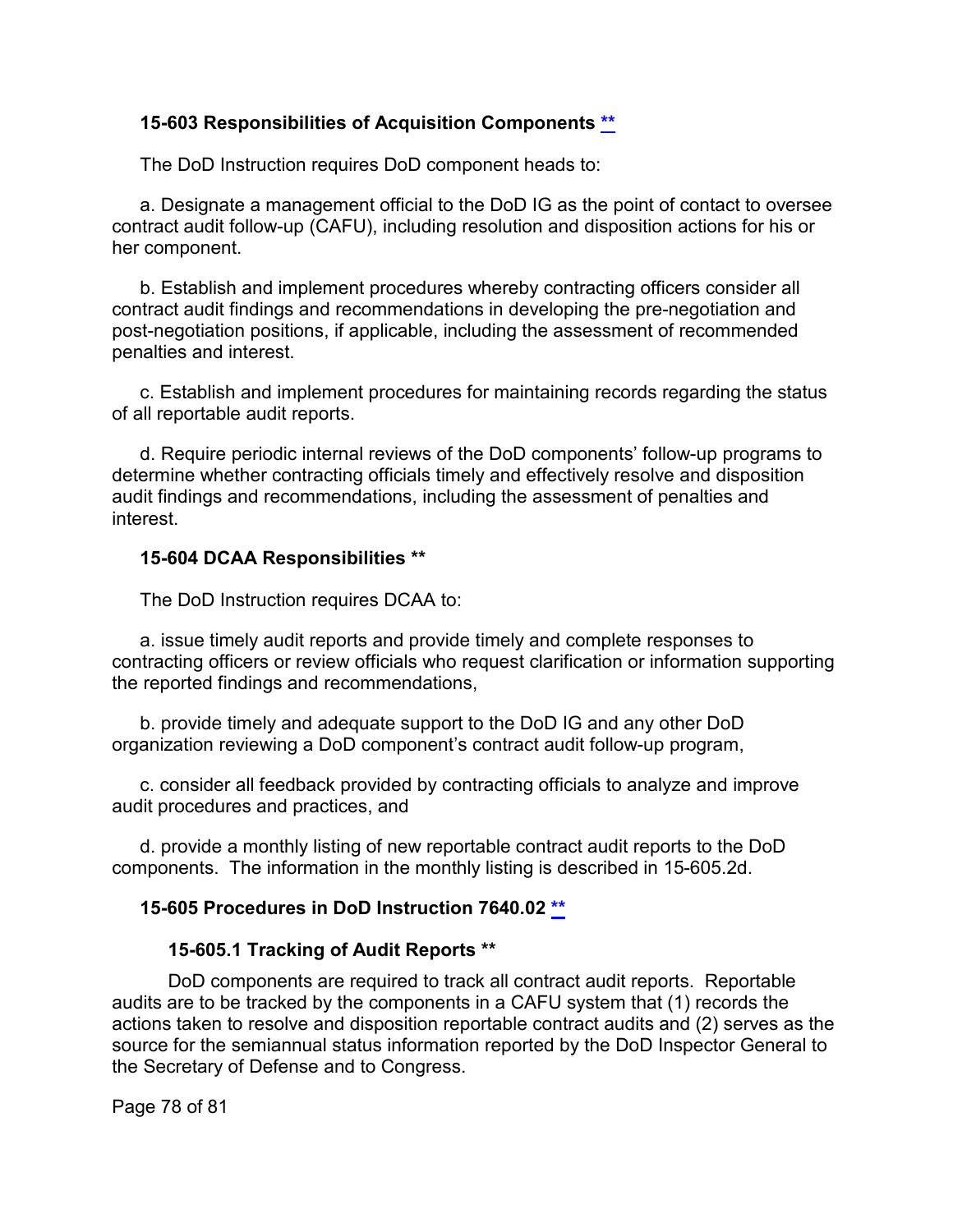### 15-603 Responsibilities of Acquisition Components **

The DoD Instruction requires DoD component heads to:

a. Designate a management official to the DoD IG as the point of contact to oversee contract audit follow-up (CAFU), including resolution and disposition actions for his or her component.

b. Establish and implement procedures whereby contracting officers consider all contract audit findings and recommendations in developing the pre-negotiation and post-negotiation positions, if applicable, including the assessment of recommended penalties and interest.

c. Establish and implement procedures for maintaining records regarding the status of all reportable audit reports.

d. Require periodic internal reviews of the DoD components' follow-up programs to determine whether contracting officials timely and effectively resolve and disposition audit findings and recommendations, including the assessment of penalties and interest.

### 15-604 DCAA Responsibilities **

The DoD Instruction requires DCAA to:

a. issue timely audit reports and provide timely and complete responses to contracting officers or review officials who request clarification or information supporting the reported findings and recommendations,

b. provide timely and adequate support to the DoD IG and any other DoD organization reviewing a DoD component's contract audit follow-up program,

c. consider all feedback provided by contracting officials to analyze and improve audit procedures and practices, and

d. provide a monthly listing of new reportable contract audit reports to the DoD components. The information in the monthly listing is described in 15-605.2d.

### 15-605 Procedures in DoD Instruction 7640.02 **

#### 15-605.1 Tracking of Audit Reports **

DoD components are required to track all contract audit reports. Reportable audits are to be tracked by the components in a CAFU system that (1) records the actions taken to resolve and disposition reportable contract audits and (2) serves as the source for the semiannual status information reported by the DoD Inspector General to the Secretary of Defense and to Congress.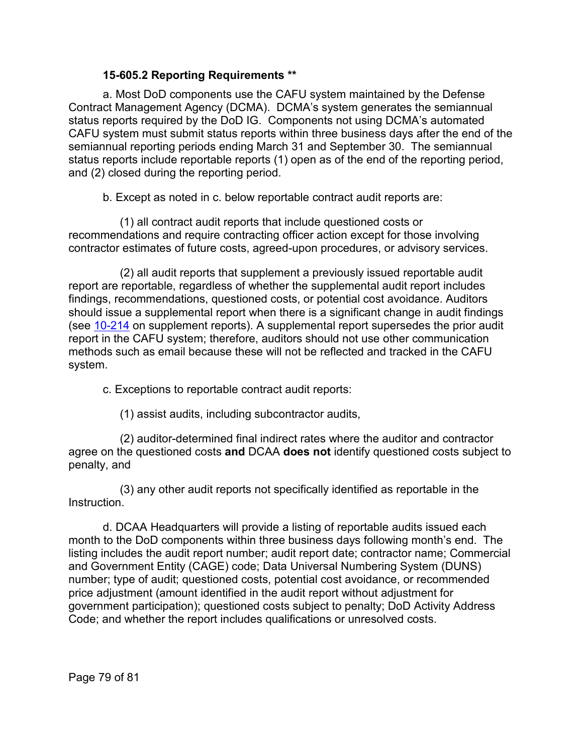### 15-605.2 Reporting Requirements **

a. Most DoD components use the CAFU system maintained by the Defense Contract Management Agency (DCMA). DCMA's system generates the semiannual status reports required by the DoD IG. Components not using DCMA's automated CAFU system must submit status reports within three business days after the end of the semiannual reporting periods ending March 31 and September 30. The semiannual status reports include reportable reports (1) open as of the end of the reporting period, and (2) closed during the reporting period.

b. Except as noted in c. below reportable contract audit reports are:

(1) all contract audit reports that include questioned costs or recommendations and require contracting officer action except for those involving contractor estimates of future costs, agreed-upon procedures, or advisory services.

(2) all audit reports that supplement a previously issued reportable audit report are reportable, regardless of whether the supplemental audit report includes findings, recommendations, questioned costs, or potential cost avoidance. Auditors should issue a supplemental report when there is a significant change in audit findings (see 10-214 on supplement reports). A supplemental report supersedes the prior audit report in the CAFU system; therefore, auditors should not use other communication methods such as email because these will not be reflected and tracked in the CAFU system.

c. Exceptions to reportable contract audit reports:

(1) assist audits, including subcontractor audits,

(2) auditor-determined final indirect rates where the auditor and contractor agree on the questioned costs **and** DCAA **does not** identify questioned costs subject to penalty, and

(3) any other audit reports not specifically identified as reportable in the Instruction.

d. DCAA Headquarters will provide a listing of reportable audits issued each month to the DoD components within three business days following month's end. The listing includes the audit report number; audit report date; contractor name; Commercial and Government Entity (CAGE) code; Data Universal Numbering System (DUNS) number; type of audit; questioned costs, potential cost avoidance, or recommended price adjustment (amount identified in the audit report without adjustment for government participation); questioned costs subject to penalty; DoD Activity Address Code; and whether the report includes qualifications or unresolved costs.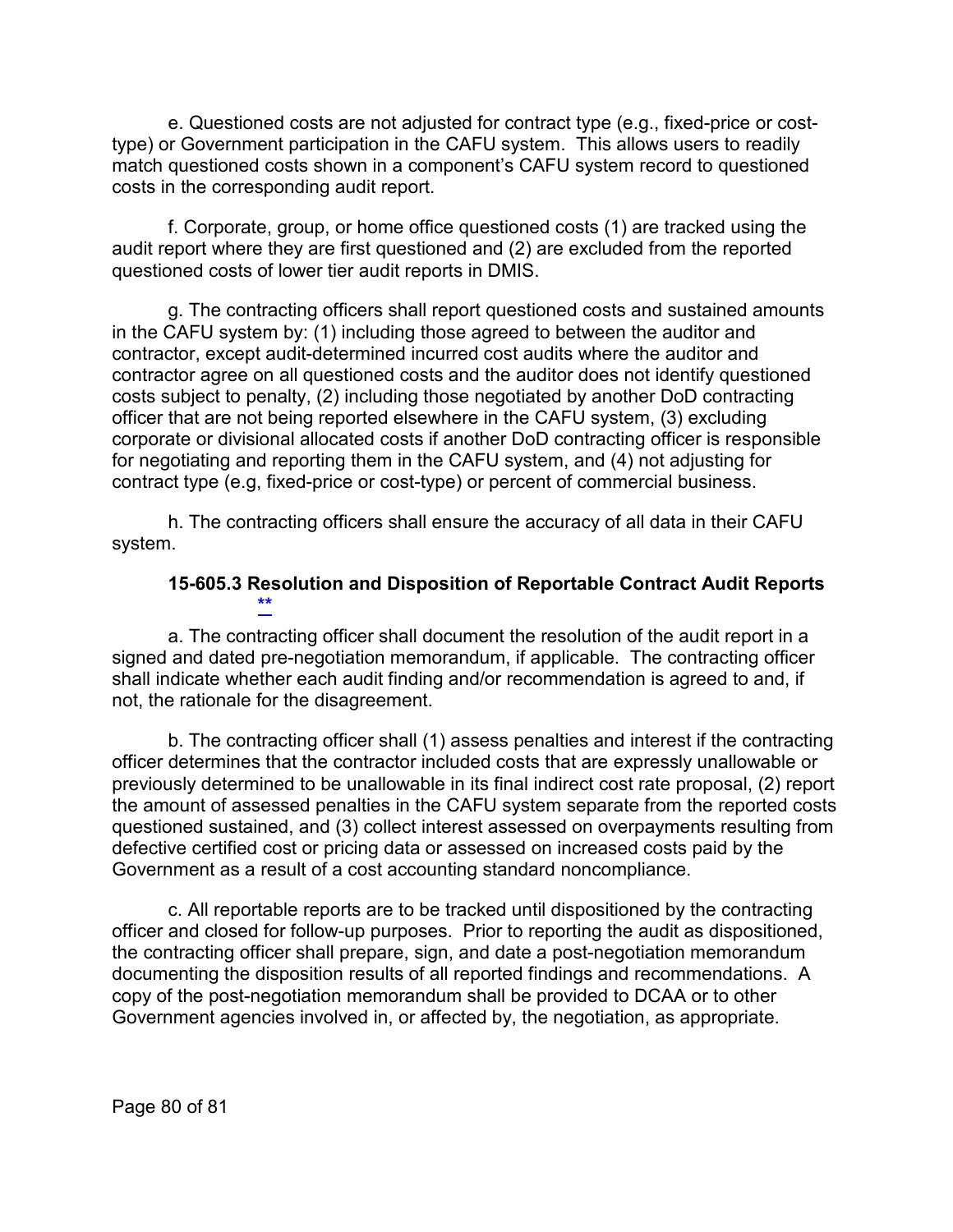e. Questioned costs are not adjusted for contract type (e.g., fixed-price or cost-type) or Government participation in the CAFU system. This allows users to readily match questioned costs shown in a component's CAFU system record to questioned costs in the corresponding audit report.

f. Corporate, group, or home office questioned costs (1) are tracked using the audit report where they are first questioned and (2) are excluded from the reported questioned costs of lower tier audit reports in DMIS.

g. The contracting officers shall report questioned costs and sustained amounts in the CAFU system by: (1) including those agreed to between the auditor and contractor, except audit-determined incurred cost audits where the auditor and contractor agree on all questioned costs and the auditor does not identify questioned costs subject to penalty, (2) including those negotiated by another DoD contracting officer that are not being reported elsewhere in the CAFU system, (3) excluding corporate or divisional allocated costs if another DoD contracting officer is responsible for negotiating and reporting them in the CAFU system, and (4) not adjusting for contract type (e.g, fixed-price or cost-type) or percent of commercial business.

h. The contracting officers shall ensure the accuracy of all data in their CAFU system.

### 15-605.3 Resolution and Disposition of Reportable Contract Audit Reports **

a. The contracting officer shall document the resolution of the audit report in a signed and dated pre-negotiation memorandum, if applicable. The contracting officer shall indicate whether each audit finding and/or recommendation is agreed to and, if not, the rationale for the disagreement.

b. The contracting officer shall (1) assess penalties and interest if the contracting officer determines that the contractor included costs that are expressly unallowable or previously determined to be unallowable in its final indirect cost rate proposal, (2) report the amount of assessed penalties in the CAFU system separate from the reported costs questioned sustained, and (3) collect interest assessed on overpayments resulting from defective certified cost or pricing data or assessed on increased costs paid by the Government as a result of a cost accounting standard noncompliance.

c. All reportable reports are to be tracked until dispositioned by the contracting officer and closed for follow-up purposes. Prior to reporting the audit as dispositioned, the contracting officer shall prepare, sign, and date a post-negotiation memorandum documenting the disposition results of all reported findings and recommendations. A copy of the post-negotiation memorandum shall be provided to DCAA or to other Government agencies involved in, or affected by, the negotiation, as appropriate.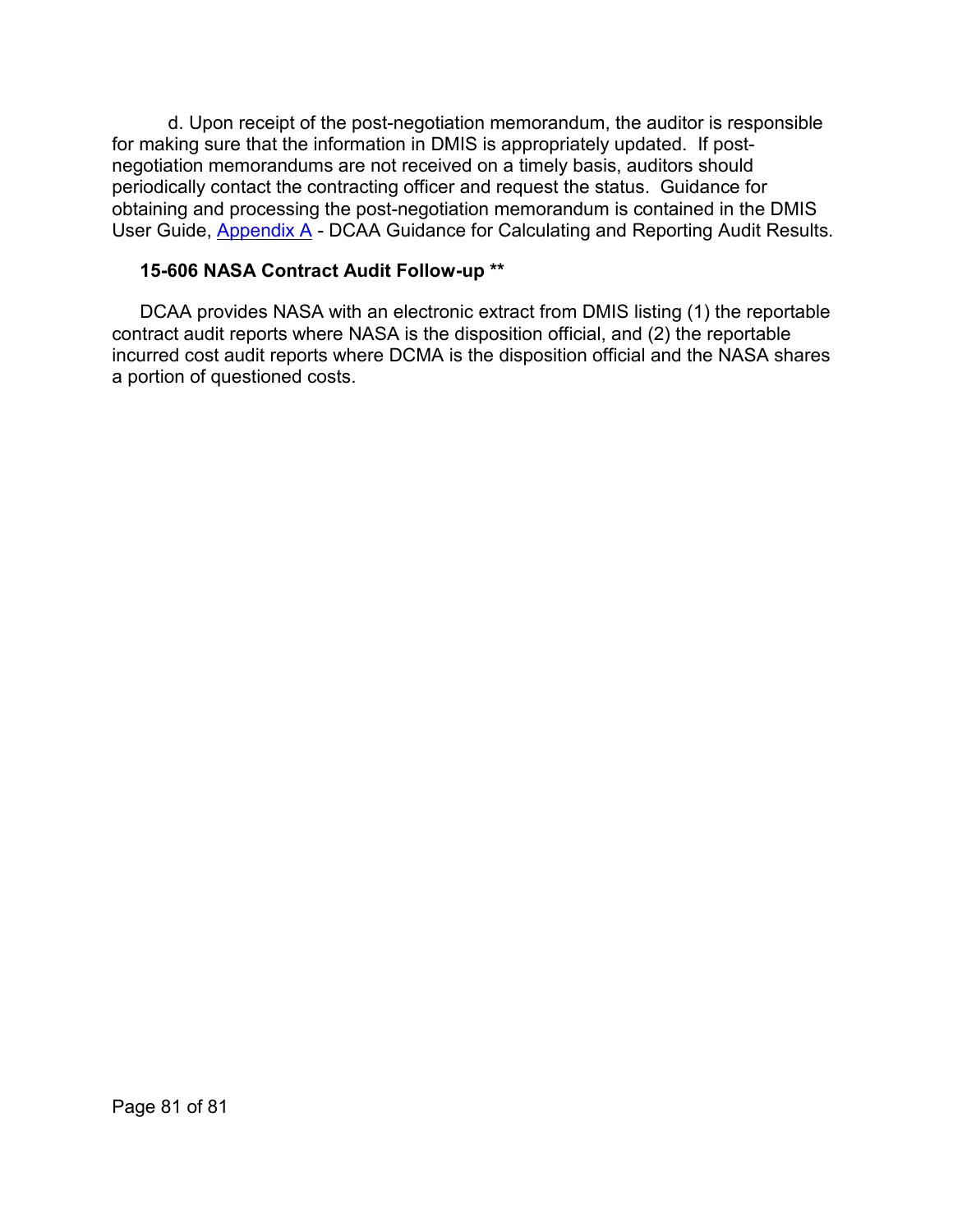d. Upon receipt of the post-negotiation memorandum, the auditor is responsible for making sure that the information in DMIS is appropriately updated. If post-negotiation memorandums are not received on a timely basis, auditors should periodically contact the contracting officer and request the status. Guidance for obtaining and processing the post-negotiation memorandum is contained in the DMIS User Guide, Appendix A - DCAA Guidance for Calculating and Reporting Audit Results.

### 15-606 NASA Contract Audit Follow-up **

DCAA provides NASA with an electronic extract from DMIS listing (1) the reportable contract audit reports where NASA is the disposition official, and (2) the reportable incurred cost audit reports where DCMA is the disposition official and the NASA shares a portion of questioned costs.